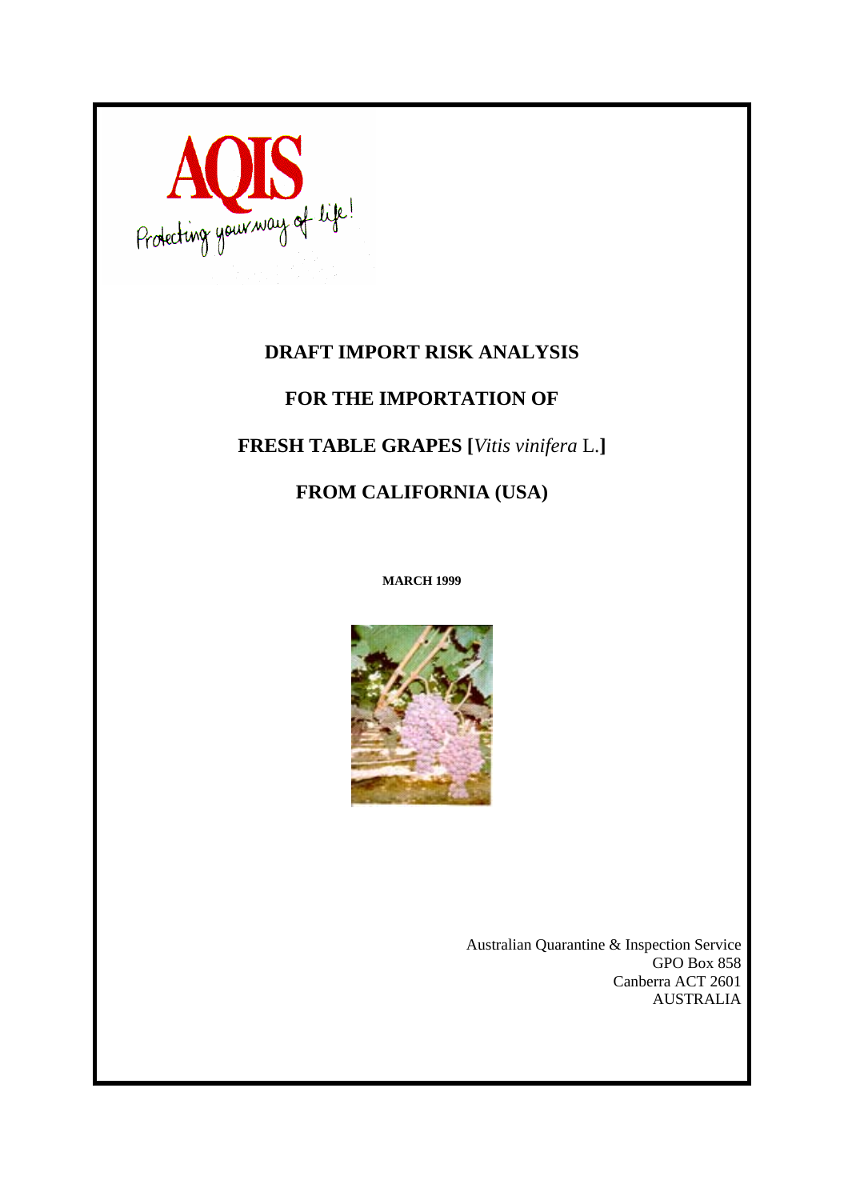AQIS

Protecting your way of life!

# DRAFT IMPORT RISK ANALYSIS

# FOR THE IMPORTATION OF

# FRESH TABLE GRAPES [*Vitis vinifera* L.]

# FROM CALIFORNIA (USA)

**MARCH 1999**

Australian Quarantine & Inspection Service
GPO Box 858
Canberra ACT 2601
AUSTRALIA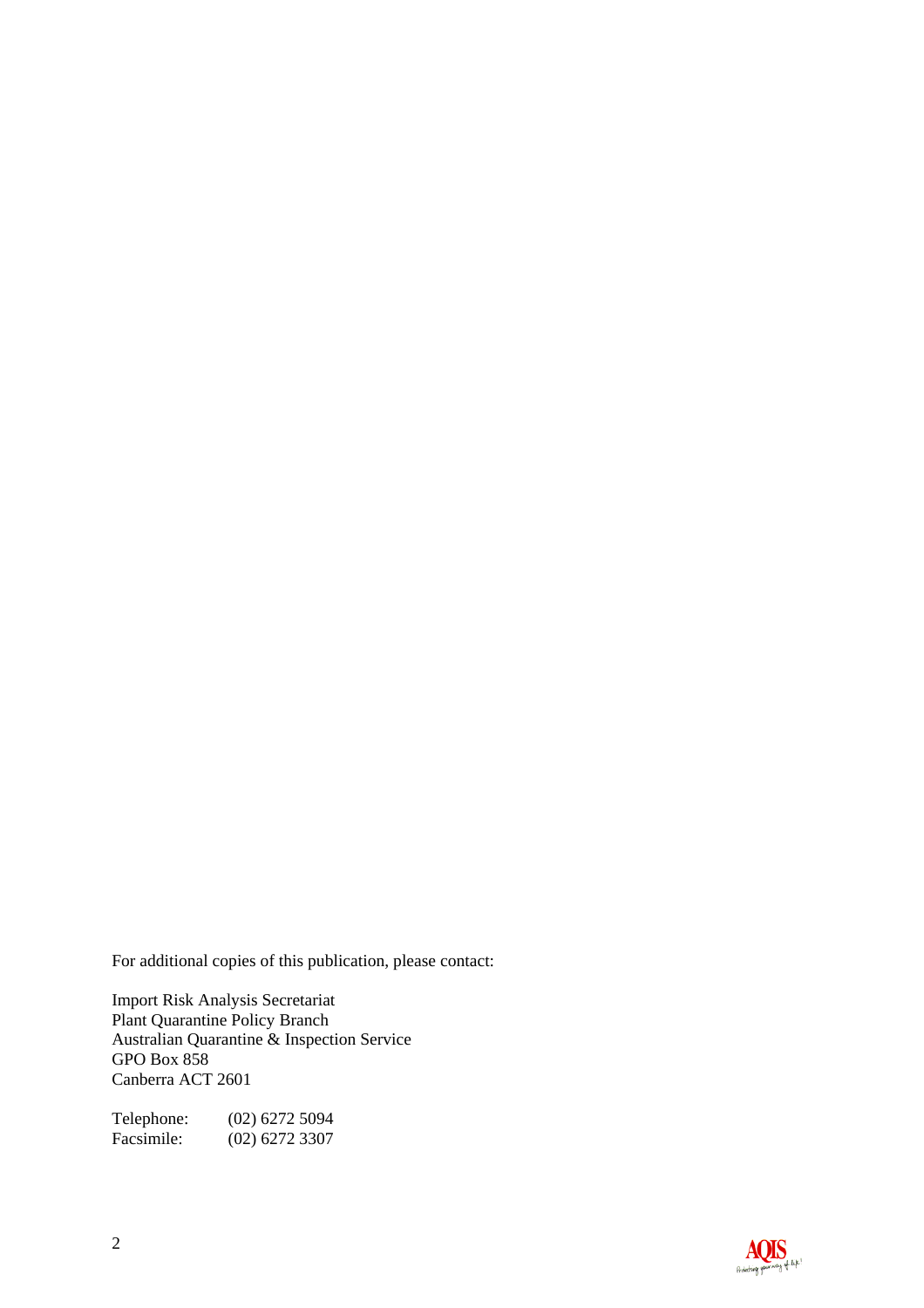For additional copies of this publication, please contact:

Import Risk Analysis Secretariat
Plant Quarantine Policy Branch
Australian Quarantine & Inspection Service
GPO Box 858
Canberra ACT 2601

Telephone: (02) 6272 5094
Facsimile: (02) 6272 3307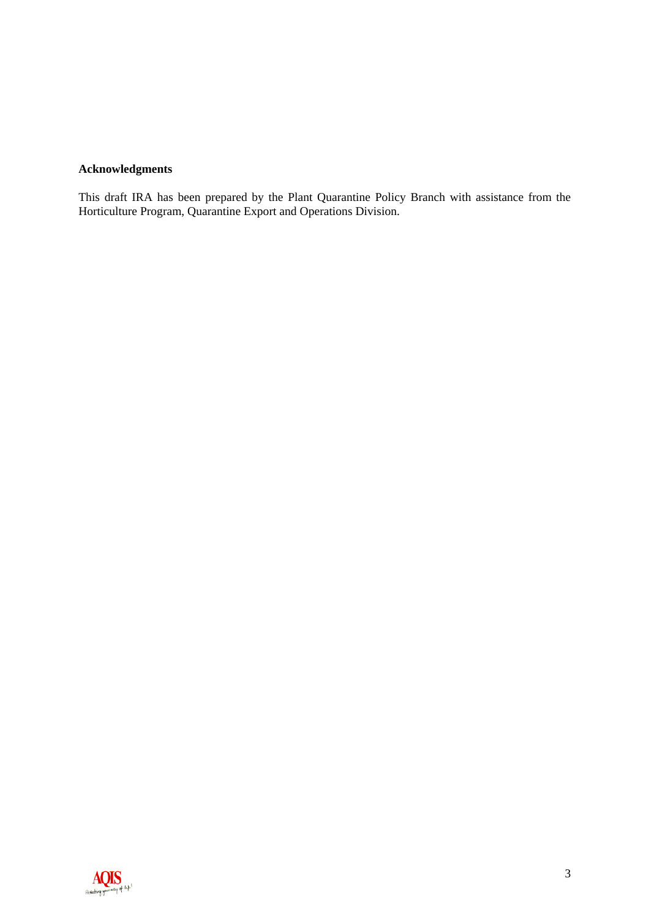**Acknowledgments**

This draft IRA has been prepared by the Plant Quarantine Policy Branch with assistance from the Horticulture Program, Quarantine Export and Operations Division.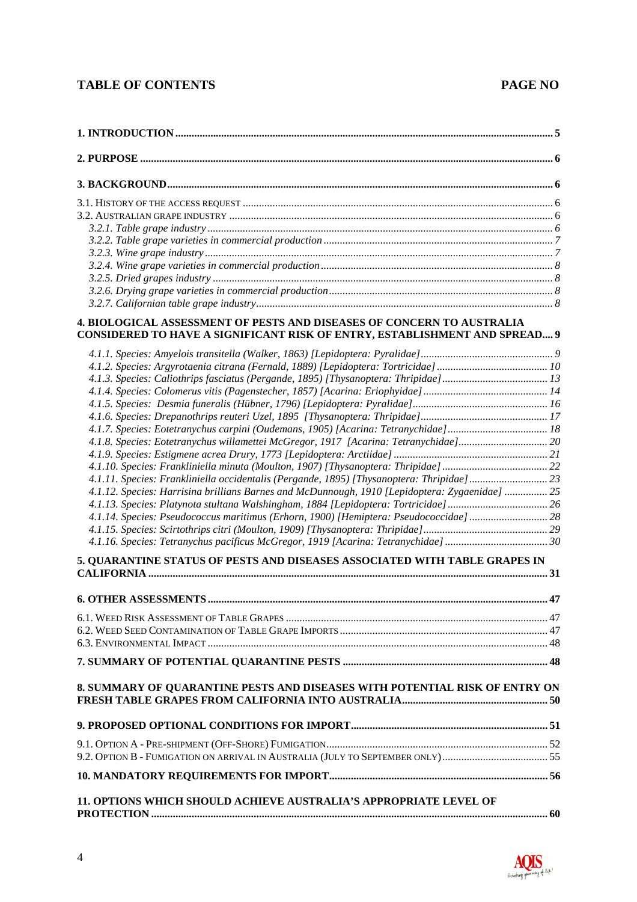## TABLE OF CONTENTS — PAGE NO

| | |
|---|---|
| **1. INTRODUCTION** | **5** |
| **2. PURPOSE** | **6** |
| **3. BACKGROUND** | **6** |
| 3.1. HISTORY OF THE ACCESS REQUEST | 6 |
| 3.2. AUSTRALIAN GRAPE INDUSTRY | 6 |
| *3.2.1. Table grape industry* | *6* |
| *3.2.2. Table grape varieties in commercial production* | *7* |
| *3.2.3. Wine grape industry* | *7* |
| *3.2.4. Wine grape varieties in commercial production* | *8* |
| *3.2.5. Dried grapes industry* | *8* |
| *3.2.6. Drying grape varieties in commercial production* | *8* |
| *3.2.7. Californian table grape industry* | *8* |
| **4. BIOLOGICAL ASSESSMENT OF PESTS AND DISEASES OF CONCERN TO AUSTRALIA CONSIDERED TO HAVE A SIGNIFICANT RISK OF ENTRY, ESTABLISHMENT AND SPREAD** | **9** |
| *4.1.1. Species: Amyelois transitella (Walker, 1863) [Lepidoptera: Pyralidae]* | *9* |
| *4.1.2. Species: Argyrotaenia citrana (Fernald, 1889) [Lepidoptera: Tortricidae]* | *10* |
| *4.1.3. Species: Caliothrips fasciatus (Pergande, 1895) [Thysanoptera: Thripidae]* | *13* |
| *4.1.4. Species: Colomerus vitis (Pagenstecher, 1857) [Acarina: Eriophyidae]* | *14* |
| *4.1.5. Species: Desmia funeralis (Hübner, 1796) [Lepidoptera: Pyralidae]* | *16* |
| *4.1.6. Species: Drepanothrips reuteri Uzel, 1895 [Thysanoptera: Thripidae]* | *17* |
| *4.1.7. Species: Eotetranychus carpini (Oudemans, 1905) [Acarina: Tetranychidae]* | *18* |
| *4.1.8. Species: Eotetranychus willamettei McGregor, 1917 [Acarina: Tetranychidae]* | *20* |
| *4.1.9. Species: Estigmene acrea Drury, 1773 [Lepidoptera: Arctiidae]* | *21* |
| *4.1.10. Species: Frankliniella minuta (Moulton, 1907) [Thysanoptera: Thripidae]* | *22* |
| *4.1.11. Species: Frankliniella occidentalis (Pergande, 1895) [Thysanoptera: Thripidae]* | *23* |
| *4.1.12. Species: Harrisina brillians Barnes and McDunnough, 1910 [Lepidoptera: Zygaenidae]* | *25* |
| *4.1.13. Species: Platynota stultana Walshingham, 1884 [Lepidoptera: Tortricidae]* | *26* |
| *4.1.14. Species: Pseudococcus maritimus (Erhorn, 1900) [Hemiptera: Pseudococcidae]* | *28* |
| *4.1.15. Species: Scirtothrips citri (Moulton, 1909) [Thysanoptera: Thripidae]* | *29* |
| *4.1.16. Species: Tetranychus pacificus McGregor, 1919 [Acarina: Tetranychidae]* | *30* |
| **5. QUARANTINE STATUS OF PESTS AND DISEASES ASSOCIATED WITH TABLE GRAPES IN CALIFORNIA** | **31** |
| **6. OTHER ASSESSMENTS** | **47** |
| 6.1. WEED RISK ASSESSMENT OF TABLE GRAPES | 47 |
| 6.2. WEED SEED CONTAMINATION OF TABLE GRAPE IMPORTS | 47 |
| 6.3. ENVIRONMENTAL IMPACT | 48 |
| **7. SUMMARY OF POTENTIAL QUARANTINE PESTS** | **48** |
| **8. SUMMARY OF QUARANTINE PESTS AND DISEASES WITH POTENTIAL RISK OF ENTRY ON FRESH TABLE GRAPES FROM CALIFORNIA INTO AUSTRALIA** | **50** |
| **9. PROPOSED OPTIONAL CONDITIONS FOR IMPORT** | **51** |
| 9.1. OPTION A - PRE-SHIPMENT (OFF-SHORE) FUMIGATION | 52 |
| 9.2. OPTION B - FUMIGATION ON ARRIVAL IN AUSTRALIA (JULY TO SEPTEMBER ONLY) | 55 |
| **10. MANDATORY REQUIREMENTS FOR IMPORT** | **56** |
| **11. OPTIONS WHICH SHOULD ACHIEVE AUSTRALIA'S APPROPRIATE LEVEL OF PROTECTION** | **60** |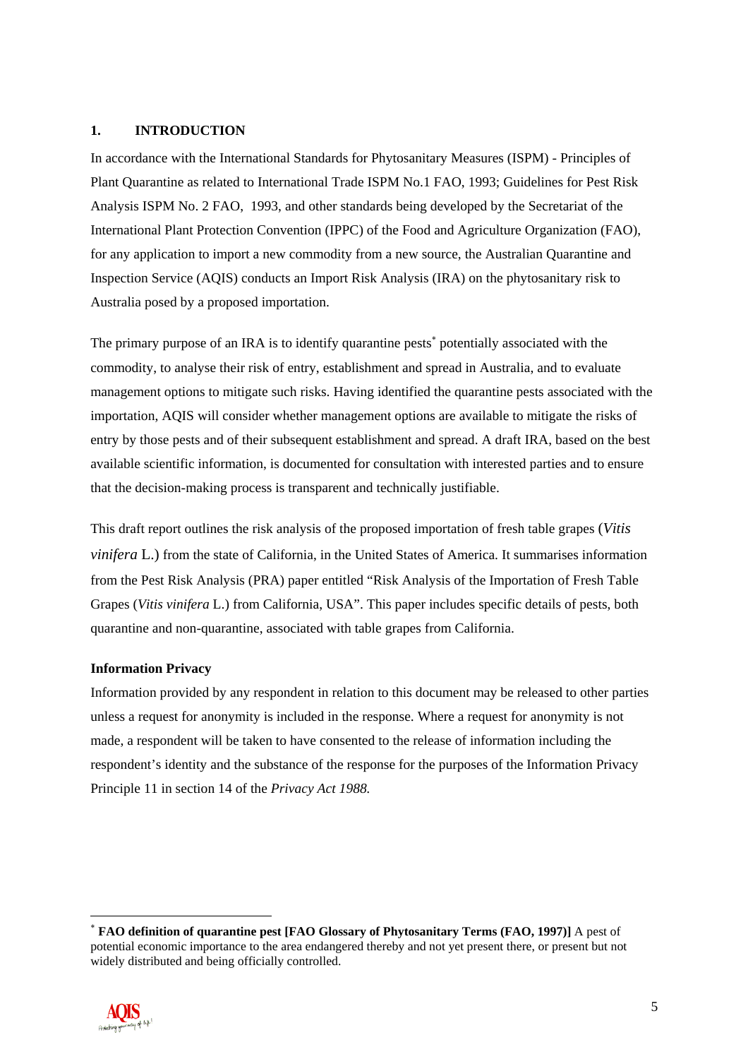## 1. INTRODUCTION

In accordance with the International Standards for Phytosanitary Measures (ISPM) - Principles of Plant Quarantine as related to International Trade ISPM No.1 FAO, 1993; Guidelines for Pest Risk Analysis ISPM No. 2 FAO, 1993, and other standards being developed by the Secretariat of the International Plant Protection Convention (IPPC) of the Food and Agriculture Organization (FAO), for any application to import a new commodity from a new source, the Australian Quarantine and Inspection Service (AQIS) conducts an Import Risk Analysis (IRA) on the phytosanitary risk to Australia posed by a proposed importation.

The primary purpose of an IRA is to identify quarantine pests* potentially associated with the commodity, to analyse their risk of entry, establishment and spread in Australia, and to evaluate management options to mitigate such risks. Having identified the quarantine pests associated with the importation, AQIS will consider whether management options are available to mitigate the risks of entry by those pests and of their subsequent establishment and spread. A draft IRA, based on the best available scientific information, is documented for consultation with interested parties and to ensure that the decision-making process is transparent and technically justifiable.

This draft report outlines the risk analysis of the proposed importation of fresh table grapes (*Vitis vinifera* L.) from the state of California, in the United States of America. It summarises information from the Pest Risk Analysis (PRA) paper entitled "Risk Analysis of the Importation of Fresh Table Grapes (*Vitis vinifera* L.) from California, USA". This paper includes specific details of pests, both quarantine and non-quarantine, associated with table grapes from California.

### Information Privacy

Information provided by any respondent in relation to this document may be released to other parties unless a request for anonymity is included in the response. Where a request for anonymity is not made, a respondent will be taken to have consented to the release of information including the respondent's identity and the substance of the response for the purposes of the Information Privacy Principle 11 in section 14 of the *Privacy Act 1988.*

---

* **FAO definition of quarantine pest [FAO Glossary of Phytosanitary Terms (FAO, 1997)]** A pest of potential economic importance to the area endangered thereby and not yet present there, or present but not widely distributed and being officially controlled.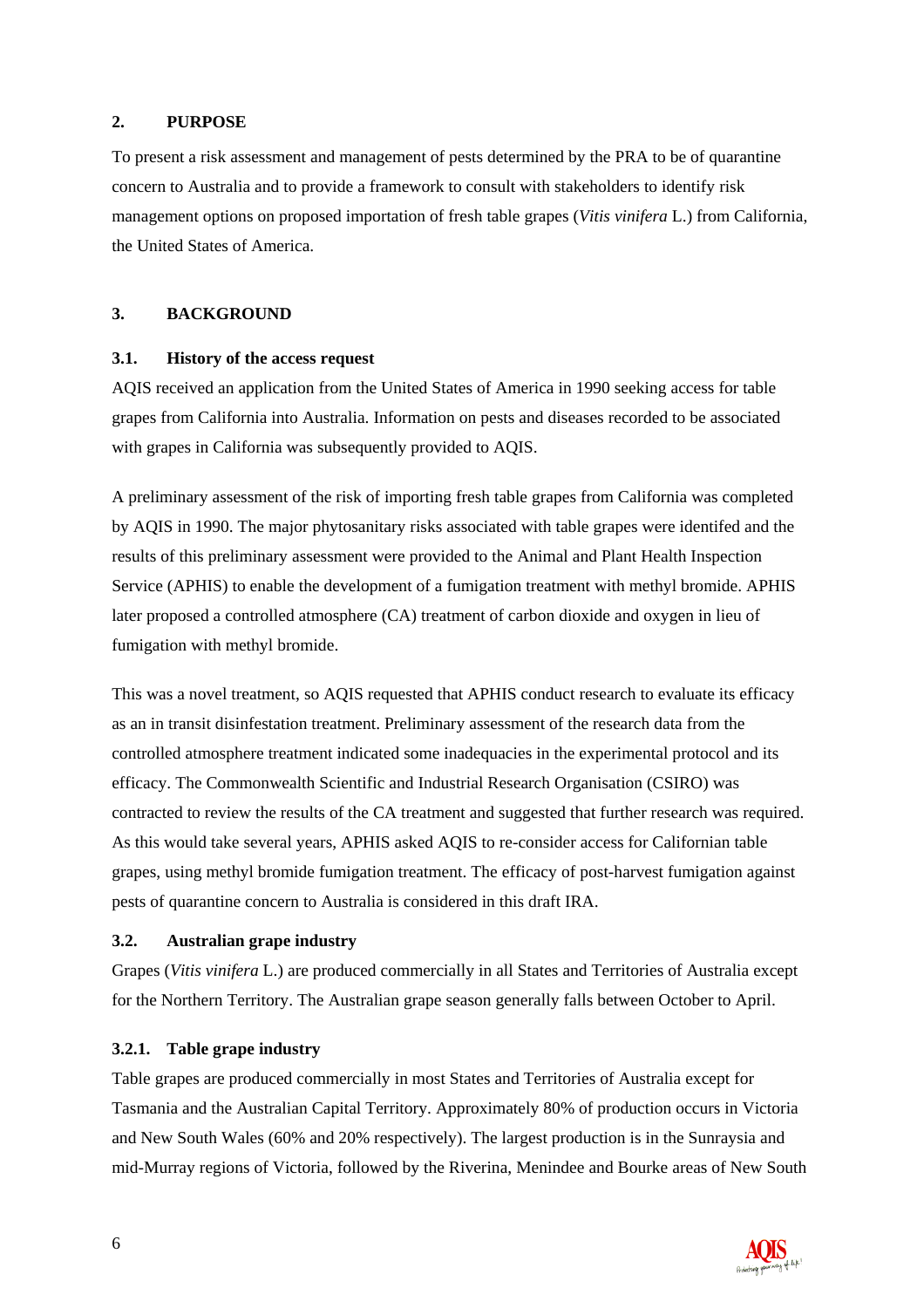## 2. PURPOSE

To present a risk assessment and management of pests determined by the PRA to be of quarantine concern to Australia and to provide a framework to consult with stakeholders to identify risk management options on proposed importation of fresh table grapes (*Vitis vinifera* L.) from California, the United States of America.

## 3. BACKGROUND

### 3.1. History of the access request

AQIS received an application from the United States of America in 1990 seeking access for table grapes from California into Australia. Information on pests and diseases recorded to be associated with grapes in California was subsequently provided to AQIS.

A preliminary assessment of the risk of importing fresh table grapes from California was completed by AQIS in 1990. The major phytosanitary risks associated with table grapes were identifed and the results of this preliminary assessment were provided to the Animal and Plant Health Inspection Service (APHIS) to enable the development of a fumigation treatment with methyl bromide. APHIS later proposed a controlled atmosphere (CA) treatment of carbon dioxide and oxygen in lieu of fumigation with methyl bromide.

This was a novel treatment, so AQIS requested that APHIS conduct research to evaluate its efficacy as an in transit disinfestation treatment. Preliminary assessment of the research data from the controlled atmosphere treatment indicated some inadequacies in the experimental protocol and its efficacy. The Commonwealth Scientific and Industrial Research Organisation (CSIRO) was contracted to review the results of the CA treatment and suggested that further research was required. As this would take several years, APHIS asked AQIS to re-consider access for Californian table grapes, using methyl bromide fumigation treatment. The efficacy of post-harvest fumigation against pests of quarantine concern to Australia is considered in this draft IRA.

### 3.2. Australian grape industry

Grapes (*Vitis vinifera* L.) are produced commercially in all States and Territories of Australia except for the Northern Territory. The Australian grape season generally falls between October to April.

#### 3.2.1. Table grape industry

Table grapes are produced commercially in most States and Territories of Australia except for Tasmania and the Australian Capital Territory. Approximately 80% of production occurs in Victoria and New South Wales (60% and 20% respectively). The largest production is in the Sunraysia and mid-Murray regions of Victoria, followed by the Riverina, Menindee and Bourke areas of New South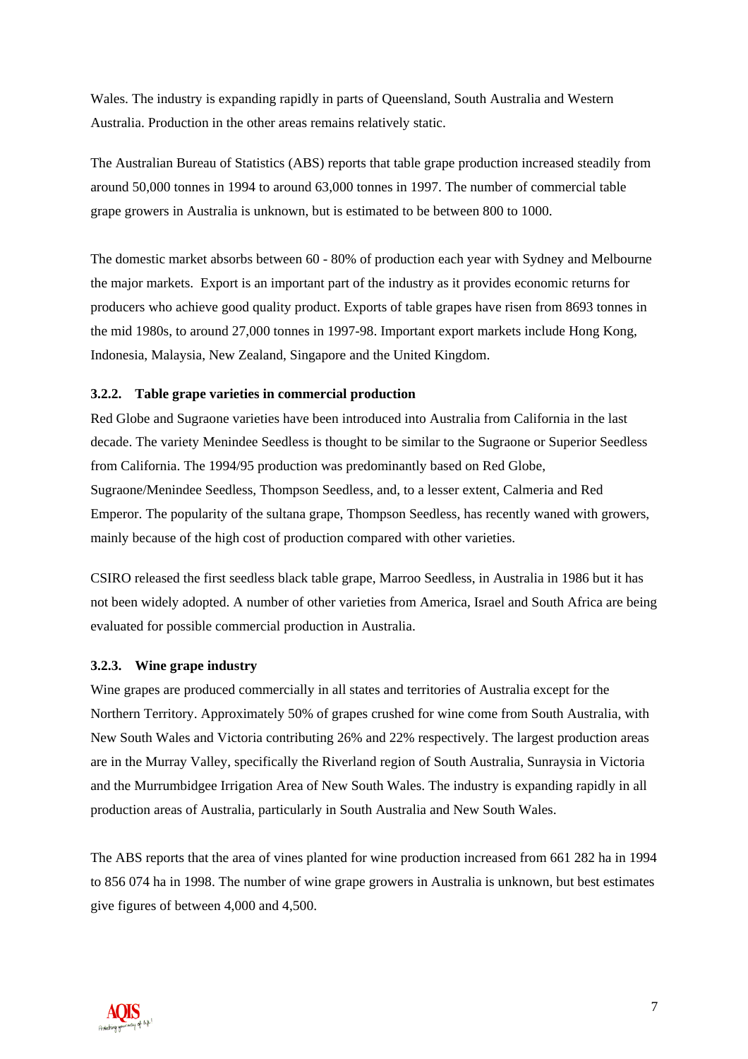Wales. The industry is expanding rapidly in parts of Queensland, South Australia and Western Australia. Production in the other areas remains relatively static.

The Australian Bureau of Statistics (ABS) reports that table grape production increased steadily from around 50,000 tonnes in 1994 to around 63,000 tonnes in 1997. The number of commercial table grape growers in Australia is unknown, but is estimated to be between 800 to 1000.

The domestic market absorbs between 60 - 80% of production each year with Sydney and Melbourne the major markets. Export is an important part of the industry as it provides economic returns for producers who achieve good quality product. Exports of table grapes have risen from 8693 tonnes in the mid 1980s, to around 27,000 tonnes in 1997-98. Important export markets include Hong Kong, Indonesia, Malaysia, New Zealand, Singapore and the United Kingdom.

### 3.2.2. Table grape varieties in commercial production

Red Globe and Sugraone varieties have been introduced into Australia from California in the last decade. The variety Menindee Seedless is thought to be similar to the Sugraone or Superior Seedless from California. The 1994/95 production was predominantly based on Red Globe, Sugraone/Menindee Seedless, Thompson Seedless, and, to a lesser extent, Calmeria and Red Emperor. The popularity of the sultana grape, Thompson Seedless, has recently waned with growers, mainly because of the high cost of production compared with other varieties.

CSIRO released the first seedless black table grape, Marroo Seedless, in Australia in 1986 but it has not been widely adopted. A number of other varieties from America, Israel and South Africa are being evaluated for possible commercial production in Australia.

### 3.2.3. Wine grape industry

Wine grapes are produced commercially in all states and territories of Australia except for the Northern Territory. Approximately 50% of grapes crushed for wine come from South Australia, with New South Wales and Victoria contributing 26% and 22% respectively. The largest production areas are in the Murray Valley, specifically the Riverland region of South Australia, Sunraysia in Victoria and the Murrumbidgee Irrigation Area of New South Wales. The industry is expanding rapidly in all production areas of Australia, particularly in South Australia and New South Wales.

The ABS reports that the area of vines planted for wine production increased from 661 282 ha in 1994 to 856 074 ha in 1998. The number of wine grape growers in Australia is unknown, but best estimates give figures of between 4,000 and 4,500.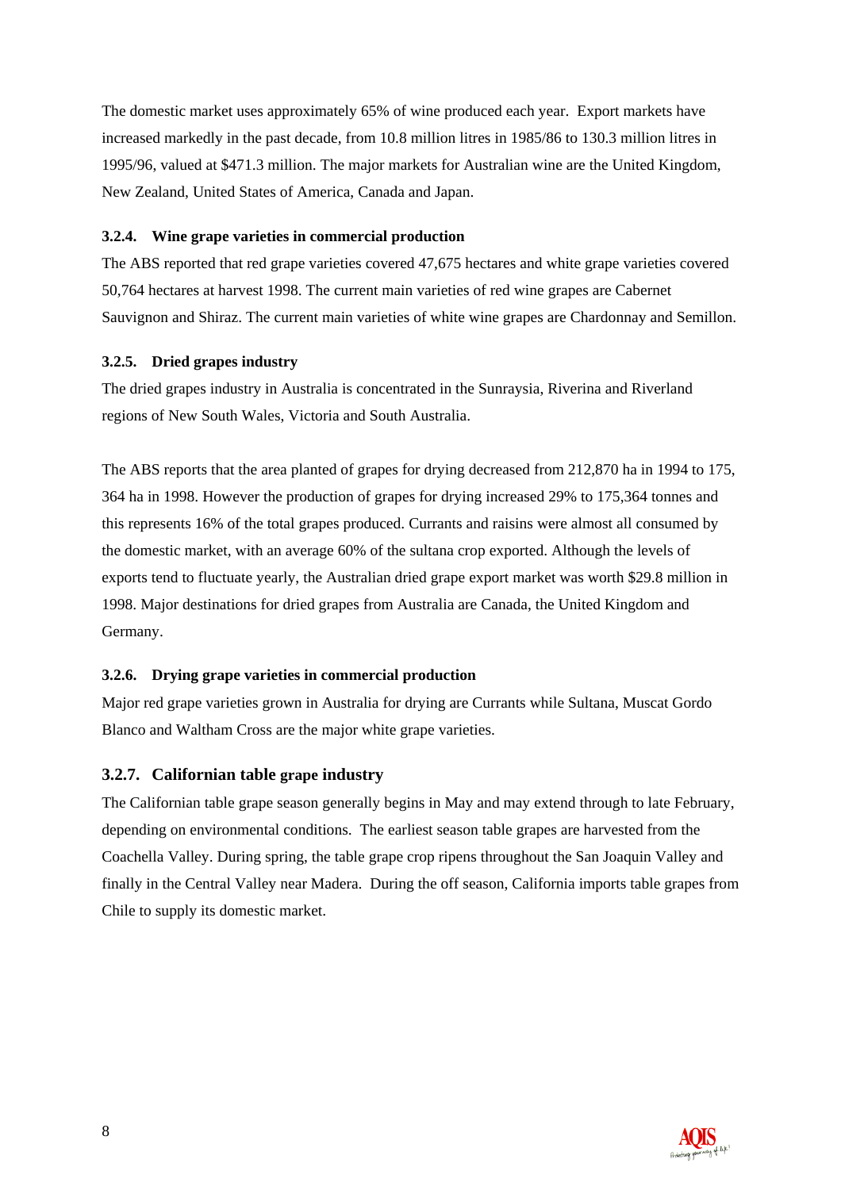The domestic market uses approximately 65% of wine produced each year. Export markets have increased markedly in the past decade, from 10.8 million litres in 1985/86 to 130.3 million litres in 1995/96, valued at $471.3 million. The major markets for Australian wine are the United Kingdom, New Zealand, United States of America, Canada and Japan.

#### 3.2.4. Wine grape varieties in commercial production

The ABS reported that red grape varieties covered 47,675 hectares and white grape varieties covered 50,764 hectares at harvest 1998. The current main varieties of red wine grapes are Cabernet Sauvignon and Shiraz. The current main varieties of white wine grapes are Chardonnay and Semillon.

#### 3.2.5. Dried grapes industry

The dried grapes industry in Australia is concentrated in the Sunraysia, Riverina and Riverland regions of New South Wales, Victoria and South Australia.

The ABS reports that the area planted of grapes for drying decreased from 212,870 ha in 1994 to 175, 364 ha in 1998. However the production of grapes for drying increased 29% to 175,364 tonnes and this represents 16% of the total grapes produced. Currants and raisins were almost all consumed by the domestic market, with an average 60% of the sultana crop exported. Although the levels of exports tend to fluctuate yearly, the Australian dried grape export market was worth $29.8 million in 1998. Major destinations for dried grapes from Australia are Canada, the United Kingdom and Germany.

#### 3.2.6. Drying grape varieties in commercial production

Major red grape varieties grown in Australia for drying are Currants while Sultana, Muscat Gordo Blanco and Waltham Cross are the major white grape varieties.

### 3.2.7. Californian table grape industry

The Californian table grape season generally begins in May and may extend through to late February, depending on environmental conditions. The earliest season table grapes are harvested from the Coachella Valley. During spring, the table grape crop ripens throughout the San Joaquin Valley and finally in the Central Valley near Madera. During the off season, California imports table grapes from Chile to supply its domestic market.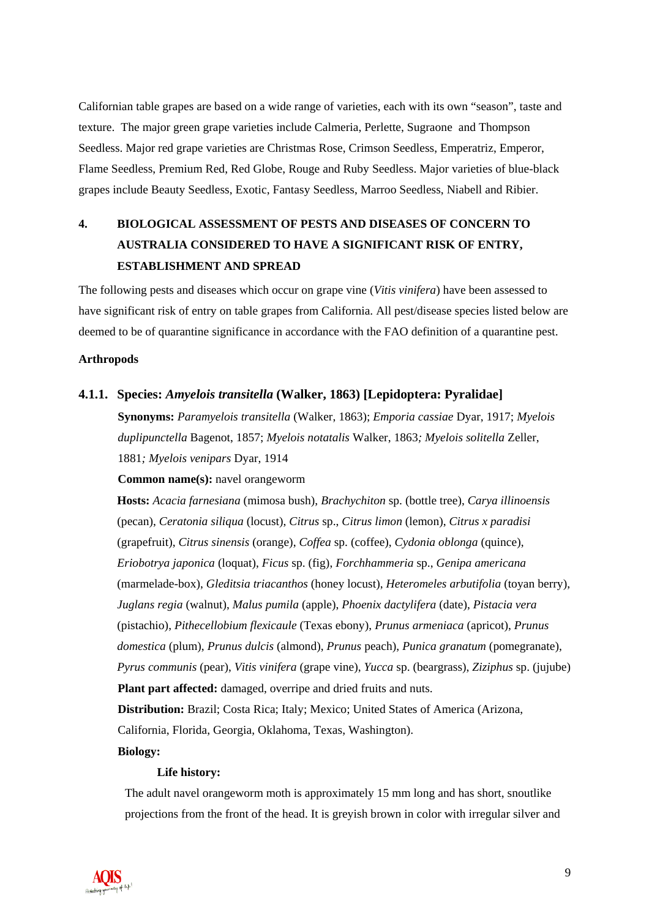Californian table grapes are based on a wide range of varieties, each with its own "season", taste and texture. The major green grape varieties include Calmeria, Perlette, Sugraone and Thompson Seedless. Major red grape varieties are Christmas Rose, Crimson Seedless, Emperatriz, Emperor, Flame Seedless, Premium Red, Red Globe, Rouge and Ruby Seedless. Major varieties of blue-black grapes include Beauty Seedless, Exotic, Fantasy Seedless, Marroo Seedless, Niabell and Ribier.

## 4. BIOLOGICAL ASSESSMENT OF PESTS AND DISEASES OF CONCERN TO AUSTRALIA CONSIDERED TO HAVE A SIGNIFICANT RISK OF ENTRY, ESTABLISHMENT AND SPREAD

The following pests and diseases which occur on grape vine (*Vitis vinifera*) have been assessed to have significant risk of entry on table grapes from California. All pest/disease species listed below are deemed to be of quarantine significance in accordance with the FAO definition of a quarantine pest.

**Arthropods**

### 4.1.1. Species: *Amyelois transitella* (Walker, 1863) [Lepidoptera: Pyralidae]

**Synonyms:** *Paramyelois transitella* (Walker, 1863); *Emporia cassiae* Dyar, 1917; *Myelois duplipunctella* Bagenot, 1857; *Myelois notatalis* Walker, 1863*; Myelois solitella* Zeller, 1881*; Myelois venipars* Dyar, 1914

**Common name(s):** navel orangeworm

**Hosts:** *Acacia farnesiana* (mimosa bush), *Brachychiton* sp. (bottle tree), *Carya illinoensis* (pecan), *Ceratonia siliqua* (locust), *Citrus* sp., *Citrus limon* (lemon), *Citrus x paradisi* (grapefruit), *Citrus sinensis* (orange), *Coffea* sp. (coffee), *Cydonia oblonga* (quince), *Eriobotrya japonica* (loquat), *Ficus* sp. (fig), *Forchhammeria* sp., *Genipa americana* (marmelade-box), *Gleditsia triacanthos* (honey locust), *Heteromeles arbutifolia* (toyan berry), *Juglans regia* (walnut), *Malus pumila* (apple), *Phoenix dactylifera* (date), *Pistacia vera* (pistachio), *Pithecellobium flexicaule* (Texas ebony), *Prunus armeniaca* (apricot), *Prunus domestica* (plum), *Prunus dulcis* (almond), *Prunus* peach), *Punica granatum* (pomegranate), *Pyrus communis* (pear), *Vitis vinifera* (grape vine), *Yucca* sp. (beargrass), *Ziziphus* sp. (jujube)

**Plant part affected:** damaged, overripe and dried fruits and nuts.

**Distribution:** Brazil; Costa Rica; Italy; Mexico; United States of America (Arizona, California, Florida, Georgia, Oklahoma, Texas, Washington).

**Biology:**

**Life history:**

The adult navel orangeworm moth is approximately 15 mm long and has short, snoutlike projections from the front of the head. It is greyish brown in color with irregular silver and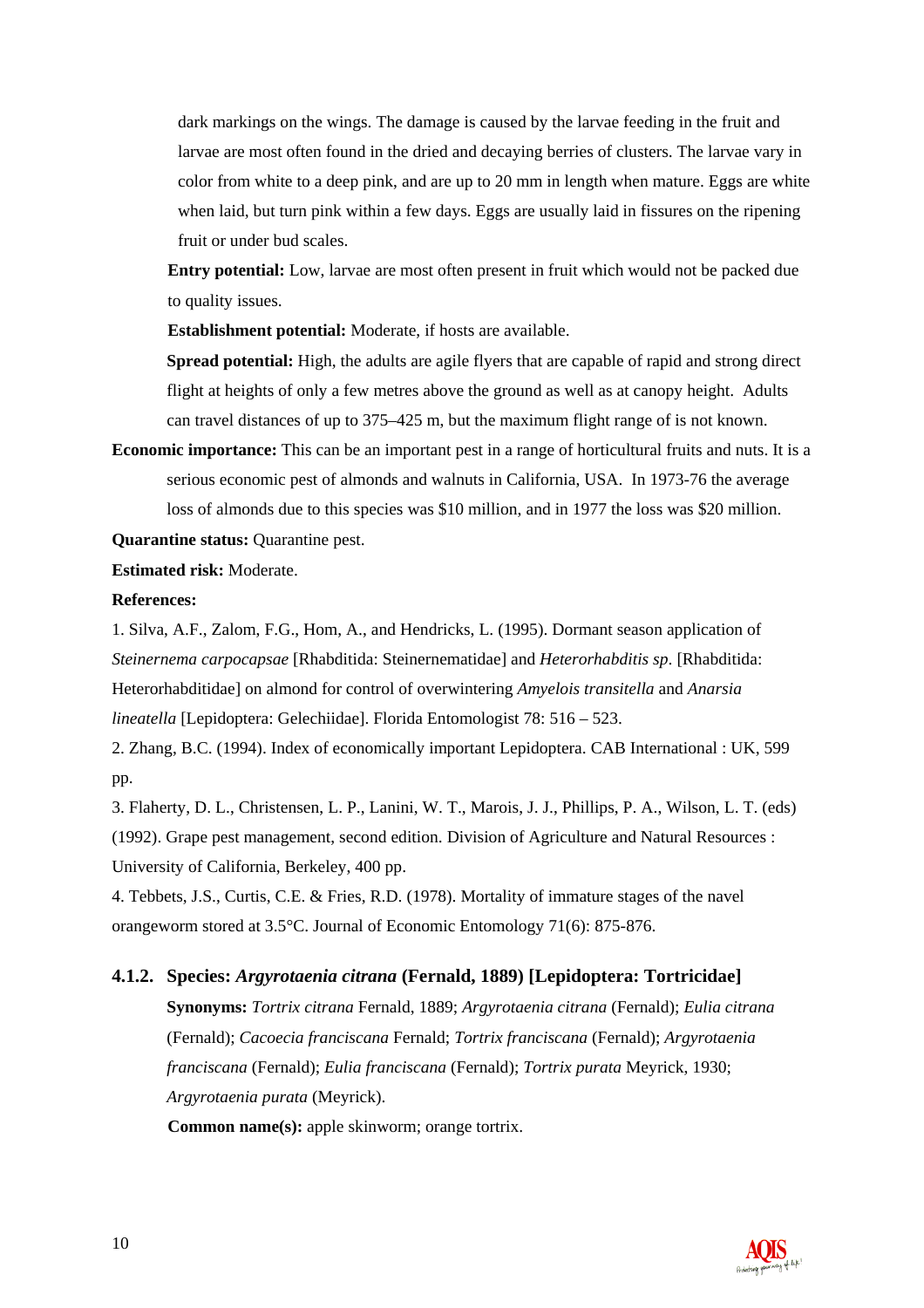dark markings on the wings. The damage is caused by the larvae feeding in the fruit and larvae are most often found in the dried and decaying berries of clusters. The larvae vary in color from white to a deep pink, and are up to 20 mm in length when mature. Eggs are white when laid, but turn pink within a few days. Eggs are usually laid in fissures on the ripening fruit or under bud scales.

**Entry potential:** Low, larvae are most often present in fruit which would not be packed due to quality issues.

**Establishment potential:** Moderate, if hosts are available.

**Spread potential:** High, the adults are agile flyers that are capable of rapid and strong direct flight at heights of only a few metres above the ground as well as at canopy height. Adults can travel distances of up to 375–425 m, but the maximum flight range of is not known.

**Economic importance:** This can be an important pest in a range of horticultural fruits and nuts. It is a serious economic pest of almonds and walnuts in California, USA. In 1973-76 the average loss of almonds due to this species was $10 million, and in 1977 the loss was $20 million.

**Quarantine status:** Quarantine pest.

**Estimated risk:** Moderate.

**References:**

1. Silva, A.F., Zalom, F.G., Hom, A., and Hendricks, L. (1995). Dormant season application of *Steinernema carpocapsae* [Rhabditida: Steinernematidae] and *Heterorhabditis sp*. [Rhabditida: Heterorhabditidae] on almond for control of overwintering *Amyelois transitella* and *Anarsia lineatella* [Lepidoptera: Gelechiidae]. Florida Entomologist 78: 516 – 523.

2. Zhang, B.C. (1994). Index of economically important Lepidoptera. CAB International : UK, 599 pp.

3. Flaherty, D. L., Christensen, L. P., Lanini, W. T., Marois, J. J., Phillips, P. A., Wilson, L. T. (eds) (1992). Grape pest management, second edition. Division of Agriculture and Natural Resources : University of California, Berkeley, 400 pp.

4. Tebbets, J.S., Curtis, C.E. & Fries, R.D. (1978). Mortality of immature stages of the navel orangeworm stored at 3.5°C. Journal of Economic Entomology 71(6): 875-876.

### 4.1.2. Species: *Argyrotaenia citrana* (Fernald, 1889) [Lepidoptera: Tortricidae]

**Synonyms:** *Tortrix citrana* Fernald, 1889; *Argyrotaenia citrana* (Fernald); *Eulia citrana* (Fernald); *Cacoecia franciscana* Fernald; *Tortrix franciscana* (Fernald); *Argyrotaenia franciscana* (Fernald); *Eulia franciscana* (Fernald); *Tortrix purata* Meyrick, 1930; *Argyrotaenia purata* (Meyrick).

**Common name(s):** apple skinworm; orange tortrix.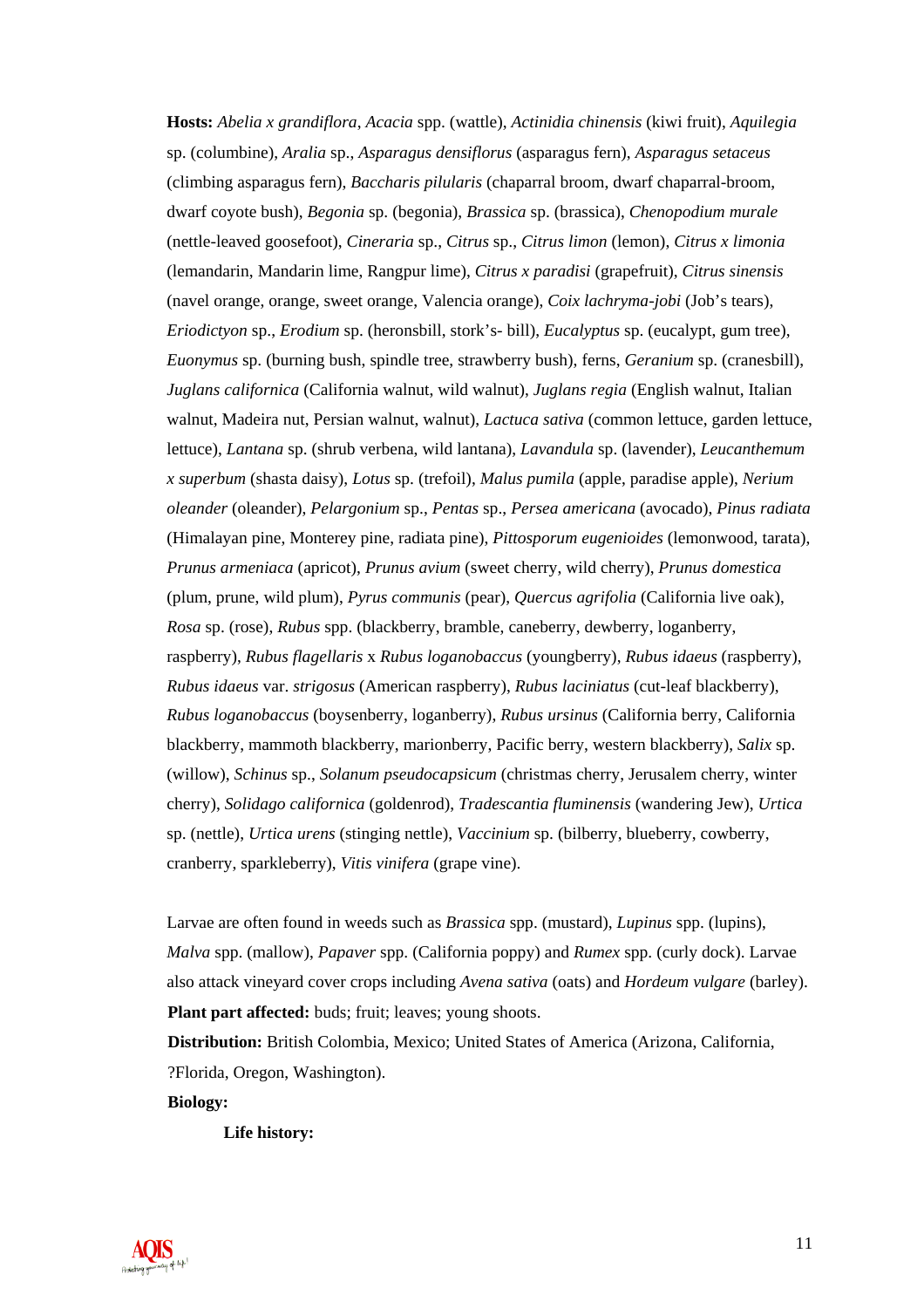**Hosts:** *Abelia x grandiflora*, *Acacia* spp. (wattle), *Actinidia chinensis* (kiwi fruit), *Aquilegia* sp. (columbine), *Aralia* sp., *Asparagus densiflorus* (asparagus fern), *Asparagus setaceus* (climbing asparagus fern), *Baccharis pilularis* (chaparral broom, dwarf chaparral-broom, dwarf coyote bush), *Begonia* sp. (begonia), *Brassica* sp. (brassica), *Chenopodium murale* (nettle-leaved goosefoot), *Cineraria* sp., *Citrus* sp., *Citrus limon* (lemon), *Citrus x limonia* (lemandarin, Mandarin lime, Rangpur lime), *Citrus x paradisi* (grapefruit), *Citrus sinensis* (navel orange, orange, sweet orange, Valencia orange), *Coix lachryma-jobi* (Job's tears), *Eriodictyon* sp., *Erodium* sp. (heronsbill, stork's- bill), *Eucalyptus* sp. (eucalypt, gum tree), *Euonymus* sp. (burning bush, spindle tree, strawberry bush), ferns, *Geranium* sp. (cranesbill), *Juglans californica* (California walnut, wild walnut), *Juglans regia* (English walnut, Italian walnut, Madeira nut, Persian walnut, walnut), *Lactuca sativa* (common lettuce, garden lettuce, lettuce), *Lantana* sp. (shrub verbena, wild lantana), *Lavandula* sp. (lavender), *Leucanthemum x superbum* (shasta daisy), *Lotus* sp. (trefoil), *Malus pumila* (apple, paradise apple), *Nerium oleander* (oleander), *Pelargonium* sp., *Pentas* sp., *Persea americana* (avocado), *Pinus radiata* (Himalayan pine, Monterey pine, radiata pine), *Pittosporum eugenioides* (lemonwood, tarata), *Prunus armeniaca* (apricot), *Prunus avium* (sweet cherry, wild cherry), *Prunus domestica* (plum, prune, wild plum), *Pyrus communis* (pear), *Quercus agrifolia* (California live oak), *Rosa* sp. (rose), *Rubus* spp. (blackberry, bramble, caneberry, dewberry, loganberry, raspberry), *Rubus flagellaris* x *Rubus loganobaccus* (youngberry), *Rubus idaeus* (raspberry), *Rubus idaeus* var. *strigosus* (American raspberry), *Rubus laciniatus* (cut-leaf blackberry), *Rubus loganobaccus* (boysenberry, loganberry), *Rubus ursinus* (California berry, California blackberry, mammoth blackberry, marionberry, Pacific berry, western blackberry), *Salix* sp. (willow), *Schinus* sp., *Solanum pseudocapsicum* (christmas cherry, Jerusalem cherry, winter cherry), *Solidago californica* (goldenrod), *Tradescantia fluminensis* (wandering Jew), *Urtica* sp. (nettle), *Urtica urens* (stinging nettle), *Vaccinium* sp. (bilberry, blueberry, cowberry, cranberry, sparkleberry), *Vitis vinifera* (grape vine).

Larvae are often found in weeds such as *Brassica* spp. (mustard), *Lupinus* spp. (lupins), *Malva* spp. (mallow), *Papaver* spp. (California poppy) and *Rumex* spp. (curly dock). Larvae also attack vineyard cover crops including *Avena sativa* (oats) and *Hordeum vulgare* (barley).

**Plant part affected:** buds; fruit; leaves; young shoots.

**Distribution:** British Colombia, Mexico; United States of America (Arizona, California, ?Florida, Oregon, Washington).

**Biology:**

**Life history:**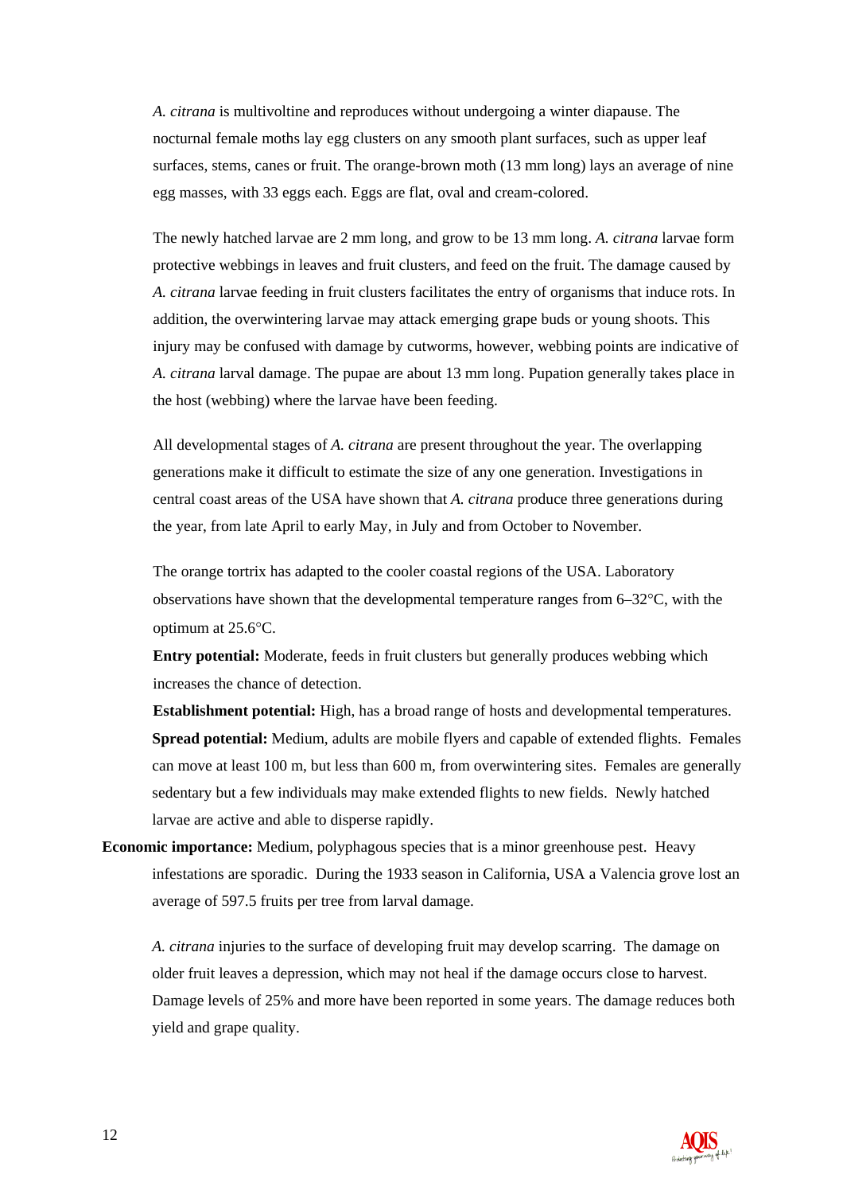*A. citrana* is multivoltine and reproduces without undergoing a winter diapause. The nocturnal female moths lay egg clusters on any smooth plant surfaces, such as upper leaf surfaces, stems, canes or fruit. The orange-brown moth (13 mm long) lays an average of nine egg masses, with 33 eggs each. Eggs are flat, oval and cream-colored.

The newly hatched larvae are 2 mm long, and grow to be 13 mm long. *A. citrana* larvae form protective webbings in leaves and fruit clusters, and feed on the fruit. The damage caused by *A. citrana* larvae feeding in fruit clusters facilitates the entry of organisms that induce rots. In addition, the overwintering larvae may attack emerging grape buds or young shoots. This injury may be confused with damage by cutworms, however, webbing points are indicative of *A. citrana* larval damage. The pupae are about 13 mm long. Pupation generally takes place in the host (webbing) where the larvae have been feeding.

All developmental stages of *A. citrana* are present throughout the year. The overlapping generations make it difficult to estimate the size of any one generation. Investigations in central coast areas of the USA have shown that *A. citrana* produce three generations during the year, from late April to early May, in July and from October to November.

The orange tortrix has adapted to the cooler coastal regions of the USA. Laboratory observations have shown that the developmental temperature ranges from 6–32°C, with the optimum at 25.6°C.

**Entry potential:** Moderate, feeds in fruit clusters but generally produces webbing which increases the chance of detection.

**Establishment potential:** High, has a broad range of hosts and developmental temperatures.

**Spread potential:** Medium, adults are mobile flyers and capable of extended flights. Females can move at least 100 m, but less than 600 m, from overwintering sites. Females are generally sedentary but a few individuals may make extended flights to new fields. Newly hatched larvae are active and able to disperse rapidly.

**Economic importance:** Medium, polyphagous species that is a minor greenhouse pest. Heavy infestations are sporadic. During the 1933 season in California, USA a Valencia grove lost an average of 597.5 fruits per tree from larval damage.

*A. citrana* injuries to the surface of developing fruit may develop scarring. The damage on older fruit leaves a depression, which may not heal if the damage occurs close to harvest. Damage levels of 25% and more have been reported in some years. The damage reduces both yield and grape quality.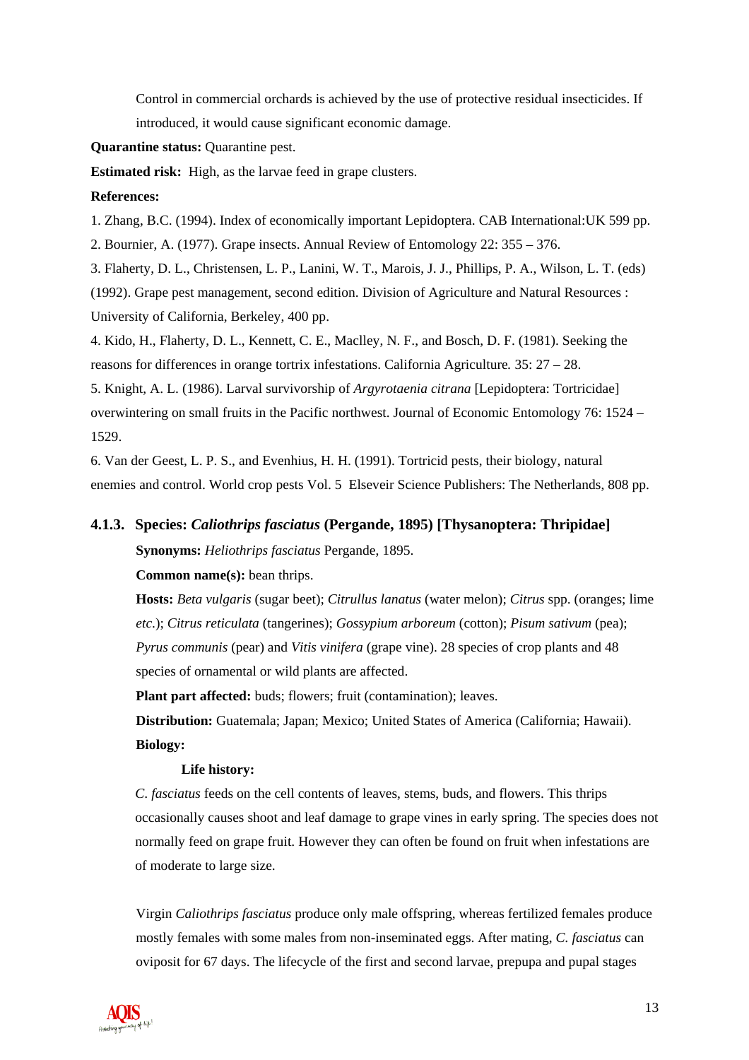Control in commercial orchards is achieved by the use of protective residual insecticides. If introduced, it would cause significant economic damage.

**Quarantine status:** Quarantine pest.

**Estimated risk:** High, as the larvae feed in grape clusters.

**References:**

1. Zhang, B.C. (1994). Index of economically important Lepidoptera. CAB International:UK 599 pp.
2. Bournier, A. (1977). Grape insects. Annual Review of Entomology 22: 355 – 376.
3. Flaherty, D. L., Christensen, L. P., Lanini, W. T., Marois, J. J., Phillips, P. A., Wilson, L. T. (eds) (1992). Grape pest management, second edition. Division of Agriculture and Natural Resources : University of California, Berkeley, 400 pp.
4. Kido, H., Flaherty, D. L., Kennett, C. E., Maclley, N. F., and Bosch, D. F. (1981). Seeking the reasons for differences in orange tortrix infestations. California Agriculture*.* 35: 27 – 28.
5. Knight, A. L. (1986). Larval survivorship of *Argyrotaenia citrana* [Lepidoptera: Tortricidae] overwintering on small fruits in the Pacific northwest. Journal of Economic Entomology 76: 1524 – 1529.
6. Van der Geest, L. P. S., and Evenhius, H. H. (1991). Tortricid pests, their biology, natural enemies and control. World crop pests Vol. 5 Elseveir Science Publishers: The Netherlands, 808 pp.

### 4.1.3. Species: *Caliothrips fasciatus* (Pergande, 1895) [Thysanoptera: Thripidae]

**Synonyms:** *Heliothrips fasciatus* Pergande, 1895.

**Common name(s):** bean thrips.

**Hosts:** *Beta vulgaris* (sugar beet); *Citrullus lanatus* (water melon); *Citrus* spp. (oranges; lime *etc*.); *Citrus reticulata* (tangerines); *Gossypium arboreum* (cotton); *Pisum sativum* (pea); *Pyrus communis* (pear) and *Vitis vinifera* (grape vine). 28 species of crop plants and 48 species of ornamental or wild plants are affected.

**Plant part affected:** buds; flowers; fruit (contamination); leaves.

**Distribution:** Guatemala; Japan; Mexico; United States of America (California; Hawaii).

**Biology:**

**Life history:**

*C. fasciatus* feeds on the cell contents of leaves, stems, buds, and flowers. This thrips occasionally causes shoot and leaf damage to grape vines in early spring. The species does not normally feed on grape fruit. However they can often be found on fruit when infestations are of moderate to large size.

Virgin *Caliothrips fasciatus* produce only male offspring, whereas fertilized females produce mostly females with some males from non-inseminated eggs. After mating, *C. fasciatus* can oviposit for 67 days. The lifecycle of the first and second larvae, prepupa and pupal stages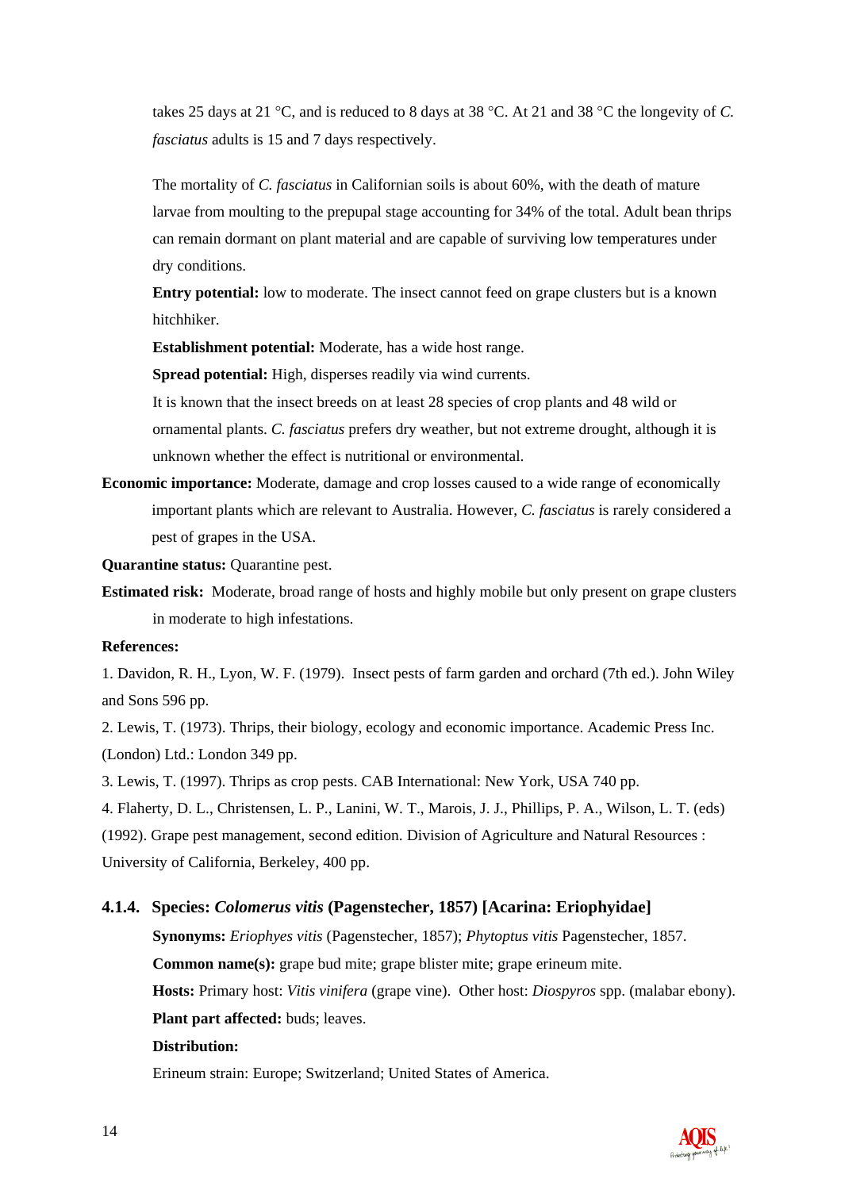takes 25 days at 21 °C, and is reduced to 8 days at 38 °C. At 21 and 38 °C the longevity of *C. fasciatus* adults is 15 and 7 days respectively.

The mortality of *C. fasciatus* in Californian soils is about 60%, with the death of mature larvae from moulting to the prepupal stage accounting for 34% of the total. Adult bean thrips can remain dormant on plant material and are capable of surviving low temperatures under dry conditions.

**Entry potential:** low to moderate. The insect cannot feed on grape clusters but is a known hitchhiker.

**Establishment potential:** Moderate, has a wide host range.

**Spread potential:** High, disperses readily via wind currents.

It is known that the insect breeds on at least 28 species of crop plants and 48 wild or ornamental plants. *C. fasciatus* prefers dry weather, but not extreme drought, although it is unknown whether the effect is nutritional or environmental.

**Economic importance:** Moderate, damage and crop losses caused to a wide range of economically important plants which are relevant to Australia. However, *C. fasciatus* is rarely considered a pest of grapes in the USA.

**Quarantine status:** Quarantine pest.

**Estimated risk:** Moderate, broad range of hosts and highly mobile but only present on grape clusters in moderate to high infestations.

**References:**

1. Davidon, R. H., Lyon, W. F. (1979). Insect pests of farm garden and orchard (7th ed.). John Wiley and Sons 596 pp.

2. Lewis, T. (1973). Thrips, their biology, ecology and economic importance. Academic Press Inc. (London) Ltd.: London 349 pp.

3. Lewis, T. (1997). Thrips as crop pests. CAB International: New York, USA 740 pp.

4. Flaherty, D. L., Christensen, L. P., Lanini, W. T., Marois, J. J., Phillips, P. A., Wilson, L. T. (eds) (1992). Grape pest management, second edition. Division of Agriculture and Natural Resources : University of California, Berkeley, 400 pp.

### 4.1.4. Species: *Colomerus vitis* (Pagenstecher, 1857) [Acarina: Eriophyidae]

**Synonyms:** *Eriophyes vitis* (Pagenstecher, 1857); *Phytoptus vitis* Pagenstecher, 1857.

**Common name(s):** grape bud mite; grape blister mite; grape erineum mite.

**Hosts:** Primary host: *Vitis vinifera* (grape vine). Other host: *Diospyros* spp. (malabar ebony).

**Plant part affected:** buds; leaves.

**Distribution:**

Erineum strain: Europe; Switzerland; United States of America.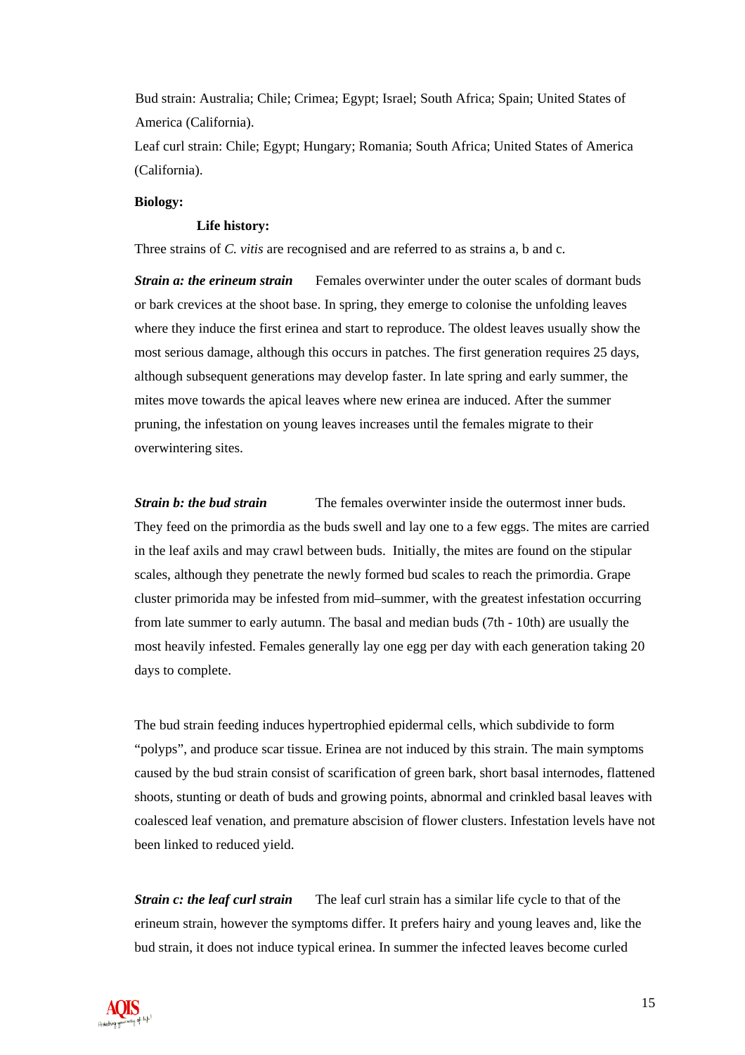Bud strain: Australia; Chile; Crimea; Egypt; Israel; South Africa; Spain; United States of America (California).

Leaf curl strain: Chile; Egypt; Hungary; Romania; South Africa; United States of America (California).

**Biology:**

**Life history:**

Three strains of *C. vitis* are recognised and are referred to as strains a, b and c.

***Strain a: the erineum strain*** Females overwinter under the outer scales of dormant buds or bark crevices at the shoot base. In spring, they emerge to colonise the unfolding leaves where they induce the first erinea and start to reproduce. The oldest leaves usually show the most serious damage, although this occurs in patches. The first generation requires 25 days, although subsequent generations may develop faster. In late spring and early summer, the mites move towards the apical leaves where new erinea are induced. After the summer pruning, the infestation on young leaves increases until the females migrate to their overwintering sites.

***Strain b: the bud strain*** The females overwinter inside the outermost inner buds. They feed on the primordia as the buds swell and lay one to a few eggs. The mites are carried in the leaf axils and may crawl between buds. Initially, the mites are found on the stipular scales, although they penetrate the newly formed bud scales to reach the primordia. Grape cluster primorida may be infested from mid–summer, with the greatest infestation occurring from late summer to early autumn. The basal and median buds (7th - 10th) are usually the most heavily infested. Females generally lay one egg per day with each generation taking 20 days to complete.

The bud strain feeding induces hypertrophied epidermal cells, which subdivide to form "polyps", and produce scar tissue. Erinea are not induced by this strain. The main symptoms caused by the bud strain consist of scarification of green bark, short basal internodes, flattened shoots, stunting or death of buds and growing points, abnormal and crinkled basal leaves with coalesced leaf venation, and premature abscision of flower clusters. Infestation levels have not been linked to reduced yield.

***Strain c: the leaf curl strain*** The leaf curl strain has a similar life cycle to that of the erineum strain, however the symptoms differ. It prefers hairy and young leaves and, like the bud strain, it does not induce typical erinea. In summer the infected leaves become curled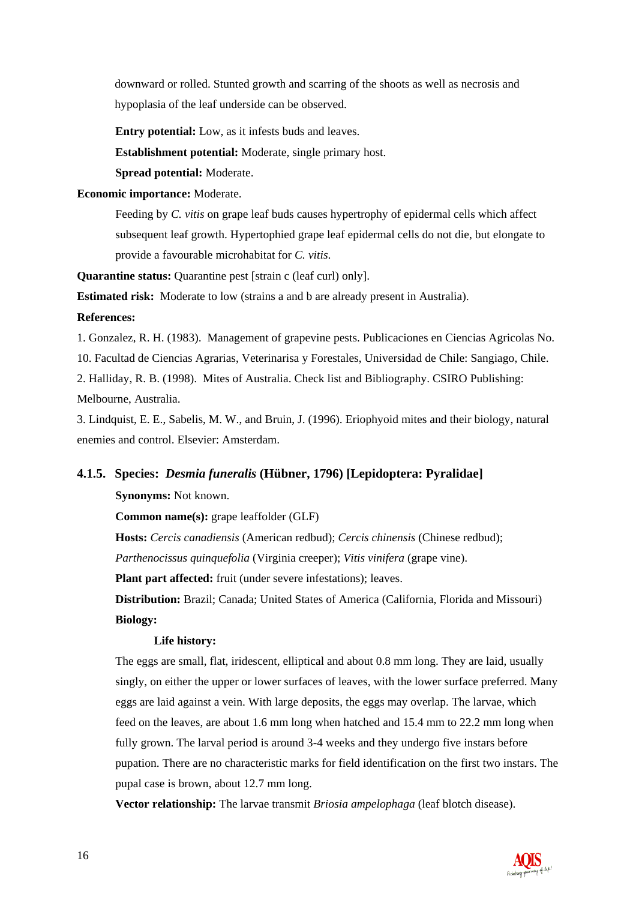downward or rolled. Stunted growth and scarring of the shoots as well as necrosis and hypoplasia of the leaf underside can be observed.

**Entry potential:** Low, as it infests buds and leaves.

**Establishment potential:** Moderate, single primary host.

**Spread potential:** Moderate.

**Economic importance:** Moderate.

Feeding by *C. vitis* on grape leaf buds causes hypertrophy of epidermal cells which affect subsequent leaf growth. Hypertophied grape leaf epidermal cells do not die, but elongate to provide a favourable microhabitat for *C. vitis*.

**Quarantine status:** Quarantine pest [strain c (leaf curl) only].

**Estimated risk:** Moderate to low (strains a and b are already present in Australia).

**References:**

1. Gonzalez, R. H. (1983). Management of grapevine pests. Publicaciones en Ciencias Agricolas No. 10. Facultad de Ciencias Agrarias, Veterinarisa y Forestales, Universidad de Chile: Sangiago, Chile.
2. Halliday, R. B. (1998). Mites of Australia. Check list and Bibliography. CSIRO Publishing: Melbourne, Australia.
3. Lindquist, E. E., Sabelis, M. W., and Bruin, J. (1996). Eriophyoid mites and their biology, natural enemies and control. Elsevier: Amsterdam.

### 4.1.5. Species: *Desmia funeralis* (Hübner, 1796) [Lepidoptera: Pyralidae]

**Synonyms:** Not known.

**Common name(s):** grape leaffolder (GLF)

**Hosts:** *Cercis canadiensis* (American redbud); *Cercis chinensis* (Chinese redbud); *Parthenocissus quinquefolia* (Virginia creeper); *Vitis vinifera* (grape vine).

**Plant part affected:** fruit (under severe infestations); leaves.

**Distribution:** Brazil; Canada; United States of America (California, Florida and Missouri)

**Biology:**

**Life history:**

The eggs are small, flat, iridescent, elliptical and about 0.8 mm long. They are laid, usually singly, on either the upper or lower surfaces of leaves, with the lower surface preferred. Many eggs are laid against a vein. With large deposits, the eggs may overlap. The larvae, which feed on the leaves, are about 1.6 mm long when hatched and 15.4 mm to 22.2 mm long when fully grown. The larval period is around 3-4 weeks and they undergo five instars before pupation. There are no characteristic marks for field identification on the first two instars. The pupal case is brown, about 12.7 mm long.

**Vector relationship:** The larvae transmit *Briosia ampelophaga* (leaf blotch disease).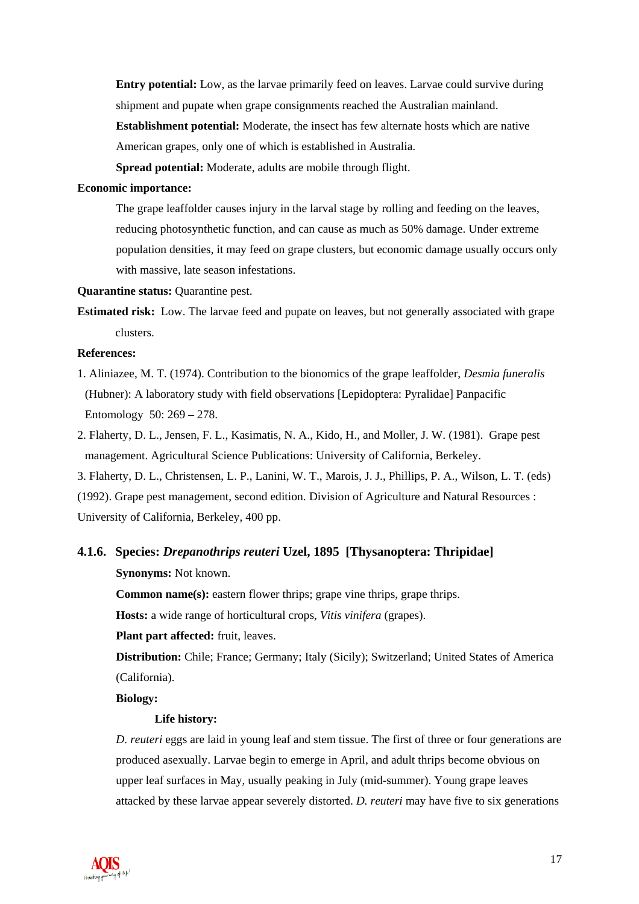**Entry potential:** Low, as the larvae primarily feed on leaves. Larvae could survive during shipment and pupate when grape consignments reached the Australian mainland.

**Establishment potential:** Moderate, the insect has few alternate hosts which are native American grapes, only one of which is established in Australia.

**Spread potential:** Moderate, adults are mobile through flight.

**Economic importance:**

The grape leaffolder causes injury in the larval stage by rolling and feeding on the leaves, reducing photosynthetic function, and can cause as much as 50% damage. Under extreme population densities, it may feed on grape clusters, but economic damage usually occurs only with massive, late season infestations.

**Quarantine status:** Quarantine pest.

**Estimated risk:** Low. The larvae feed and pupate on leaves, but not generally associated with grape clusters.

**References:**

1. Aliniazee, M. T. (1974). Contribution to the bionomics of the grape leaffolder, *Desmia funeralis* (Hubner): A laboratory study with field observations [Lepidoptera: Pyralidae] Panpacific Entomology 50: 269 – 278.
2. Flaherty, D. L., Jensen, F. L., Kasimatis, N. A., Kido, H., and Moller, J. W. (1981). Grape pest management. Agricultural Science Publications: University of California, Berkeley.
3. Flaherty, D. L., Christensen, L. P., Lanini, W. T., Marois, J. J., Phillips, P. A., Wilson, L. T. (eds) (1992). Grape pest management, second edition. Division of Agriculture and Natural Resources : University of California, Berkeley, 400 pp.

### 4.1.6. Species: *Drepanothrips reuteri* Uzel, 1895 [Thysanoptera: Thripidae]

**Synonyms:** Not known.

**Common name(s):** eastern flower thrips; grape vine thrips, grape thrips.

**Hosts:** a wide range of horticultural crops, *Vitis vinifera* (grapes).

**Plant part affected:** fruit, leaves.

**Distribution:** Chile; France; Germany; Italy (Sicily); Switzerland; United States of America (California).

**Biology:**

**Life history:**

*D. reuteri* eggs are laid in young leaf and stem tissue. The first of three or four generations are produced asexually. Larvae begin to emerge in April, and adult thrips become obvious on upper leaf surfaces in May, usually peaking in July (mid-summer). Young grape leaves attacked by these larvae appear severely distorted. *D. reuteri* may have five to six generations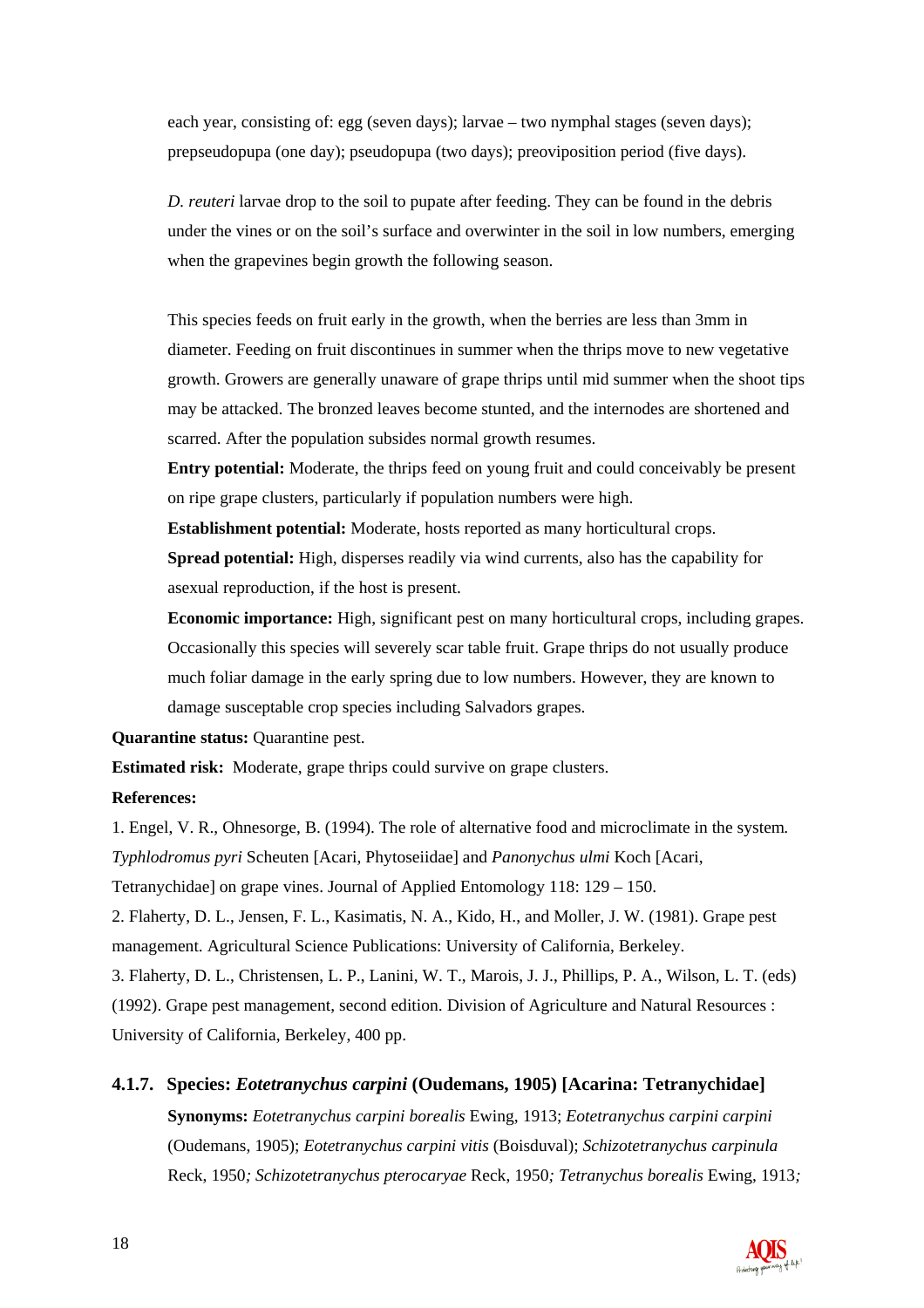each year, consisting of: egg (seven days); larvae – two nymphal stages (seven days); prepseudopupa (one day); pseudopupa (two days); preoviposition period (five days).

*D. reuteri* larvae drop to the soil to pupate after feeding. They can be found in the debris under the vines or on the soil's surface and overwinter in the soil in low numbers, emerging when the grapevines begin growth the following season.

This species feeds on fruit early in the growth, when the berries are less than 3mm in diameter. Feeding on fruit discontinues in summer when the thrips move to new vegetative growth. Growers are generally unaware of grape thrips until mid summer when the shoot tips may be attacked. The bronzed leaves become stunted, and the internodes are shortened and scarred. After the population subsides normal growth resumes.

**Entry potential:** Moderate, the thrips feed on young fruit and could conceivably be present on ripe grape clusters, particularly if population numbers were high.

**Establishment potential:** Moderate, hosts reported as many horticultural crops.

**Spread potential:** High, disperses readily via wind currents, also has the capability for asexual reproduction, if the host is present.

**Economic importance:** High, significant pest on many horticultural crops, including grapes. Occasionally this species will severely scar table fruit. Grape thrips do not usually produce much foliar damage in the early spring due to low numbers. However, they are known to damage susceptable crop species including Salvadors grapes.

**Quarantine status:** Quarantine pest.

**Estimated risk:** Moderate, grape thrips could survive on grape clusters.

**References:**

1. Engel, V. R., Ohnesorge, B. (1994). The role of alternative food and microclimate in the system. *Typhlodromus pyri* Scheuten [Acari, Phytoseiidae] and *Panonychus ulmi* Koch [Acari, Tetranychidae] on grape vines. Journal of Applied Entomology 118: 129 – 150.
2. Flaherty, D. L., Jensen, F. L., Kasimatis, N. A., Kido, H., and Moller, J. W. (1981). Grape pest management. Agricultural Science Publications: University of California, Berkeley.
3. Flaherty, D. L., Christensen, L. P., Lanini, W. T., Marois, J. J., Phillips, P. A., Wilson, L. T. (eds) (1992). Grape pest management, second edition. Division of Agriculture and Natural Resources : University of California, Berkeley, 400 pp.

### 4.1.7. Species: *Eotetranychus carpini* (Oudemans, 1905) [Acarina: Tetranychidae]

**Synonyms:** *Eotetranychus carpini borealis* Ewing, 1913; *Eotetranychus carpini carpini* (Oudemans, 1905); *Eotetranychus carpini vitis* (Boisduval); *Schizotetranychus carpinula* Reck, 1950*; Schizotetranychus pterocaryae* Reck, 1950*; Tetranychus borealis* Ewing, 1913*;*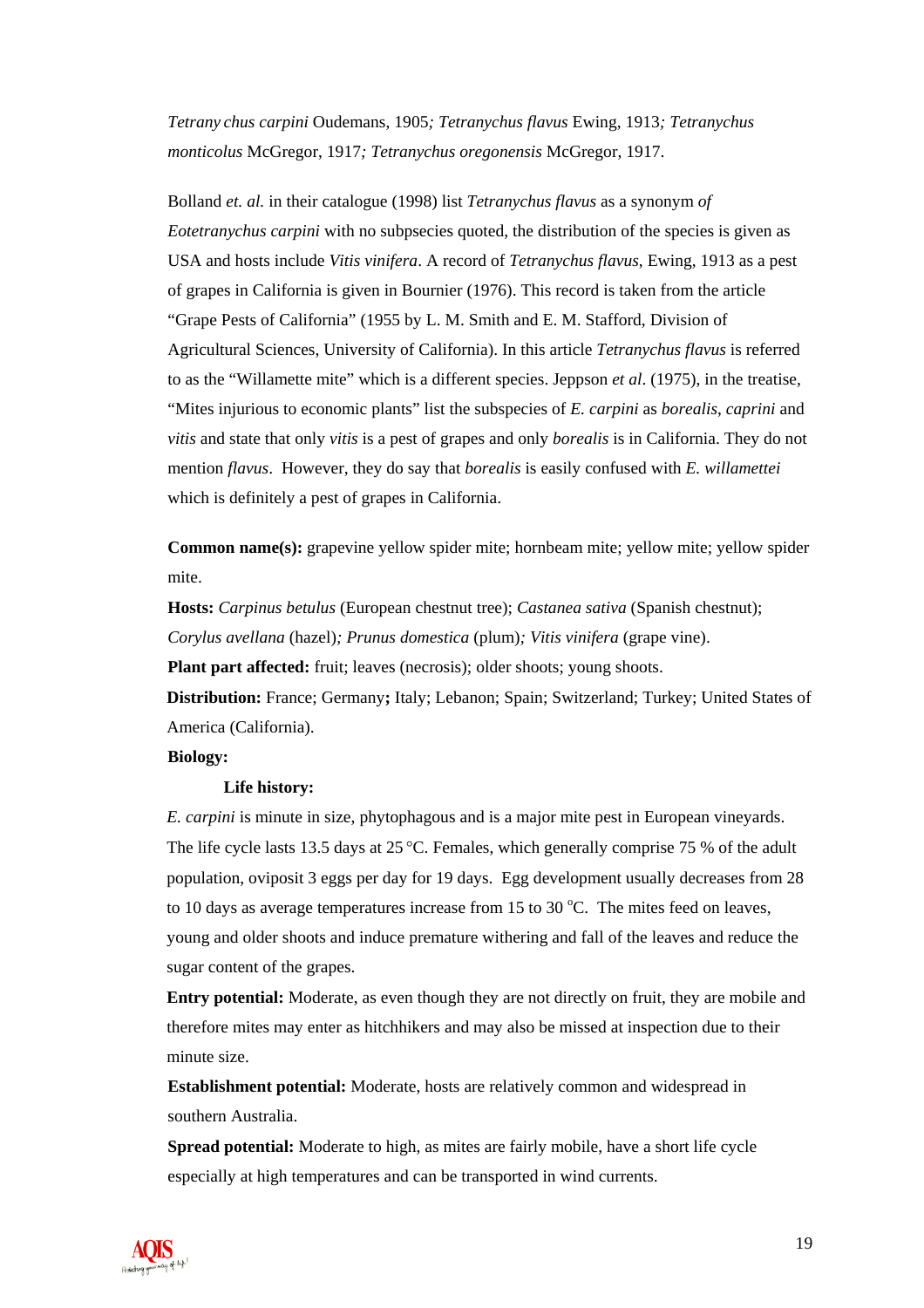*Tetrany chus carpini* Oudemans, 1905*; Tetranychus flavus* Ewing, 1913*; Tetranychus monticolus* McGregor, 1917*; Tetranychus oregonensis* McGregor, 1917.

Bolland *et. al.* in their catalogue (1998) list *Tetranychus flavus* as a synonym *of Eotetranychus carpini* with no subpspecies quoted, the distribution of the species is given as USA and hosts include *Vitis vinifera*. A record of *Tetranychus flavus*, Ewing, 1913 as a pest of grapes in California is given in Bournier (1976). This record is taken from the article "Grape Pests of California" (1955 by L. M. Smith and E. M. Stafford, Division of Agricultural Sciences, University of California). In this article *Tetranychus flavus* is referred to as the "Willamette mite" which is a different species. Jeppson *et al*. (1975), in the treatise, "Mites injurious to economic plants" list the subspecies of *E. carpini* as *borealis*, *caprini* and *vitis* and state that only *vitis* is a pest of grapes and only *borealis* is in California. They do not mention *flavus*. However, they do say that *borealis* is easily confused with *E. willamettei* which is definitely a pest of grapes in California.

**Common name(s):** grapevine yellow spider mite; hornbeam mite; yellow mite; yellow spider mite.

**Hosts:** *Carpinus betulus* (European chestnut tree); *Castanea sativa* (Spanish chestnut); *Corylus avellana* (hazel)*; Prunus domestica* (plum)*; Vitis vinifera* (grape vine).

**Plant part affected:** fruit; leaves (necrosis); older shoots; young shoots.

**Distribution:** France; Germany**;** Italy; Lebanon; Spain; Switzerland; Turkey; United States of America (California).

**Biology:**

**Life history:**

*E. carpini* is minute in size, phytophagous and is a major mite pest in European vineyards. The life cycle lasts 13.5 days at 25 °C. Females, which generally comprise 75 % of the adult population, oviposit 3 eggs per day for 19 days. Egg development usually decreases from 28 to 10 days as average temperatures increase from 15 to 30 °C. The mites feed on leaves, young and older shoots and induce premature withering and fall of the leaves and reduce the sugar content of the grapes.

**Entry potential:** Moderate, as even though they are not directly on fruit, they are mobile and therefore mites may enter as hitchhikers and may also be missed at inspection due to their minute size.

**Establishment potential:** Moderate, hosts are relatively common and widespread in southern Australia.

**Spread potential:** Moderate to high, as mites are fairly mobile, have a short life cycle especially at high temperatures and can be transported in wind currents.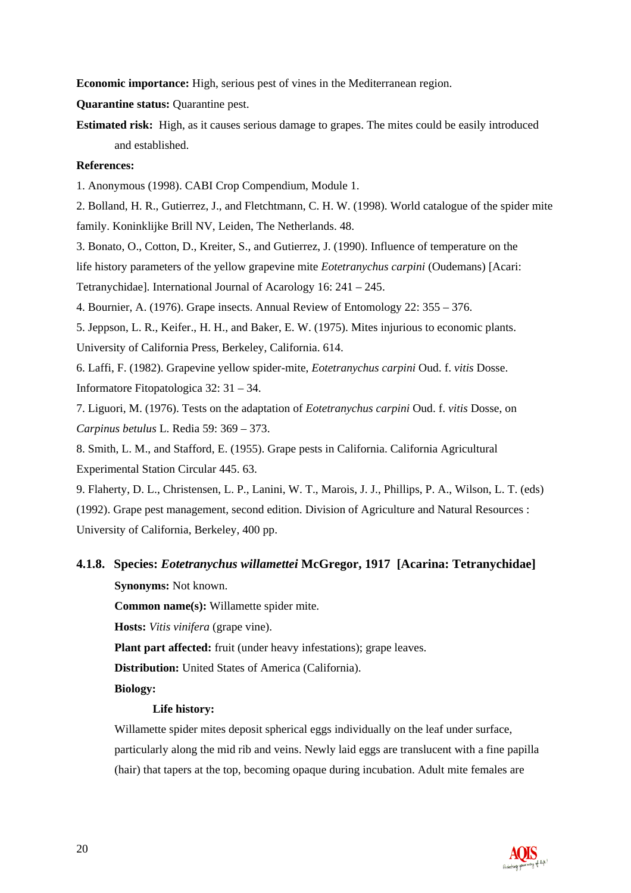**Economic importance:** High, serious pest of vines in the Mediterranean region.

**Quarantine status:** Quarantine pest.

**Estimated risk:** High, as it causes serious damage to grapes. The mites could be easily introduced and established.

**References:**

1. Anonymous (1998). CABI Crop Compendium, Module 1.

2. Bolland, H. R., Gutierrez, J., and Fletchtmann, C. H. W. (1998). World catalogue of the spider mite family. Koninklijke Brill NV, Leiden, The Netherlands. 48.

3. Bonato, O., Cotton, D., Kreiter, S., and Gutierrez, J. (1990). Influence of temperature on the life history parameters of the yellow grapevine mite *Eotetranychus carpini* (Oudemans) [Acari: Tetranychidae]. International Journal of Acarology 16: 241 – 245.

4. Bournier, A. (1976). Grape insects. Annual Review of Entomology 22: 355 – 376.

5. Jeppson, L. R., Keifer., H. H., and Baker, E. W. (1975). Mites injurious to economic plants. University of California Press, Berkeley, California. 614.

6. Laffi, F. (1982). Grapevine yellow spider-mite, *Eotetranychus carpini* Oud. f. *vitis* Dosse. Informatore Fitopatologica 32: 31 – 34.

7. Liguori, M. (1976). Tests on the adaptation of *Eotetranychus carpini* Oud. f. *vitis* Dosse, on *Carpinus betulus* L. Redia 59: 369 – 373.

8. Smith, L. M., and Stafford, E. (1955). Grape pests in California. California Agricultural Experimental Station Circular 445. 63.

9. Flaherty, D. L., Christensen, L. P., Lanini, W. T., Marois, J. J., Phillips, P. A., Wilson, L. T. (eds) (1992). Grape pest management, second edition. Division of Agriculture and Natural Resources : University of California, Berkeley, 400 pp.

### 4.1.8. Species: *Eotetranychus willamettei* McGregor, 1917 [Acarina: Tetranychidae]

**Synonyms:** Not known.

**Common name(s):** Willamette spider mite.

**Hosts:** *Vitis vinifera* (grape vine).

**Plant part affected:** fruit (under heavy infestations); grape leaves.

**Distribution:** United States of America (California).

**Biology:**

**Life history:**

Willamette spider mites deposit spherical eggs individually on the leaf under surface, particularly along the mid rib and veins. Newly laid eggs are translucent with a fine papilla (hair) that tapers at the top, becoming opaque during incubation. Adult mite females are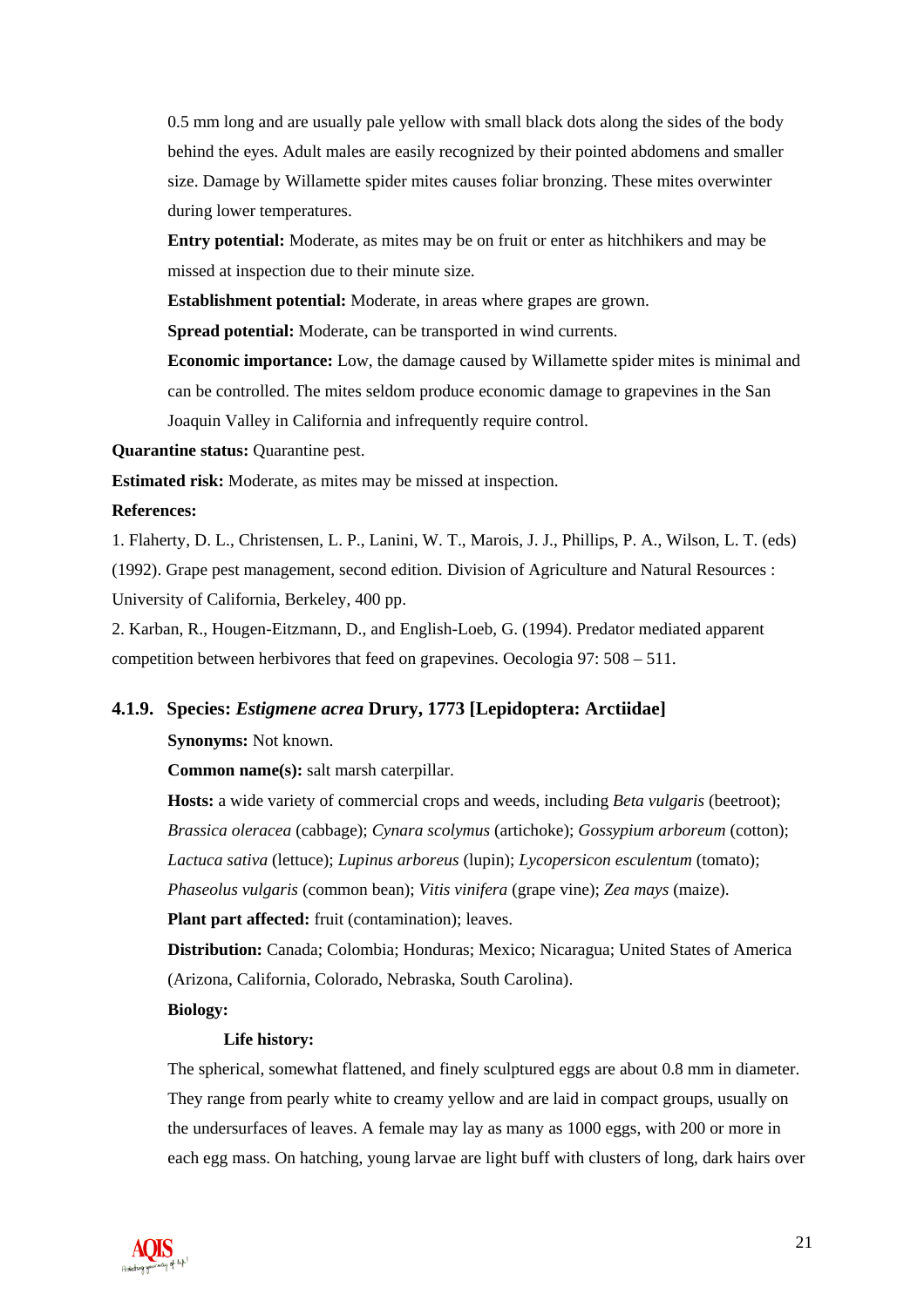0.5 mm long and are usually pale yellow with small black dots along the sides of the body behind the eyes. Adult males are easily recognized by their pointed abdomens and smaller size. Damage by Willamette spider mites causes foliar bronzing. These mites overwinter during lower temperatures.

**Entry potential:** Moderate, as mites may be on fruit or enter as hitchhikers and may be missed at inspection due to their minute size.

**Establishment potential:** Moderate, in areas where grapes are grown.

**Spread potential:** Moderate, can be transported in wind currents.

**Economic importance:** Low, the damage caused by Willamette spider mites is minimal and can be controlled. The mites seldom produce economic damage to grapevines in the San Joaquin Valley in California and infrequently require control.

**Quarantine status:** Quarantine pest.

**Estimated risk:** Moderate, as mites may be missed at inspection.

**References:**

1. Flaherty, D. L., Christensen, L. P., Lanini, W. T., Marois, J. J., Phillips, P. A., Wilson, L. T. (eds) (1992). Grape pest management, second edition. Division of Agriculture and Natural Resources : University of California, Berkeley, 400 pp.

2. Karban, R., Hougen-Eitzmann, D., and English-Loeb, G. (1994). Predator mediated apparent competition between herbivores that feed on grapevines. Oecologia 97: 508 – 511.

### 4.1.9. Species: *Estigmene acrea* Drury, 1773 [Lepidoptera: Arctiidae]

**Synonyms:** Not known.

**Common name(s):** salt marsh caterpillar.

**Hosts:** a wide variety of commercial crops and weeds, including *Beta vulgaris* (beetroot); *Brassica oleracea* (cabbage); *Cynara scolymus* (artichoke); *Gossypium arboreum* (cotton); *Lactuca sativa* (lettuce); *Lupinus arboreus* (lupin); *Lycopersicon esculentum* (tomato); *Phaseolus vulgaris* (common bean); *Vitis vinifera* (grape vine); *Zea mays* (maize).

**Plant part affected:** fruit (contamination); leaves.

**Distribution:** Canada; Colombia; Honduras; Mexico; Nicaragua; United States of America (Arizona, California, Colorado, Nebraska, South Carolina).

**Biology:**

**Life history:**

The spherical, somewhat flattened, and finely sculptured eggs are about 0.8 mm in diameter. They range from pearly white to creamy yellow and are laid in compact groups, usually on the undersurfaces of leaves. A female may lay as many as 1000 eggs, with 200 or more in each egg mass. On hatching, young larvae are light buff with clusters of long, dark hairs over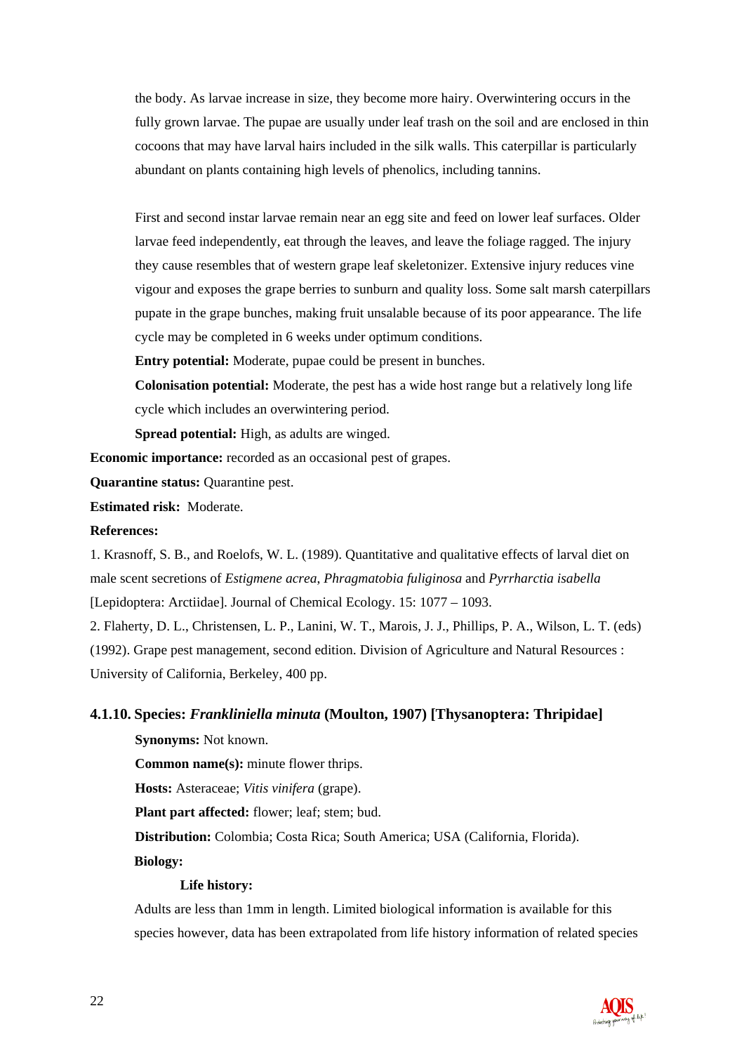the body. As larvae increase in size, they become more hairy. Overwintering occurs in the fully grown larvae. The pupae are usually under leaf trash on the soil and are enclosed in thin cocoons that may have larval hairs included in the silk walls. This caterpillar is particularly abundant on plants containing high levels of phenolics, including tannins.

First and second instar larvae remain near an egg site and feed on lower leaf surfaces. Older larvae feed independently, eat through the leaves, and leave the foliage ragged. The injury they cause resembles that of western grape leaf skeletonizer. Extensive injury reduces vine vigour and exposes the grape berries to sunburn and quality loss. Some salt marsh caterpillars pupate in the grape bunches, making fruit unsalable because of its poor appearance. The life cycle may be completed in 6 weeks under optimum conditions.

**Entry potential:** Moderate, pupae could be present in bunches.

**Colonisation potential:** Moderate, the pest has a wide host range but a relatively long life cycle which includes an overwintering period.

**Spread potential:** High, as adults are winged.

**Economic importance:** recorded as an occasional pest of grapes.

**Quarantine status:** Quarantine pest.

**Estimated risk:** Moderate.

**References:**

1. Krasnoff, S. B., and Roelofs, W. L. (1989). Quantitative and qualitative effects of larval diet on male scent secretions of *Estigmene acrea*, *Phragmatobia fuliginosa* and *Pyrrharctia isabella* [Lepidoptera: Arctiidae]. Journal of Chemical Ecology. 15: 1077 – 1093.
2. Flaherty, D. L., Christensen, L. P., Lanini, W. T., Marois, J. J., Phillips, P. A., Wilson, L. T. (eds) (1992). Grape pest management, second edition. Division of Agriculture and Natural Resources : University of California, Berkeley, 400 pp.

### 4.1.10. Species: *Frankliniella minuta* (Moulton, 1907) [Thysanoptera: Thripidae]

**Synonyms:** Not known.

**Common name(s):** minute flower thrips.

**Hosts:** Asteraceae; *Vitis vinifera* (grape).

**Plant part affected:** flower; leaf; stem; bud.

**Distribution:** Colombia; Costa Rica; South America; USA (California, Florida).

**Biology:**

**Life history:**

Adults are less than 1mm in length. Limited biological information is available for this species however, data has been extrapolated from life history information of related species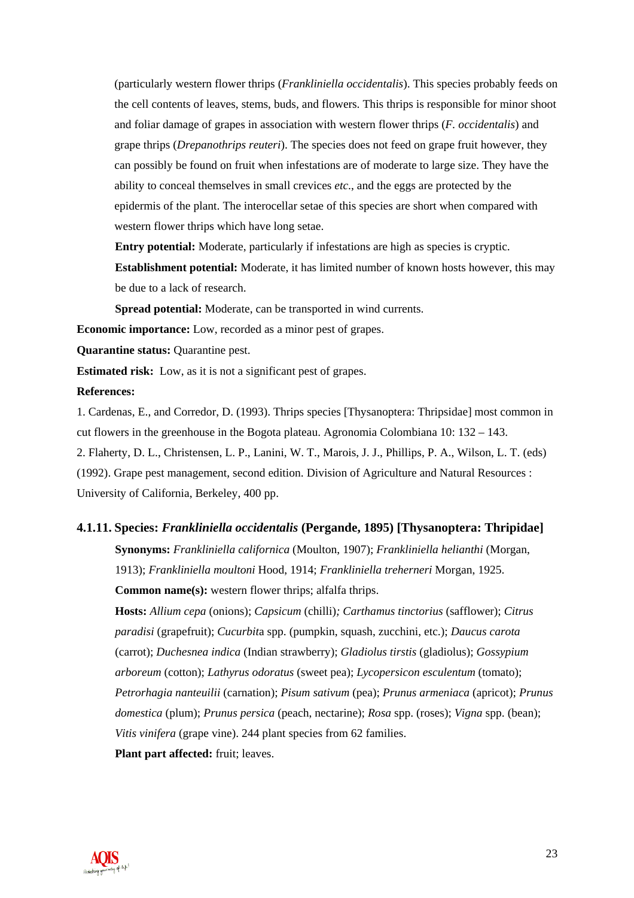(particularly western flower thrips (*Frankliniella occidentalis*). This species probably feeds on the cell contents of leaves, stems, buds, and flowers. This thrips is responsible for minor shoot and foliar damage of grapes in association with western flower thrips (*F. occidentalis*) and grape thrips (*Drepanothrips reuteri*). The species does not feed on grape fruit however, they can possibly be found on fruit when infestations are of moderate to large size. They have the ability to conceal themselves in small crevices *etc*., and the eggs are protected by the epidermis of the plant. The interocellar setae of this species are short when compared with western flower thrips which have long setae.

**Entry potential:** Moderate, particularly if infestations are high as species is cryptic.

**Establishment potential:** Moderate, it has limited number of known hosts however, this may be due to a lack of research.

**Spread potential:** Moderate, can be transported in wind currents.

**Economic importance:** Low, recorded as a minor pest of grapes.

**Quarantine status:** Quarantine pest.

**Estimated risk:** Low, as it is not a significant pest of grapes.

**References:**

1. Cardenas, E., and Corredor, D. (1993). Thrips species [Thysanoptera: Thripsidae] most common in cut flowers in the greenhouse in the Bogota plateau. Agronomia Colombiana 10: 132 – 143.
2. Flaherty, D. L., Christensen, L. P., Lanini, W. T., Marois, J. J., Phillips, P. A., Wilson, L. T. (eds) (1992). Grape pest management, second edition. Division of Agriculture and Natural Resources : University of California, Berkeley, 400 pp.

### 4.1.11. Species: *Frankliniella occidentalis* (Pergande, 1895) [Thysanoptera: Thripidae]

**Synonyms:** *Frankliniella californica* (Moulton, 1907); *Frankliniella helianthi* (Morgan, 1913); *Frankliniella moultoni* Hood, 1914; *Frankliniella treherneri* Morgan, 1925.

**Common name(s):** western flower thrips; alfalfa thrips.

**Hosts:** *Allium cepa* (onions); *Capsicum* (chilli); *Carthamus tinctorius* (safflower); *Citrus paradisi* (grapefruit); *Cucurbit*a spp. (pumpkin, squash, zucchini, etc.); *Daucus carota* (carrot); *Duchesnea indica* (Indian strawberry); *Gladiolus tirstis* (gladiolus); *Gossypium arboreum* (cotton); *Lathyrus odoratus* (sweet pea); *Lycopersicon esculentum* (tomato); *Petrorhagia nanteuilii* (carnation); *Pisum sativum* (pea); *Prunus armeniaca* (apricot); *Prunus domestica* (plum); *Prunus persica* (peach, nectarine); *Rosa* spp. (roses); *Vigna* spp. (bean); *Vitis vinifera* (grape vine). 244 plant species from 62 families.

**Plant part affected:** fruit; leaves.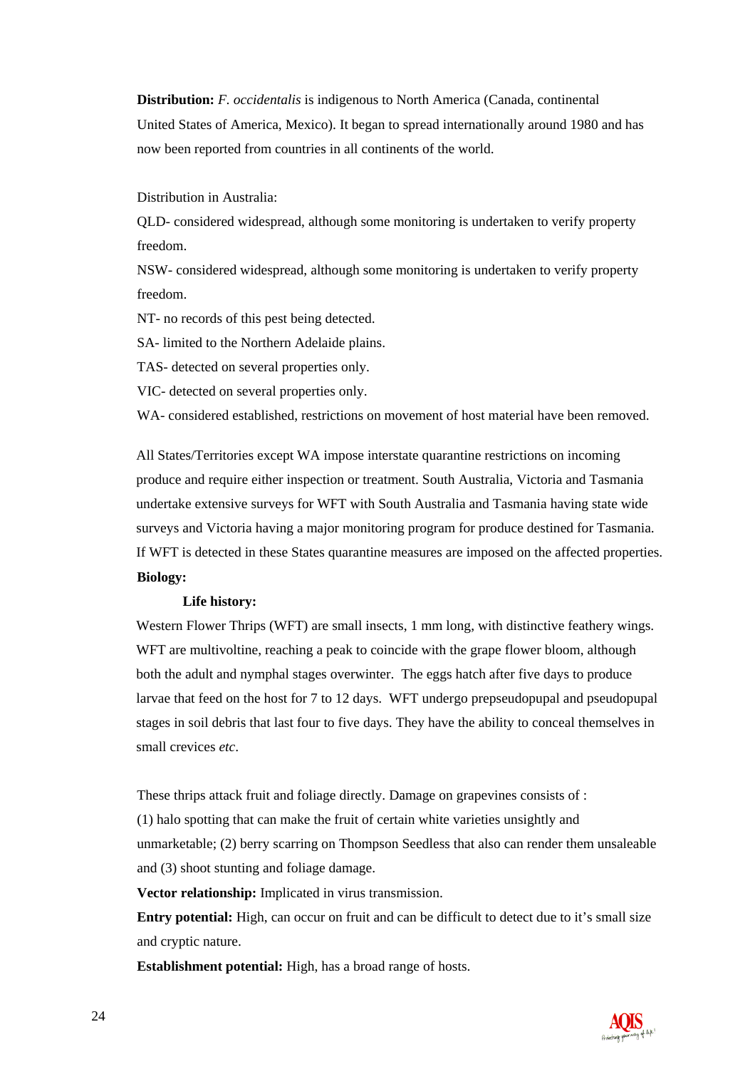**Distribution:** *F. occidentalis* is indigenous to North America (Canada, continental United States of America, Mexico). It began to spread internationally around 1980 and has now been reported from countries in all continents of the world.

Distribution in Australia:

QLD- considered widespread, although some monitoring is undertaken to verify property freedom.

NSW- considered widespread, although some monitoring is undertaken to verify property freedom.

NT- no records of this pest being detected.

SA- limited to the Northern Adelaide plains.

TAS- detected on several properties only.

VIC- detected on several properties only.

WA- considered established, restrictions on movement of host material have been removed.

All States/Territories except WA impose interstate quarantine restrictions on incoming produce and require either inspection or treatment. South Australia, Victoria and Tasmania undertake extensive surveys for WFT with South Australia and Tasmania having state wide surveys and Victoria having a major monitoring program for produce destined for Tasmania. If WFT is detected in these States quarantine measures are imposed on the affected properties.

**Biology:**

**Life history:**

Western Flower Thrips (WFT) are small insects, 1 mm long, with distinctive feathery wings. WFT are multivoltine, reaching a peak to coincide with the grape flower bloom, although both the adult and nymphal stages overwinter. The eggs hatch after five days to produce larvae that feed on the host for 7 to 12 days. WFT undergo prepseudopupal and pseudopupal stages in soil debris that last four to five days. They have the ability to conceal themselves in small crevices *etc*.

These thrips attack fruit and foliage directly. Damage on grapevines consists of :
(1) halo spotting that can make the fruit of certain white varieties unsightly and unmarketable; (2) berry scarring on Thompson Seedless that also can render them unsaleable and (3) shoot stunting and foliage damage.

**Vector relationship:** Implicated in virus transmission.

**Entry potential:** High, can occur on fruit and can be difficult to detect due to it's small size and cryptic nature.

**Establishment potential:** High, has a broad range of hosts.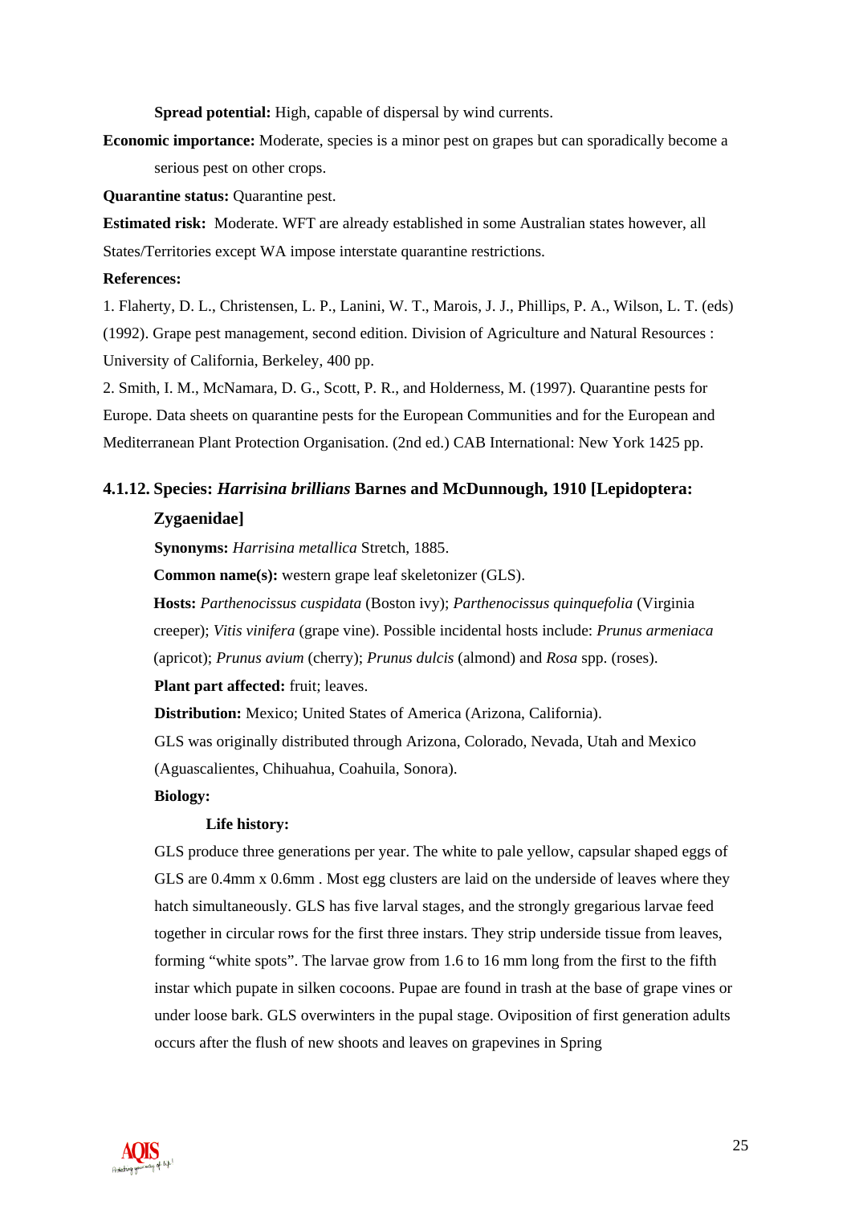**Spread potential:** High, capable of dispersal by wind currents.

**Economic importance:** Moderate, species is a minor pest on grapes but can sporadically become a serious pest on other crops.

**Quarantine status:** Quarantine pest.

**Estimated risk:** Moderate. WFT are already established in some Australian states however, all States/Territories except WA impose interstate quarantine restrictions.

**References:**

1. Flaherty, D. L., Christensen, L. P., Lanini, W. T., Marois, J. J., Phillips, P. A., Wilson, L. T. (eds) (1992). Grape pest management, second edition. Division of Agriculture and Natural Resources : University of California, Berkeley, 400 pp.

2. Smith, I. M., McNamara, D. G., Scott, P. R., and Holderness, M. (1997). Quarantine pests for Europe. Data sheets on quarantine pests for the European Communities and for the European and Mediterranean Plant Protection Organisation. (2nd ed.) CAB International: New York 1425 pp.

### 4.1.12. Species: *Harrisina brillians* Barnes and McDunnough, 1910 [Lepidoptera: Zygaenidae]

**Synonyms:** *Harrisina metallica* Stretch, 1885.

**Common name(s):** western grape leaf skeletonizer (GLS).

**Hosts:** *Parthenocissus cuspidata* (Boston ivy); *Parthenocissus quinquefolia* (Virginia creeper); *Vitis vinifera* (grape vine). Possible incidental hosts include: *Prunus armeniaca* (apricot); *Prunus avium* (cherry); *Prunus dulcis* (almond) and *Rosa* spp. (roses).

**Plant part affected:** fruit; leaves.

**Distribution:** Mexico; United States of America (Arizona, California).

GLS was originally distributed through Arizona, Colorado, Nevada, Utah and Mexico (Aguascalientes, Chihuahua, Coahuila, Sonora).

**Biology:**

**Life history:**

GLS produce three generations per year. The white to pale yellow, capsular shaped eggs of GLS are 0.4mm x 0.6mm . Most egg clusters are laid on the underside of leaves where they hatch simultaneously. GLS has five larval stages, and the strongly gregarious larvae feed together in circular rows for the first three instars. They strip underside tissue from leaves, forming "white spots". The larvae grow from 1.6 to 16 mm long from the first to the fifth instar which pupate in silken cocoons. Pupae are found in trash at the base of grape vines or under loose bark. GLS overwinters in the pupal stage. Oviposition of first generation adults occurs after the flush of new shoots and leaves on grapevines in Spring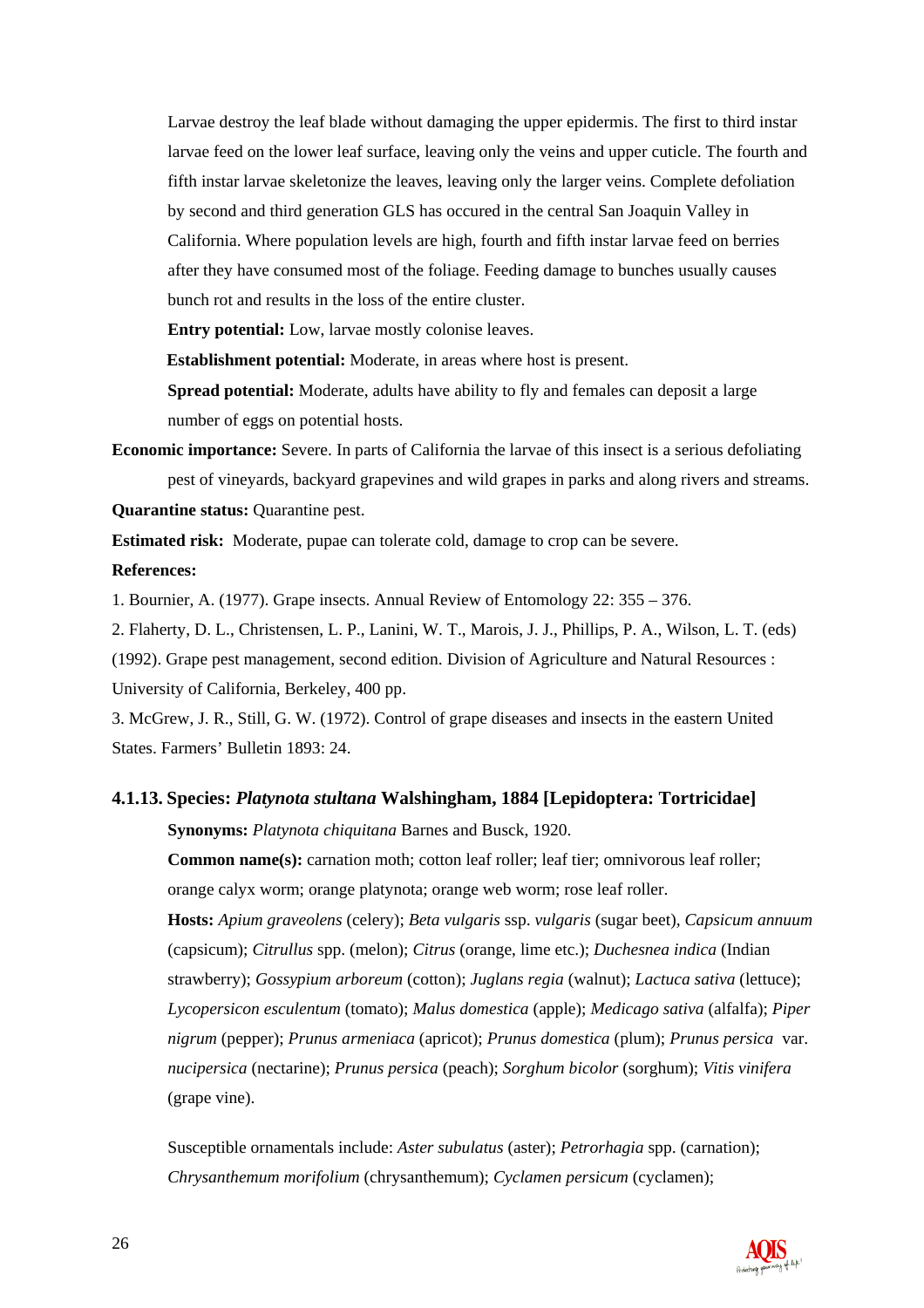Larvae destroy the leaf blade without damaging the upper epidermis. The first to third instar larvae feed on the lower leaf surface, leaving only the veins and upper cuticle. The fourth and fifth instar larvae skeletonize the leaves, leaving only the larger veins. Complete defoliation by second and third generation GLS has occured in the central San Joaquin Valley in California. Where population levels are high, fourth and fifth instar larvae feed on berries after they have consumed most of the foliage. Feeding damage to bunches usually causes bunch rot and results in the loss of the entire cluster.

**Entry potential:** Low, larvae mostly colonise leaves.

**Establishment potential:** Moderate, in areas where host is present.

**Spread potential:** Moderate, adults have ability to fly and females can deposit a large number of eggs on potential hosts.

**Economic importance:** Severe. In parts of California the larvae of this insect is a serious defoliating pest of vineyards, backyard grapevines and wild grapes in parks and along rivers and streams.

**Quarantine status:** Quarantine pest.

**Estimated risk:** Moderate, pupae can tolerate cold, damage to crop can be severe.

**References:**

1. Bournier, A. (1977). Grape insects. Annual Review of Entomology 22: 355 – 376.

2. Flaherty, D. L., Christensen, L. P., Lanini, W. T., Marois, J. J., Phillips, P. A., Wilson, L. T. (eds) (1992). Grape pest management, second edition. Division of Agriculture and Natural Resources : University of California, Berkeley, 400 pp.

3. McGrew, J. R., Still, G. W. (1972). Control of grape diseases and insects in the eastern United States. Farmers' Bulletin 1893: 24.

### 4.1.13. Species: *Platynota stultana* Walshingham, 1884 [Lepidoptera: Tortricidae]

**Synonyms:** *Platynota chiquitana* Barnes and Busck, 1920.

**Common name(s):** carnation moth; cotton leaf roller; leaf tier; omnivorous leaf roller; orange calyx worm; orange platynota; orange web worm; rose leaf roller.

**Hosts:** *Apium graveolens* (celery); *Beta vulgaris* ssp. *vulgaris* (sugar beet), *Capsicum annuum* (capsicum); *Citrullus* spp. (melon); *Citrus* (orange, lime etc.); *Duchesnea indica* (Indian strawberry); *Gossypium arboreum* (cotton); *Juglans regia* (walnut); *Lactuca sativa* (lettuce); *Lycopersicon esculentum* (tomato); *Malus domestica* (apple); *Medicago sativa* (alfalfa); *Piper nigrum* (pepper); *Prunus armeniaca* (apricot); *Prunus domestica* (plum); *Prunus persica* var. *nucipersica* (nectarine); *Prunus persica* (peach); *Sorghum bicolor* (sorghum); *Vitis vinifera* (grape vine).

Susceptible ornamentals include: *Aster subulatus* (aster); *Petrorhagia* spp. (carnation); *Chrysanthemum morifolium* (chrysanthemum); *Cyclamen persicum* (cyclamen);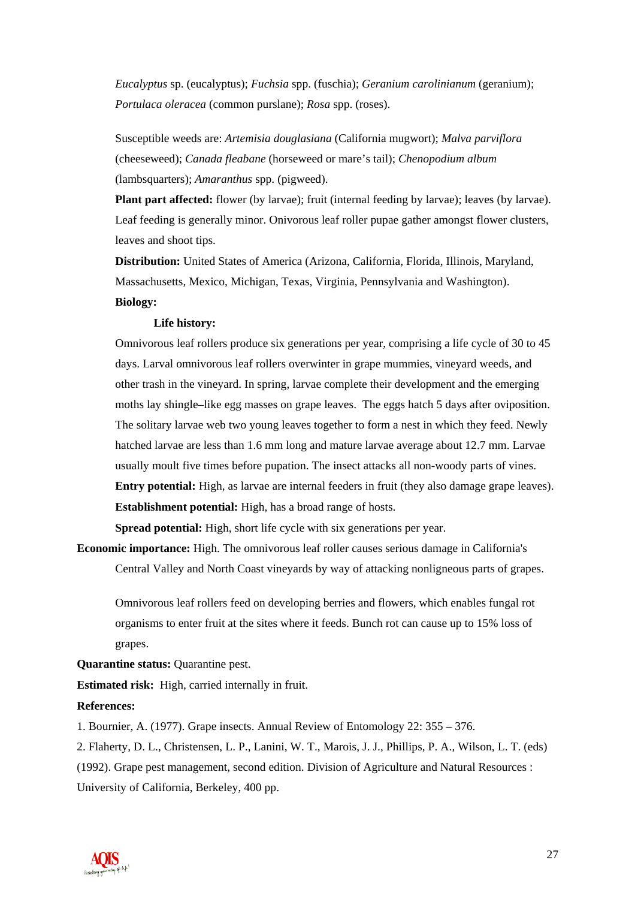*Eucalyptus* sp. (eucalyptus); *Fuchsia* spp. (fuschia); *Geranium carolinianum* (geranium); *Portulaca oleracea* (common purslane); *Rosa* spp. (roses).

Susceptible weeds are: *Artemisia douglasiana* (California mugwort); *Malva parviflora* (cheeseweed); *Canada fleabane* (horseweed or mare's tail); *Chenopodium album* (lambsquarters); *Amaranthus* spp. (pigweed).

**Plant part affected:** flower (by larvae); fruit (internal feeding by larvae); leaves (by larvae). Leaf feeding is generally minor. Onivorous leaf roller pupae gather amongst flower clusters, leaves and shoot tips.

**Distribution:** United States of America (Arizona, California, Florida, Illinois, Maryland, Massachusetts, Mexico, Michigan, Texas, Virginia, Pennsylvania and Washington).

**Biology:**

**Life history:**

Omnivorous leaf rollers produce six generations per year, comprising a life cycle of 30 to 45 days. Larval omnivorous leaf rollers overwinter in grape mummies, vineyard weeds, and other trash in the vineyard. In spring, larvae complete their development and the emerging moths lay shingle–like egg masses on grape leaves. The eggs hatch 5 days after oviposition. The solitary larvae web two young leaves together to form a nest in which they feed. Newly hatched larvae are less than 1.6 mm long and mature larvae average about 12.7 mm. Larvae usually moult five times before pupation. The insect attacks all non-woody parts of vines.

**Entry potential:** High, as larvae are internal feeders in fruit (they also damage grape leaves).

**Establishment potential:** High, has a broad range of hosts.

**Spread potential:** High, short life cycle with six generations per year.

**Economic importance:** High. The omnivorous leaf roller causes serious damage in California's Central Valley and North Coast vineyards by way of attacking nonligneous parts of grapes.

Omnivorous leaf rollers feed on developing berries and flowers, which enables fungal rot organisms to enter fruit at the sites where it feeds. Bunch rot can cause up to 15% loss of grapes.

**Quarantine status:** Quarantine pest.

**Estimated risk:** High, carried internally in fruit.

**References:**

1. Bournier, A. (1977). Grape insects. Annual Review of Entomology 22: 355 – 376.

2. Flaherty, D. L., Christensen, L. P., Lanini, W. T., Marois, J. J., Phillips, P. A., Wilson, L. T. (eds) (1992). Grape pest management, second edition. Division of Agriculture and Natural Resources : University of California, Berkeley, 400 pp.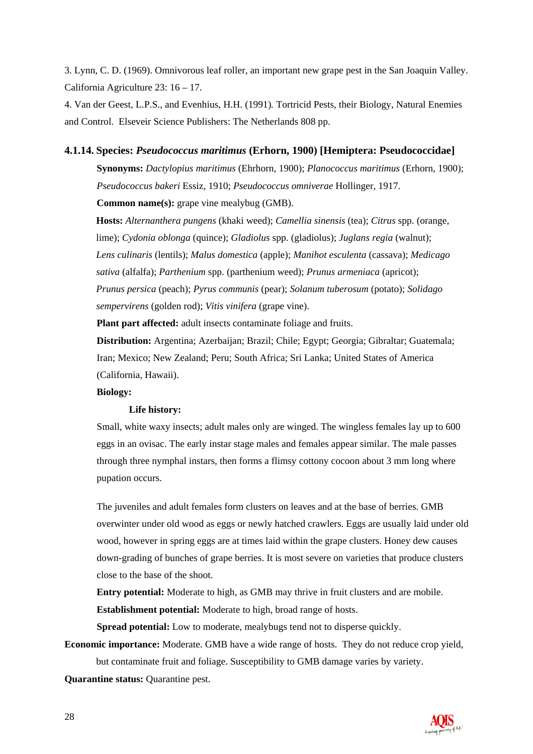3. Lynn, C. D. (1969). Omnivorous leaf roller, an important new grape pest in the San Joaquin Valley. California Agriculture 23: 16 – 17.

4. Van der Geest, L.P.S., and Evenhius, H.H. (1991). Tortricid Pests, their Biology, Natural Enemies and Control. Elseveir Science Publishers: The Netherlands 808 pp.

### 4.1.14. Species: *Pseudococcus maritimus* (Erhorn, 1900) [Hemiptera: Pseudococcidae]

**Synonyms:** *Dactylopius maritimus* (Ehrhorn, 1900); *Planococcus maritimus* (Erhorn, 1900); *Pseudococcus bakeri* Essiz, 1910; *Pseudococcus omniverae* Hollinger, 1917.

**Common name(s):** grape vine mealybug (GMB).

**Hosts:** *Alternanthera pungens* (khaki weed); *Camellia sinensis* (tea); *Citrus* spp. (orange, lime); *Cydonia oblonga* (quince); *Gladiolus* spp. (gladiolus); *Juglans regia* (walnut); *Lens culinaris* (lentils); *Malus domestica* (apple); *Manihot esculenta* (cassava); *Medicago sativa* (alfalfa); *Parthenium* spp. (parthenium weed); *Prunus armeniaca* (apricot); *Prunus persica* (peach); *Pyrus communis* (pear); *Solanum tuberosum* (potato); *Solidago sempervirens* (golden rod); *Vitis vinifera* (grape vine).

**Plant part affected:** adult insects contaminate foliage and fruits.

**Distribution:** Argentina; Azerbaijan; Brazil; Chile; Egypt; Georgia; Gibraltar; Guatemala; Iran; Mexico; New Zealand; Peru; South Africa; Sri Lanka; United States of America (California, Hawaii).

**Biology:**

**Life history:**

Small, white waxy insects; adult males only are winged. The wingless females lay up to 600 eggs in an ovisac. The early instar stage males and females appear similar. The male passes through three nymphal instars, then forms a flimsy cottony cocoon about 3 mm long where pupation occurs.

The juveniles and adult females form clusters on leaves and at the base of berries. GMB overwinter under old wood as eggs or newly hatched crawlers. Eggs are usually laid under old wood, however in spring eggs are at times laid within the grape clusters. Honey dew causes down-grading of bunches of grape berries. It is most severe on varieties that produce clusters close to the base of the shoot.

**Entry potential:** Moderate to high, as GMB may thrive in fruit clusters and are mobile.

**Establishment potential:** Moderate to high, broad range of hosts.

**Spread potential:** Low to moderate, mealybugs tend not to disperse quickly.

**Economic importance:** Moderate. GMB have a wide range of hosts. They do not reduce crop yield, but contaminate fruit and foliage. Susceptibility to GMB damage varies by variety.

**Quarantine status:** Quarantine pest.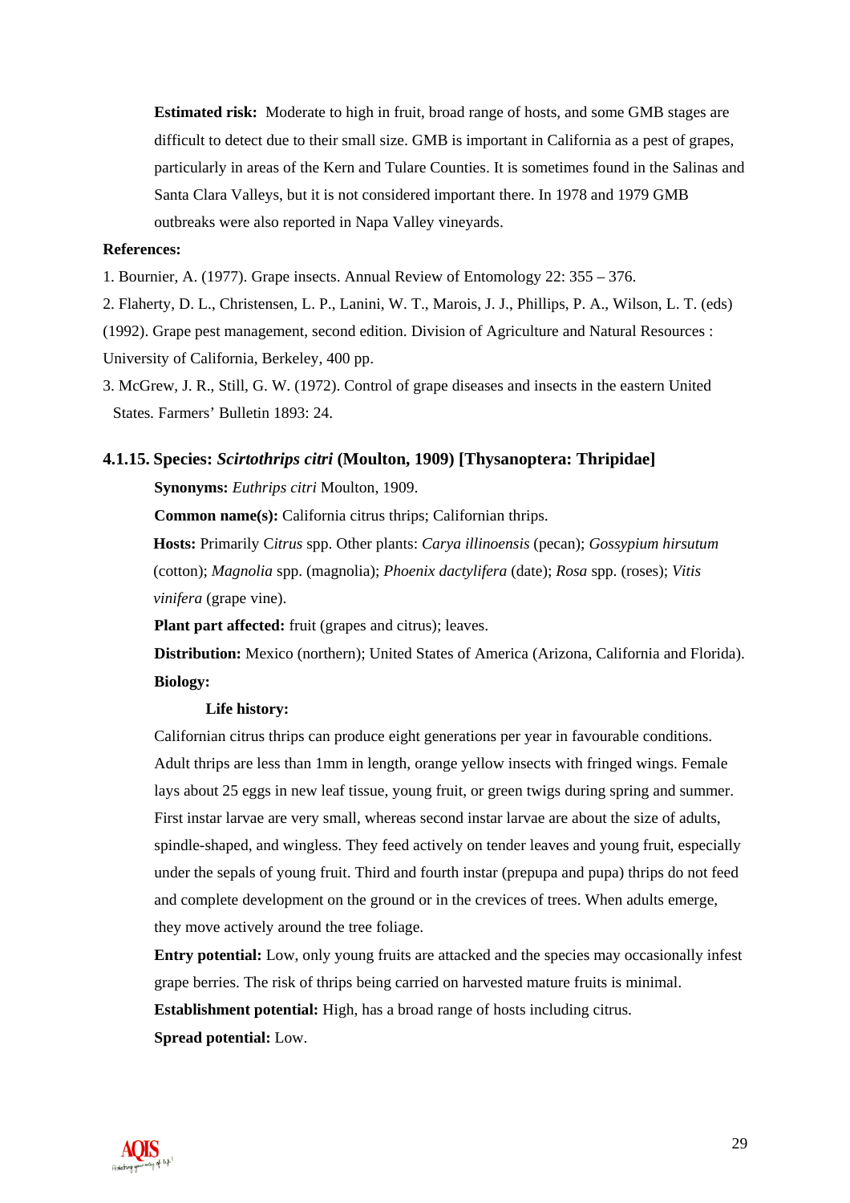**Estimated risk:** Moderate to high in fruit, broad range of hosts, and some GMB stages are difficult to detect due to their small size. GMB is important in California as a pest of grapes, particularly in areas of the Kern and Tulare Counties. It is sometimes found in the Salinas and Santa Clara Valleys, but it is not considered important there. In 1978 and 1979 GMB outbreaks were also reported in Napa Valley vineyards.

**References:**

1. Bournier, A. (1977). Grape insects. Annual Review of Entomology 22: 355 – 376.
2. Flaherty, D. L., Christensen, L. P., Lanini, W. T., Marois, J. J., Phillips, P. A., Wilson, L. T. (eds) (1992). Grape pest management, second edition. Division of Agriculture and Natural Resources : University of California, Berkeley, 400 pp.
3. McGrew, J. R., Still, G. W. (1972). Control of grape diseases and insects in the eastern United States. Farmers' Bulletin 1893: 24.

### 4.1.15. Species: *Scirtothrips citri* (Moulton, 1909) [Thysanoptera: Thripidae]

**Synonyms:** *Euthrips citri* Moulton, 1909.

**Common name(s):** California citrus thrips; Californian thrips.

**Hosts:** Primarily C*itrus* spp. Other plants: *Carya illinoensis* (pecan); *Gossypium hirsutum* (cotton); *Magnolia* spp. (magnolia); *Phoenix dactylifera* (date); *Rosa* spp. (roses); *Vitis vinifera* (grape vine).

**Plant part affected:** fruit (grapes and citrus); leaves.

**Distribution:** Mexico (northern); United States of America (Arizona, California and Florida).

**Biology:**

**Life history:**

Californian citrus thrips can produce eight generations per year in favourable conditions. Adult thrips are less than 1mm in length, orange yellow insects with fringed wings. Female lays about 25 eggs in new leaf tissue, young fruit, or green twigs during spring and summer. First instar larvae are very small, whereas second instar larvae are about the size of adults, spindle-shaped, and wingless. They feed actively on tender leaves and young fruit, especially under the sepals of young fruit. Third and fourth instar (prepupa and pupa) thrips do not feed and complete development on the ground or in the crevices of trees. When adults emerge, they move actively around the tree foliage.

**Entry potential:** Low, only young fruits are attacked and the species may occasionally infest grape berries. The risk of thrips being carried on harvested mature fruits is minimal.

**Establishment potential:** High, has a broad range of hosts including citrus.

**Spread potential:** Low.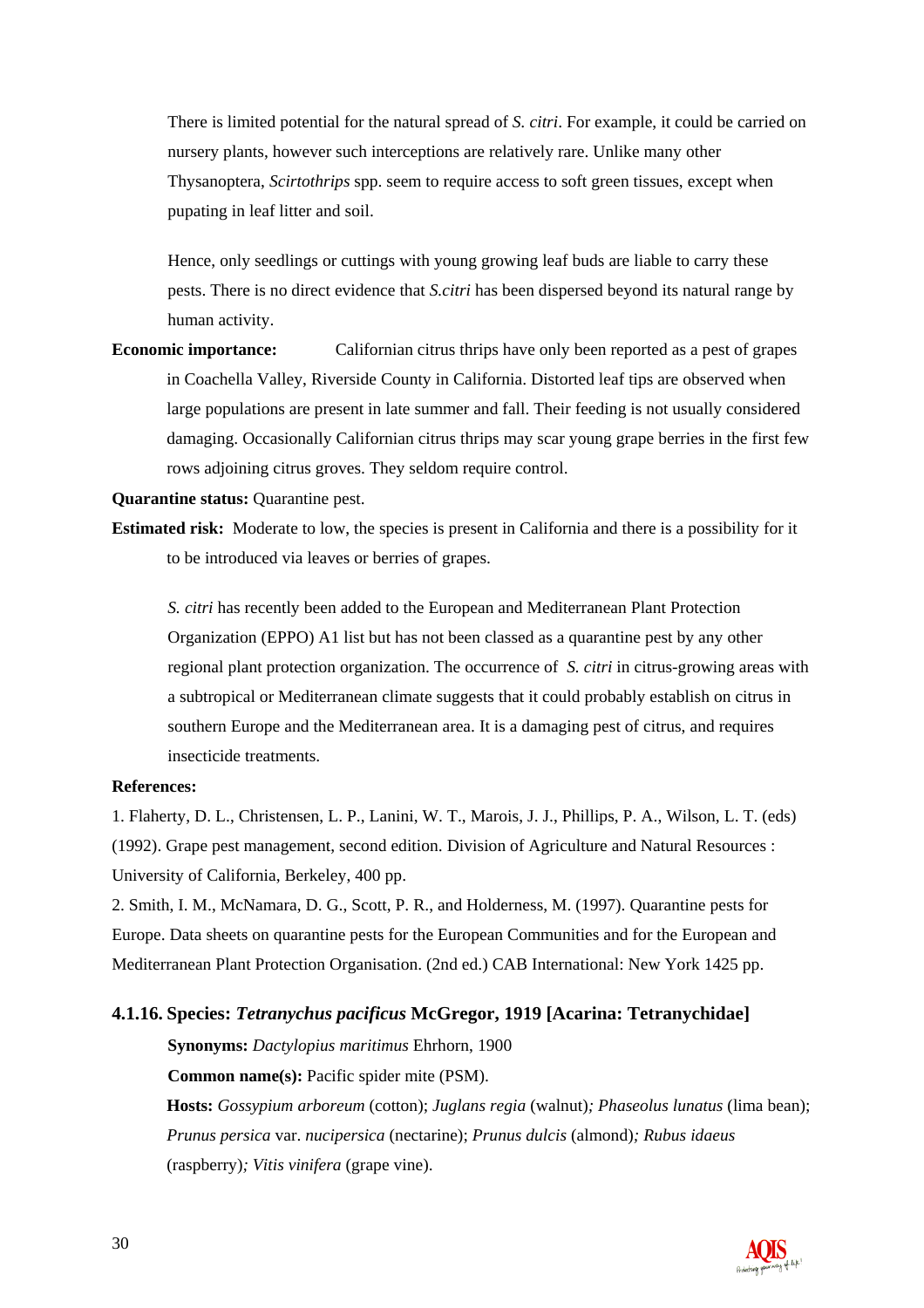There is limited potential for the natural spread of *S. citri*. For example, it could be carried on nursery plants, however such interceptions are relatively rare. Unlike many other Thysanoptera, *Scirtothrips* spp. seem to require access to soft green tissues, except when pupating in leaf litter and soil.

Hence, only seedlings or cuttings with young growing leaf buds are liable to carry these pests. There is no direct evidence that *S.citri* has been dispersed beyond its natural range by human activity.

**Economic importance:** Californian citrus thrips have only been reported as a pest of grapes in Coachella Valley, Riverside County in California. Distorted leaf tips are observed when large populations are present in late summer and fall. Their feeding is not usually considered damaging. Occasionally Californian citrus thrips may scar young grape berries in the first few rows adjoining citrus groves. They seldom require control.

**Quarantine status:** Quarantine pest.

**Estimated risk:** Moderate to low, the species is present in California and there is a possibility for it to be introduced via leaves or berries of grapes.

*S. citri* has recently been added to the European and Mediterranean Plant Protection Organization (EPPO) A1 list but has not been classed as a quarantine pest by any other regional plant protection organization. The occurrence of *S. citri* in citrus-growing areas with a subtropical or Mediterranean climate suggests that it could probably establish on citrus in southern Europe and the Mediterranean area. It is a damaging pest of citrus, and requires insecticide treatments.

**References:**

1. Flaherty, D. L., Christensen, L. P., Lanini, W. T., Marois, J. J., Phillips, P. A., Wilson, L. T. (eds) (1992). Grape pest management, second edition. Division of Agriculture and Natural Resources : University of California, Berkeley, 400 pp.

2. Smith, I. M., McNamara, D. G., Scott, P. R., and Holderness, M. (1997). Quarantine pests for Europe. Data sheets on quarantine pests for the European Communities and for the European and Mediterranean Plant Protection Organisation. (2nd ed.) CAB International: New York 1425 pp.

### 4.1.16. Species: *Tetranychus pacificus* McGregor, 1919 [Acarina: Tetranychidae]

**Synonyms:** *Dactylopius maritimus* Ehrhorn, 1900

**Common name(s):** Pacific spider mite (PSM).

**Hosts:** *Gossypium arboreum* (cotton); *Juglans regia* (walnut); *Phaseolus lunatus* (lima bean); *Prunus persica* var. *nucipersica* (nectarine); *Prunus dulcis* (almond); *Rubus idaeus* (raspberry); *Vitis vinifera* (grape vine).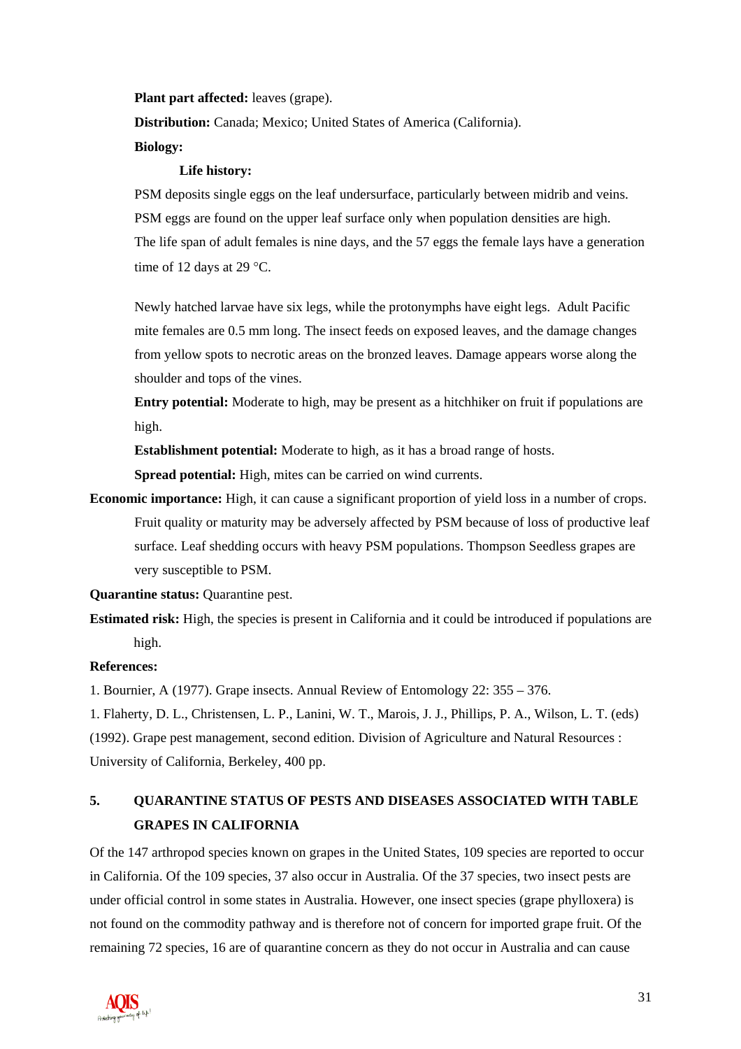**Plant part affected:** leaves (grape).

**Distribution:** Canada; Mexico; United States of America (California).

**Biology:**

**Life history:**

PSM deposits single eggs on the leaf undersurface, particularly between midrib and veins. PSM eggs are found on the upper leaf surface only when population densities are high. The life span of adult females is nine days, and the 57 eggs the female lays have a generation time of 12 days at 29 °C.

Newly hatched larvae have six legs, while the protonymphs have eight legs. Adult Pacific mite females are 0.5 mm long. The insect feeds on exposed leaves, and the damage changes from yellow spots to necrotic areas on the bronzed leaves. Damage appears worse along the shoulder and tops of the vines.

**Entry potential:** Moderate to high, may be present as a hitchhiker on fruit if populations are high.

**Establishment potential:** Moderate to high, as it has a broad range of hosts.

**Spread potential:** High, mites can be carried on wind currents.

**Economic importance:** High, it can cause a significant proportion of yield loss in a number of crops. Fruit quality or maturity may be adversely affected by PSM because of loss of productive leaf surface. Leaf shedding occurs with heavy PSM populations. Thompson Seedless grapes are very susceptible to PSM.

**Quarantine status:** Quarantine pest.

**Estimated risk:** High, the species is present in California and it could be introduced if populations are high.

**References:**

1. Bournier, A (1977). Grape insects. Annual Review of Entomology 22: 355 – 376.

1. Flaherty, D. L., Christensen, L. P., Lanini, W. T., Marois, J. J., Phillips, P. A., Wilson, L. T. (eds) (1992). Grape pest management, second edition. Division of Agriculture and Natural Resources : University of California, Berkeley, 400 pp.

## 5. QUARANTINE STATUS OF PESTS AND DISEASES ASSOCIATED WITH TABLE GRAPES IN CALIFORNIA

Of the 147 arthropod species known on grapes in the United States, 109 species are reported to occur in California. Of the 109 species, 37 also occur in Australia. Of the 37 species, two insect pests are under official control in some states in Australia. However, one insect species (grape phylloxera) is not found on the commodity pathway and is therefore not of concern for imported grape fruit. Of the remaining 72 species, 16 are of quarantine concern as they do not occur in Australia and can cause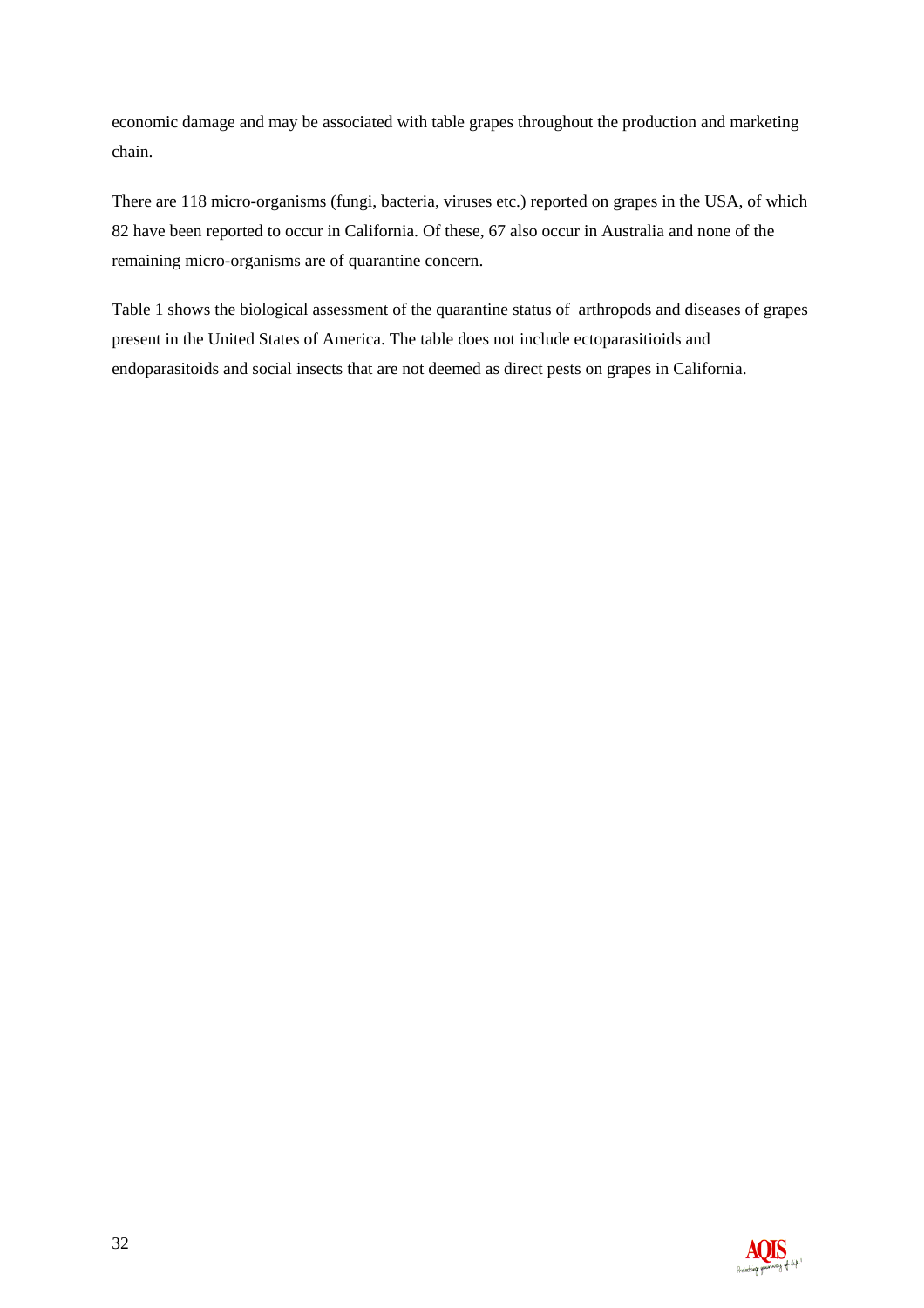economic damage and may be associated with table grapes throughout the production and marketing chain.

There are 118 micro-organisms (fungi, bacteria, viruses etc.) reported on grapes in the USA, of which 82 have been reported to occur in California. Of these, 67 also occur in Australia and none of the remaining micro-organisms are of quarantine concern.

Table 1 shows the biological assessment of the quarantine status of  arthropods and diseases of grapes present in the United States of America. The table does not include ectoparasitioids and endoparasitoids and social insects that are not deemed as direct pests on grapes in California.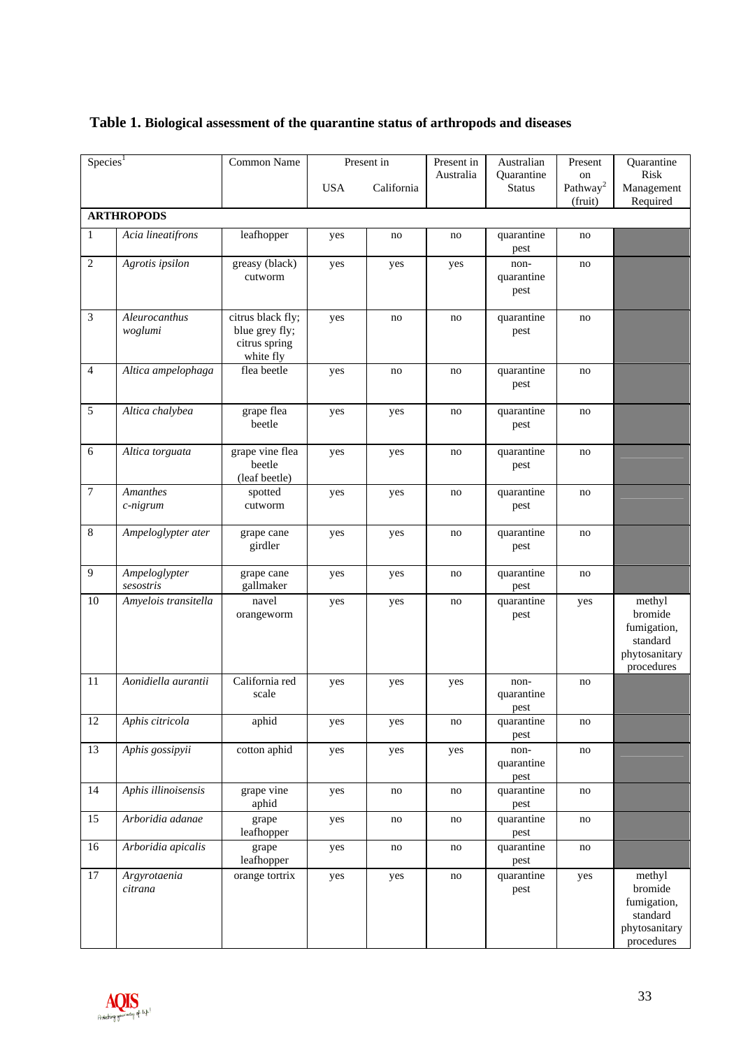## Table 1. Biological assessment of the quarantine status of arthropods and diseases

| | Species[1] | Common Name | Present in | | Present in Australia | Australian Quarantine Status | Present on Pathway[2] (fruit) | Quarantine Risk Management Required |
|---|---|---|---|---|---|---|---|---|
| | | | USA | California | | | | |
| **ARTHROPODS** | | | | | | | | |
| 1 | *Acia lineatifrons* | leafhopper | yes | no | no | quarantine pest | no | |
| 2 | *Agrotis ipsilon* | greasy (black) cutworm | yes | yes | yes | non-quarantine pest | no | |
| 3 | *Aleurocanthus woglumi* | citrus black fly; blue grey fly; citrus spring white fly | yes | no | no | quarantine pest | no | |
| 4 | *Altica ampelophaga* | flea beetle | yes | no | no | quarantine pest | no | |
| 5 | *Altica chalybea* | grape flea beetle | yes | yes | no | quarantine pest | no | |
| 6 | *Altica torguata* | grape vine flea beetle (leaf beetle) | yes | yes | no | quarantine pest | no | |
| 7 | *Amanthes c-nigrum* | spotted cutworm | yes | yes | no | quarantine pest | no | |
| 8 | *Ampeloglypter ater* | grape cane girdler | yes | yes | no | quarantine pest | no | |
| 9 | *Ampeloglypter sesostris* | grape cane gallmaker | yes | yes | no | quarantine pest | no | |
| 10 | *Amyelois transitella* | navel orangeworm | yes | yes | no | quarantine pest | yes | methyl bromide fumigation, standard phytosanitary procedures |
| 11 | *Aonidiella aurantii* | California red scale | yes | yes | yes | non-quarantine pest | no | |
| 12 | *Aphis citricola* | aphid | yes | yes | no | quarantine pest | no | |
| 13 | *Aphis gossypiyii* | cotton aphid | yes | yes | yes | non-quarantine pest | no | |
| 14 | *Aphis illinoisensis* | grape vine aphid | yes | no | no | quarantine pest | no | |
| 15 | *Arboridia adanae* | grape leafhopper | yes | no | no | quarantine pest | no | |
| 16 | *Arboridia apicalis* | grape leafhopper | yes | no | no | quarantine pest | no | |
| 17 | *Argyrotaenia citrana* | orange tortrix | yes | yes | no | quarantine pest | yes | methyl bromide fumigation, standard phytosanitary procedures |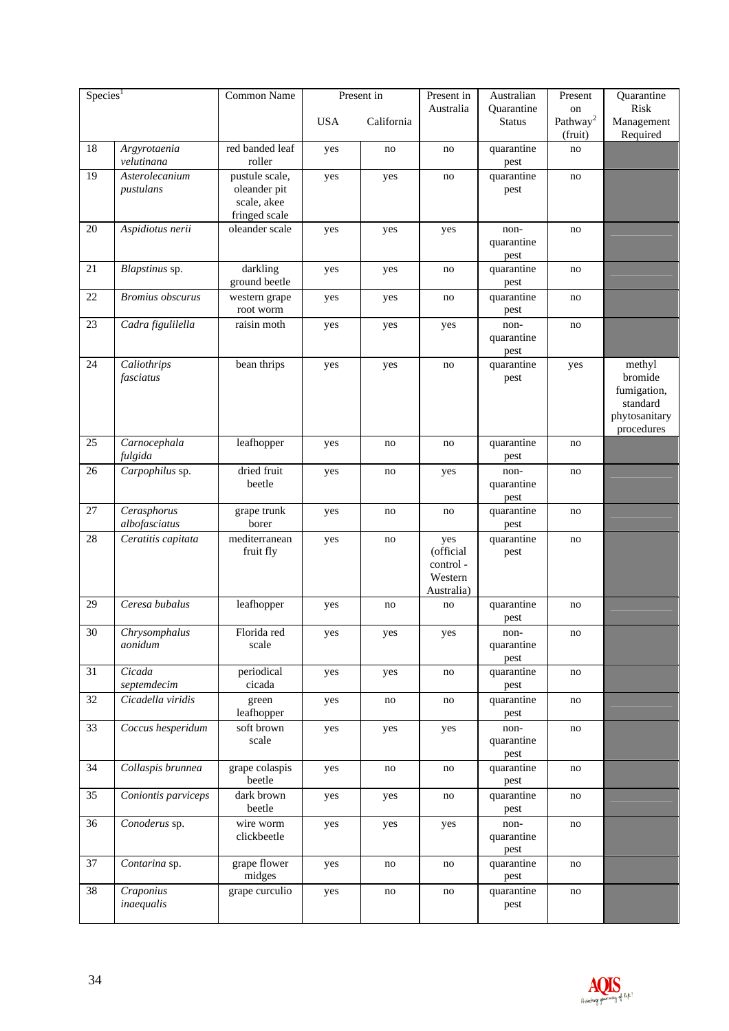| Species[1] | | Common Name | Present in | | Present in Australia | Australian Quarantine Status | Present on Pathway[2] (fruit) | Quarantine Risk Management Required |
|---|---|---|---|---|---|---|---|---|
| | | | USA | California | | | | |
| 18 | *Argyrotaenia velutinana* | red banded leaf roller | yes | no | no | quarantine pest | no | |
| 19 | *Asterolecanium pustulans* | pustule scale, oleander pit scale, akee fringed scale | yes | yes | no | quarantine pest | no | |
| 20 | *Aspidiotus nerii* | oleander scale | yes | yes | yes | non-quarantine pest | no | |
| 21 | *Blapstinus* sp. | darkling ground beetle | yes | yes | no | quarantine pest | no | |
| 22 | *Bromius obscurus* | western grape root worm | yes | yes | no | quarantine pest | no | |
| 23 | *Cadra figulilella* | raisin moth | yes | yes | yes | non-quarantine pest | no | |
| 24 | *Caliothrips fasciatus* | bean thrips | yes | yes | no | quarantine pest | yes | methyl bromide fumigation, standard phytosanitary procedures |
| 25 | *Carnocephala fulgida* | leafhopper | yes | no | no | quarantine pest | no | |
| 26 | *Carpophilus* sp. | dried fruit beetle | yes | no | yes | non-quarantine pest | no | |
| 27 | *Cerasphorus albofasciatus* | grape trunk borer | yes | no | no | quarantine pest | no | |
| 28 | *Ceratitis capitata* | mediterranean fruit fly | yes | no | yes (official control - Western Australia) | quarantine pest | no | |
| 29 | *Ceresa bubalus* | leafhopper | yes | no | no | quarantine pest | no | |
| 30 | *Chrysomphalus aonidum* | Florida red scale | yes | yes | yes | non-quarantine pest | no | |
| 31 | *Cicada septemdecim* | periodical cicada | yes | yes | no | quarantine pest | no | |
| 32 | *Cicadella viridis* | green leafhopper | yes | no | no | quarantine pest | no | |
| 33 | *Coccus hesperidum* | soft brown scale | yes | yes | yes | non-quarantine pest | no | |
| 34 | *Collaspis brunnea* | grape colaspis beetle | yes | no | no | quarantine pest | no | |
| 35 | *Coniontis parviceps* | dark brown beetle | yes | yes | no | quarantine pest | no | |
| 36 | *Conoderus* sp. | wire worm clickbeetle | yes | yes | yes | non-quarantine pest | no | |
| 37 | *Contarina* sp. | grape flower midges | yes | no | no | quarantine pest | no | |
| 38 | *Craponius inaequalis* | grape curculio | yes | no | no | quarantine pest | no | |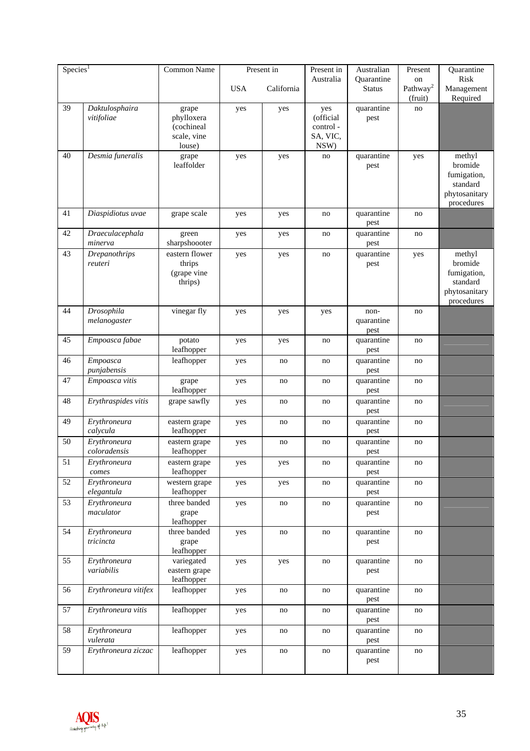| Species[1] | | Common Name | Present in | | Present in Australia | Australian Quarantine Status | Present on Pathway[2] (fruit) | Quarantine Risk Management Required |
|---|---|---|---|---|---|---|---|---|
| | | | USA | California | | | | |
| 39 | *Daktulosphaira vitifoliae* | grape phylloxera (cochineal scale, vine louse) | yes | yes | yes (official control - SA, VIC, NSW) | quarantine pest | no | |
| 40 | *Desmia funeralis* | grape leaffolder | yes | yes | no | quarantine pest | yes | methyl bromide fumigation, standard phytosanitary procedures |
| 41 | *Diaspidiotus uvae* | grape scale | yes | yes | no | quarantine pest | no | |
| 42 | *Draeculacephala minerva* | green sharpshoooter | yes | yes | no | quarantine pest | no | |
| 43 | *Drepanothrips reuteri* | eastern flower thrips (grape vine thrips) | yes | yes | no | quarantine pest | yes | methyl bromide fumigation, standard phytosanitary procedures |
| 44 | *Drosophila melanogaster* | vinegar fly | yes | yes | yes | non-quarantine pest | no | |
| 45 | *Empoasca fabae* | potato leafhopper | yes | yes | no | quarantine pest | no | |
| 46 | *Empoasca punjabensis* | leafhopper | yes | no | no | quarantine pest | no | |
| 47 | *Empoasca vitis* | grape leafhopper | yes | no | no | quarantine pest | no | |
| 48 | *Erythraspides vitis* | grape sawfly | yes | no | no | quarantine pest | no | |
| 49 | *Erythroneura calycula* | eastern grape leafhopper | yes | no | no | quarantine pest | no | |
| 50 | *Erythroneura coloradensis* | eastern grape leafhopper | yes | no | no | quarantine pest | no | |
| 51 | *Erythroneura comes* | eastern grape leafhopper | yes | yes | no | quarantine pest | no | |
| 52 | *Erythroneura elegantula* | western grape leafhopper | yes | yes | no | quarantine pest | no | |
| 53 | *Erythroneura maculator* | three banded grape leafhopper | yes | no | no | quarantine pest | no | |
| 54 | *Erythroneura tricincta* | three banded grape leafhopper | yes | no | no | quarantine pest | no | |
| 55 | *Erythroneura variabilis* | variegated eastern grape leafhopper | yes | yes | no | quarantine pest | no | |
| 56 | *Erythroneura vitifex* | leafhopper | yes | no | no | quarantine pest | no | |
| 57 | *Erythroneura vitis* | leafhopper | yes | no | no | quarantine pest | no | |
| 58 | *Erythroneura vulerata* | leafhopper | yes | no | no | quarantine pest | no | |
| 59 | *Erythroneura ziczac* | leafhopper | yes | no | no | quarantine pest | no | |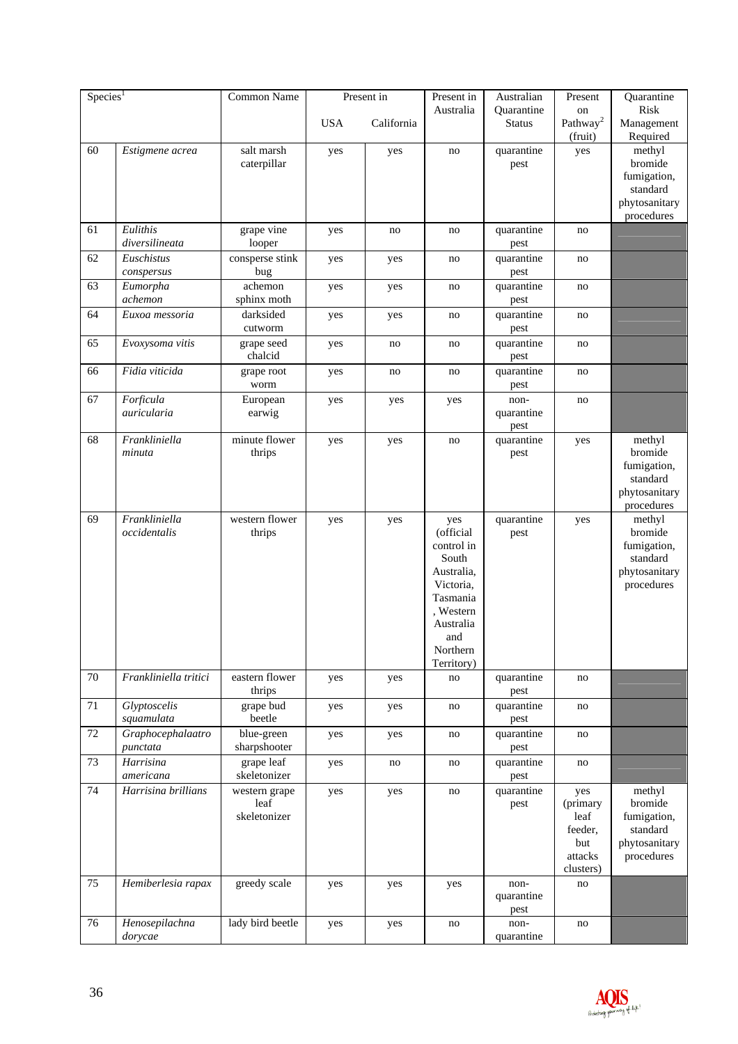| Species[1] | | Common Name | Present in USA | Present in California | Present in Australia | Australian Quarantine Status | Present on Pathway[2] (fruit) | Quarantine Risk Management Required |
|---|---|---|---|---|---|---|---|---|
| 60 | *Estigmene acrea* | salt marsh caterpillar | yes | yes | no | quarantine pest | yes | methyl bromide fumigation, standard phytosanitary procedures |
| 61 | *Eulithis diversilineata* | grape vine looper | yes | no | no | quarantine pest | no | |
| 62 | *Euschistus conspersus* | consperse stink bug | yes | yes | no | quarantine pest | no | |
| 63 | *Eumorpha achemon* | achemon sphinx moth | yes | yes | no | quarantine pest | no | |
| 64 | *Euxoa messoria* | darksided cutworm | yes | yes | no | quarantine pest | no | |
| 65 | *Evoxysoma vitis* | grape seed chalcid | yes | no | no | quarantine pest | no | |
| 66 | *Fidia viticida* | grape root worm | yes | no | no | quarantine pest | no | |
| 67 | *Forficula auricularia* | European earwig | yes | yes | yes | non-quarantine pest | no | |
| 68 | *Frankliniella minuta* | minute flower thrips | yes | yes | no | quarantine pest | yes | methyl bromide fumigation, standard phytosanitary procedures |
| 69 | *Frankliniella occidentalis* | western flower thrips | yes | yes | yes (official control in South Australia, Victoria, Tasmania, Western Australia and Northern Territory) | quarantine pest | yes | methyl bromide fumigation, standard phytosanitary procedures |
| 70 | *Frankliniella tritici* | eastern flower thrips | yes | yes | no | quarantine pest | no | |
| 71 | *Glyptoscelis squamulata* | grape bud beetle | yes | yes | no | quarantine pest | no | |
| 72 | *Graphocephalaatro punctata* | blue-green sharpshooter | yes | yes | no | quarantine pest | no | |
| 73 | *Harrisina americana* | grape leaf skeletonizer | yes | no | no | quarantine pest | no | |
| 74 | *Harrisina brillians* | western grape leaf skeletonizer | yes | yes | no | quarantine pest | yes (primary leaf feeder, but attacks clusters) | methyl bromide fumigation, standard phytosanitary procedures |
| 75 | *Hemiberlesia rapax* | greedy scale | yes | yes | yes | non-quarantine pest | no | |
| 76 | *Henosepilachna dorycae* | lady bird beetle | yes | yes | no | non-quarantine | no | |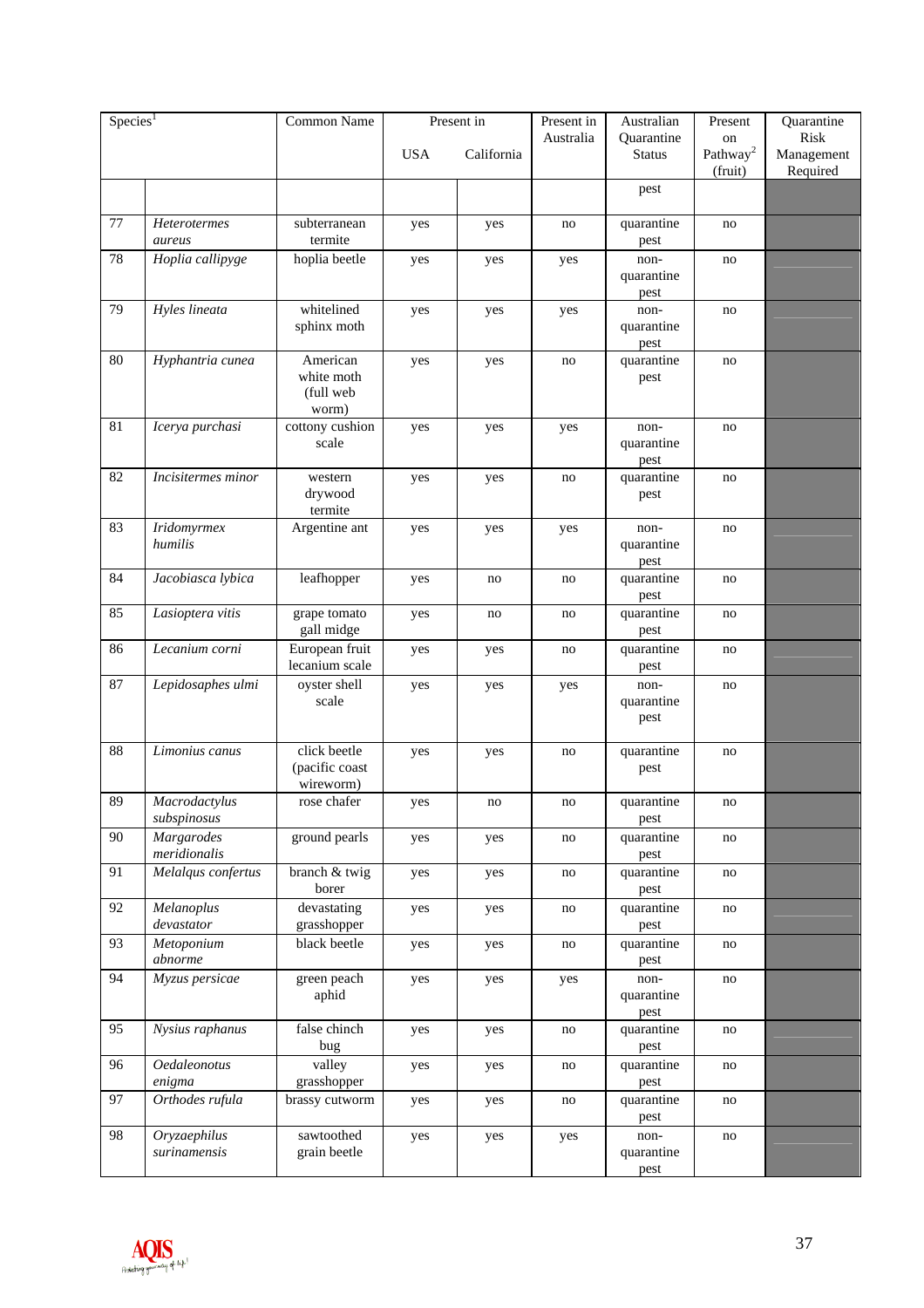| Species[1] | | Common Name | Present in | | Present in Australia | Australian Quarantine Status | Present on Pathway[2] (fruit) | Quarantine Risk Management Required |
|---|---|---|---|---|---|---|---|---|
| | | | USA | California | | | | |
| | | | | | | pest | | |
| 77 | *Heterotermes aureus* | subterranean termite | yes | yes | no | quarantine pest | no | |
| 78 | *Hoplia callipyge* | hoplia beetle | yes | yes | yes | non-quarantine pest | no | |
| 79 | *Hyles lineata* | whitelined sphinx moth | yes | yes | yes | non-quarantine pest | no | |
| 80 | *Hyphantria cunea* | American white moth (full web worm) | yes | yes | no | quarantine pest | no | |
| 81 | *Icerya purchasi* | cottony cushion scale | yes | yes | yes | non-quarantine pest | no | |
| 82 | *Incisitermes minor* | western drywood termite | yes | yes | no | quarantine pest | no | |
| 83 | *Iridomyrmex humilis* | Argentine ant | yes | yes | yes | non-quarantine pest | no | |
| 84 | *Jacobiasca lybica* | leafhopper | yes | no | no | quarantine pest | no | |
| 85 | *Lasioptera vitis* | grape tomato gall midge | yes | no | no | quarantine pest | no | |
| 86 | *Lecanium corni* | European fruit lecanium scale | yes | yes | no | quarantine pest | no | |
| 87 | *Lepidosaphes ulmi* | oyster shell scale | yes | yes | yes | non-quarantine pest | no | |
| 88 | *Limonius canus* | click beetle (pacific coast wireworm) | yes | yes | no | quarantine pest | no | |
| 89 | *Macrodactylus subspinosus* | rose chafer | yes | no | no | quarantine pest | no | |
| 90 | *Margarodes meridionalis* | ground pearls | yes | yes | no | quarantine pest | no | |
| 91 | *Melalqus confertus* | branch & twig borer | yes | yes | no | quarantine pest | no | |
| 92 | *Melanoplus devastator* | devastating grasshopper | yes | yes | no | quarantine pest | no | |
| 93 | *Metoponium abnorme* | black beetle | yes | yes | no | quarantine pest | no | |
| 94 | *Myzus persicae* | green peach aphid | yes | yes | yes | non-quarantine pest | no | |
| 95 | *Nysius raphanus* | false chinch bug | yes | yes | no | quarantine pest | no | |
| 96 | *Oedaleonotus enigma* | valley grasshopper | yes | yes | no | quarantine pest | no | |
| 97 | *Orthodes rufula* | brassy cutworm | yes | yes | no | quarantine pest | no | |
| 98 | *Oryzaephilus surinamensis* | sawtoothed grain beetle | yes | yes | yes | non-quarantine pest | no | |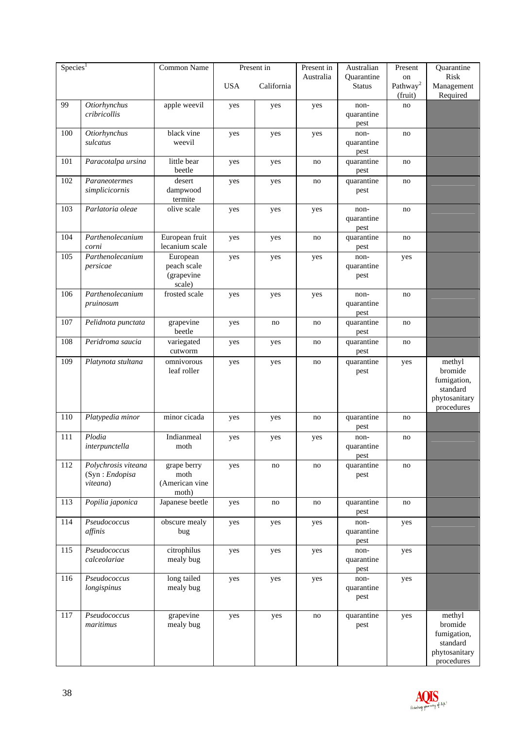| Species[1] | | Common Name | Present in | | Present in Australia | Australian Quarantine Status | Present on Pathway[2] (fruit) | Quarantine Risk Management Required |
|---|---|---|---|---|---|---|---|---|
| | | | USA | California | | | | |
| 99 | *Otiorhynchus cribricollis* | apple weevil | yes | yes | yes | non-quarantine pest | no | |
| 100 | *Otiorhynchus sulcatus* | black vine weevil | yes | yes | yes | non-quarantine pest | no | |
| 101 | *Paracotalpa ursina* | little bear beetle | yes | yes | no | quarantine pest | no | |
| 102 | *Paraneotermes simplicicornis* | desert dampwood termite | yes | yes | no | quarantine pest | no | |
| 103 | *Parlatoria oleae* | olive scale | yes | yes | yes | non-quarantine pest | no | |
| 104 | *Parthenolecanium corni* | European fruit lecanium scale | yes | yes | no | quarantine pest | no | |
| 105 | *Parthenolecanium persicae* | European peach scale (grapevine scale) | yes | yes | yes | non-quarantine pest | yes | |
| 106 | *Parthenolecanium pruinosum* | frosted scale | yes | yes | yes | non-quarantine pest | no | |
| 107 | *Pelidnota punctata* | grapevine beetle | yes | no | no | quarantine pest | no | |
| 108 | *Peridroma saucia* | variegated cutworm | yes | yes | no | quarantine pest | no | |
| 109 | *Platynota stultana* | omnivorous leaf roller | yes | yes | no | quarantine pest | yes | methyl bromide fumigation, standard phytosanitary procedures |
| 110 | *Platypedia minor* | minor cicada | yes | yes | no | quarantine pest | no | |
| 111 | *Plodia interpunctella* | Indianmeal moth | yes | yes | yes | non-quarantine pest | no | |
| 112 | *Polychrosis viteana* (Syn : *Endopisa viteana*) | grape berry moth (American vine moth) | yes | no | no | quarantine pest | no | |
| 113 | *Popilia japonica* | Japanese beetle | yes | no | no | quarantine pest | no | |
| 114 | *Pseudococcus affinis* | obscure mealy bug | yes | yes | yes | non-quarantine pest | yes | |
| 115 | *Pseudococcus calceolariae* | citrophilus mealy bug | yes | yes | yes | non-quarantine pest | yes | |
| 116 | *Pseudococcus longispinus* | long tailed mealy bug | yes | yes | yes | non-quarantine pest | yes | |
| 117 | *Pseudococcus maritimus* | grapevine mealy bug | yes | yes | no | quarantine pest | yes | methyl bromide fumigation, standard phytosanitary procedures |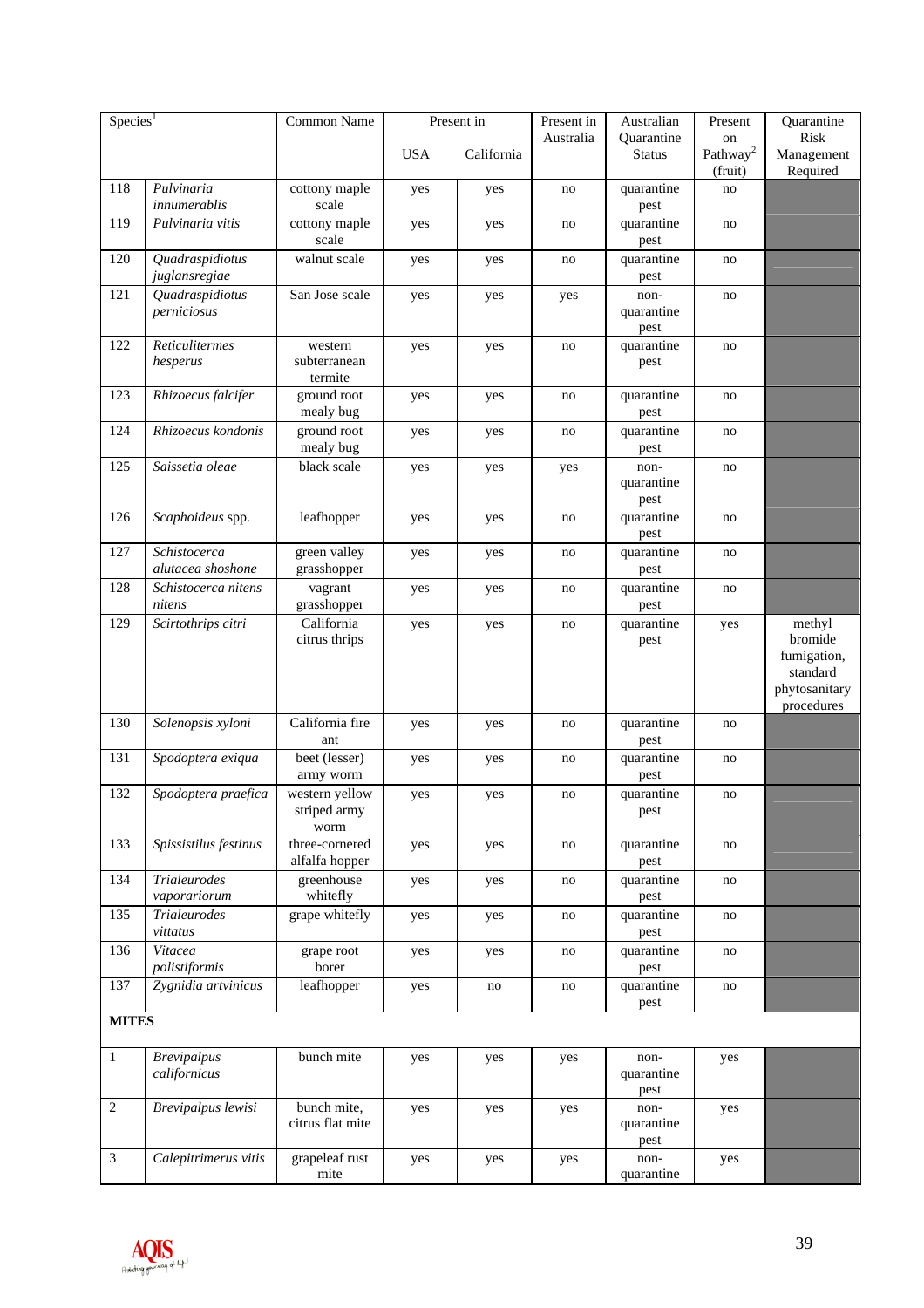| Species[1] | | Common Name | Present in | | Present in Australia | Australian Quarantine Status | Present on Pathway[2] (fruit) | Quarantine Risk Management Required |
|---|---|---|---|---|---|---|---|---|
| | | | USA | California | | | | |
| 118 | *Pulvinaria innumerablis* | cottony maple scale | yes | yes | no | quarantine pest | no | |
| 119 | *Pulvinaria vitis* | cottony maple scale | yes | yes | no | quarantine pest | no | |
| 120 | *Quadraspidiotus juglansregiae* | walnut scale | yes | yes | no | quarantine pest | no | |
| 121 | *Quadraspidiotus perniciosus* | San Jose scale | yes | yes | yes | non-quarantine pest | no | |
| 122 | *Reticulitermes hesperus* | western subterranean termite | yes | yes | no | quarantine pest | no | |
| 123 | *Rhizoecus falcifer* | ground root mealy bug | yes | yes | no | quarantine pest | no | |
| 124 | *Rhizoecus kondonis* | ground root mealy bug | yes | yes | no | quarantine pest | no | |
| 125 | *Saissetia oleae* | black scale | yes | yes | yes | non-quarantine pest | no | |
| 126 | *Scaphoideus* spp. | leafhopper | yes | yes | no | quarantine pest | no | |
| 127 | *Schistocerca alutacea shoshone* | green valley grasshopper | yes | yes | no | quarantine pest | no | |
| 128 | *Schistocerca nitens nitens* | vagrant grasshopper | yes | yes | no | quarantine pest | no | |
| 129 | *Scirtothrips citri* | California citrus thrips | yes | yes | no | quarantine pest | yes | methyl bromide fumigation, standard phytosanitary procedures |
| 130 | *Solenopsis xyloni* | California fire ant | yes | yes | no | quarantine pest | no | |
| 131 | *Spodoptera exiqua* | beet (lesser) army worm | yes | yes | no | quarantine pest | no | |
| 132 | *Spodoptera praefica* | western yellow striped army worm | yes | yes | no | quarantine pest | no | |
| 133 | *Spissistilus festinus* | three-cornered alfalfa hopper | yes | yes | no | quarantine pest | no | |
| 134 | *Trialeurodes vaporariorum* | greenhouse whitefly | yes | yes | no | quarantine pest | no | |
| 135 | *Trialeurodes vittatus* | grape whitefly | yes | yes | no | quarantine pest | no | |
| 136 | *Vitacea polistiformis* | grape root borer | yes | yes | no | quarantine pest | no | |
| 137 | *Zygnidia artvinicus* | leafhopper | yes | no | no | quarantine pest | no | |
| **MITES** | | | | | | | | |
| 1 | *Brevipalpus californicus* | bunch mite | yes | yes | yes | non-quarantine pest | yes | |
| 2 | *Brevipalpus lewisi* | bunch mite, citrus flat mite | yes | yes | yes | non-quarantine pest | yes | |
| 3 | *Calepitrimerus vitis* | grapeleaf rust mite | yes | yes | yes | non-quarantine | yes | |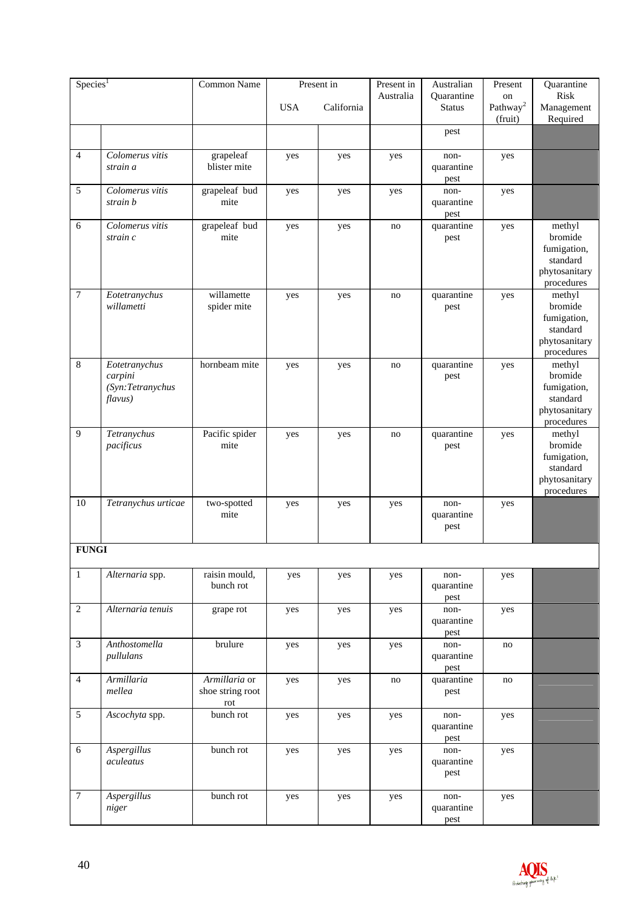| Species[1] | | Common Name | Present in USA | Present in California | Present in Australia | Australian Quarantine Status | Present on Pathway[2] (fruit) | Quarantine Risk Management Required |
|---|---|---|---|---|---|---|---|---|
| | | | | | | pest | | |
| 4 | *Colomerus vitis strain a* | grapeleaf blister mite | yes | yes | yes | non-quarantine pest | yes | |
| 5 | *Colomerus vitis strain b* | grapeleaf bud mite | yes | yes | yes | non-quarantine pest | yes | |
| 6 | *Colomerus vitis strain c* | grapeleaf bud mite | yes | yes | no | quarantine pest | yes | methyl bromide fumigation, standard phytosanitary procedures |
| 7 | *Eotetranychus willametti* | willamette spider mite | yes | yes | no | quarantine pest | yes | methyl bromide fumigation, standard phytosanitary procedures |
| 8 | *Eotetranychus carpini (Syn:Tetranychus flavus)* | hornbeam mite | yes | yes | no | quarantine pest | yes | methyl bromide fumigation, standard phytosanitary procedures |
| 9 | *Tetranychus pacificus* | Pacific spider mite | yes | yes | no | quarantine pest | yes | methyl bromide fumigation, standard phytosanitary procedures |
| 10 | *Tetranychus urticae* | two-spotted mite | yes | yes | yes | non-quarantine pest | yes | |
| **FUNGI** | | | | | | | | |
| 1 | *Alternaria* spp. | raisin mould, bunch rot | yes | yes | yes | non-quarantine pest | yes | |
| 2 | *Alternaria tenuis* | grape rot | yes | yes | yes | non-quarantine pest | yes | |
| 3 | *Anthostomella pullulans* | brulure | yes | yes | yes | non-quarantine pest | no | |
| 4 | *Armillaria mellea* | *Armillaria* or shoe string root rot | yes | yes | no | quarantine pest | no | |
| 5 | *Ascochyta* spp. | bunch rot | yes | yes | yes | non-quarantine pest | yes | |
| 6 | *Aspergillus aculeatus* | bunch rot | yes | yes | yes | non-quarantine pest | yes | |
| 7 | *Aspergillus niger* | bunch rot | yes | yes | yes | non-quarantine pest | yes | |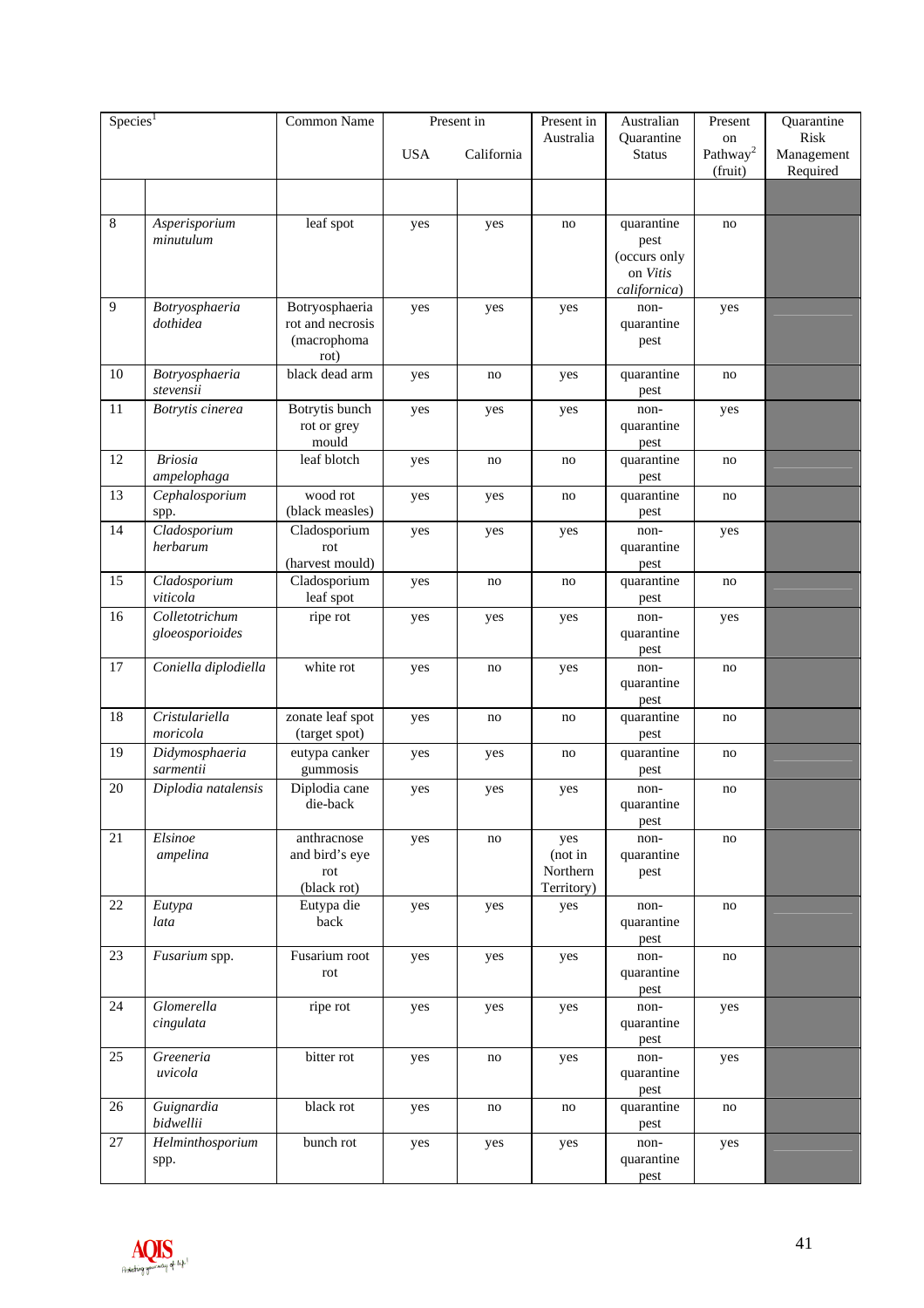| Species[1] | | Common Name | Present in USA | Present in California | Present in Australia | Australian Quarantine Status | Present on Pathway[2] (fruit) | Quarantine Risk Management Required |
|---|---|---|---|---|---|---|---|---|
| | | | | | | | | |
| 8 | *Asperisporium minutulum* | leaf spot | yes | yes | no | quarantine pest (occurs only on *Vitis californica*) | no | |
| 9 | *Botryosphaeria dothidea* | Botryosphaeria rot and necrosis (macrophoma rot) | yes | yes | yes | non-quarantine pest | yes | |
| 10 | *Botryosphaeria stevensii* | black dead arm | yes | no | yes | quarantine pest | no | |
| 11 | *Botrytis cinerea* | Botrytis bunch rot or grey mould | yes | yes | yes | non-quarantine pest | yes | |
| 12 | *Briosia ampelophaga* | leaf blotch | yes | no | no | quarantine pest | no | |
| 13 | *Cephalosporium* spp. | wood rot (black measles) | yes | yes | no | quarantine pest | no | |
| 14 | *Cladosporium herbarum* | Cladosporium rot (harvest mould) | yes | yes | yes | non-quarantine pest | yes | |
| 15 | *Cladosporium viticola* | Cladosporium leaf spot | yes | no | no | quarantine pest | no | |
| 16 | *Colletotrichum gloeosporioides* | ripe rot | yes | yes | yes | non-quarantine pest | yes | |
| 17 | *Coniella diplodiella* | white rot | yes | no | yes | non-quarantine pest | no | |
| 18 | *Cristulariella moricola* | zonate leaf spot (target spot) | yes | no | no | quarantine pest | no | |
| 19 | *Didymosphaeria sarmentii* | eutypa canker gummosis | yes | yes | no | quarantine pest | no | |
| 20 | *Diplodia natalensis* | Diplodia cane die-back | yes | yes | yes | non-quarantine pest | no | |
| 21 | *Elsinoe ampelina* | anthracnose and bird's eye rot (black rot) | yes | no | yes (not in Northern Territory) | non-quarantine pest | no | |
| 22 | *Eutypa lata* | Eutypa die back | yes | yes | yes | non-quarantine pest | no | |
| 23 | *Fusarium* spp. | Fusarium root rot | yes | yes | yes | non-quarantine pest | no | |
| 24 | *Glomerella cingulata* | ripe rot | yes | yes | yes | non-quarantine pest | yes | |
| 25 | *Greeneria uvicola* | bitter rot | yes | no | yes | non-quarantine pest | yes | |
| 26 | *Guignardia bidwellii* | black rot | yes | no | no | quarantine pest | no | |
| 27 | *Helminthosporium* spp. | bunch rot | yes | yes | yes | non-quarantine pest | yes | |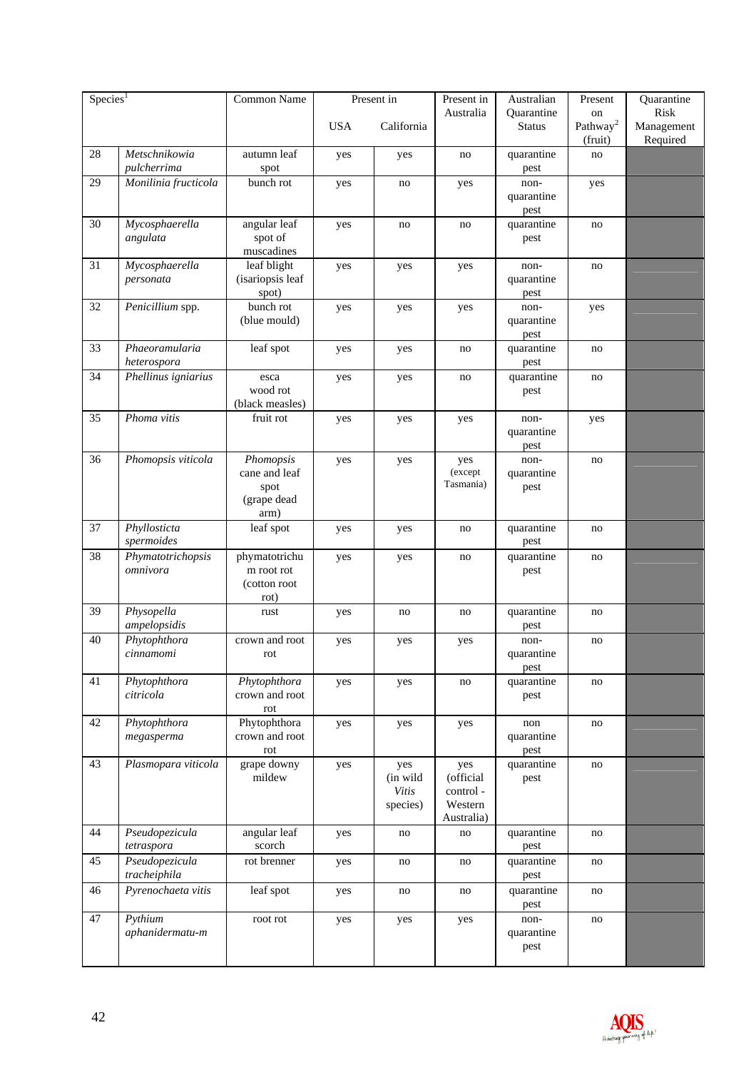| Species[1] | | Common Name | Present in | | Present in Australia | Australian Quarantine Status | Present on Pathway[2] (fruit) | Quarantine Risk Management Required |
|---|---|---|---|---|---|---|---|---|
| | | | USA | California | | | | |
| 28 | *Metschnikowia pulcherrima* | autumn leaf spot | yes | yes | no | quarantine pest | no | |
| 29 | *Monilinia fructicola* | bunch rot | yes | no | yes | non-quarantine pest | yes | |
| 30 | *Mycosphaerella angulata* | angular leaf spot of muscadines | yes | no | no | quarantine pest | no | |
| 31 | *Mycosphaerella personata* | leaf blight (isariopsis leaf spot) | yes | yes | yes | non-quarantine pest | no | |
| 32 | *Penicillium* spp. | bunch rot (blue mould) | yes | yes | yes | non-quarantine pest | yes | |
| 33 | *Phaeoramularia heterospora* | leaf spot | yes | yes | no | quarantine pest | no | |
| 34 | *Phellinus igniarius* | esca wood rot (black measles) | yes | yes | no | quarantine pest | no | |
| 35 | *Phoma vitis* | fruit rot | yes | yes | yes | non-quarantine pest | yes | |
| 36 | *Phomopsis viticola* | *Phomopsis* cane and leaf spot (grape dead arm) | yes | yes | yes (except Tasmania) | non-quarantine pest | no | |
| 37 | *Phyllosticta spermoides* | leaf spot | yes | yes | no | quarantine pest | no | |
| 38 | *Phymatotrichopsis omnivora* | phymatotrichum root rot (cotton root rot) | yes | yes | no | quarantine pest | no | |
| 39 | *Physopella ampelopsidis* | rust | yes | no | no | quarantine pest | no | |
| 40 | *Phytophthora cinnamomi* | crown and root rot | yes | yes | yes | non-quarantine pest | no | |
| 41 | *Phytophthora citricola* | *Phytophthora* crown and root rot | yes | yes | no | quarantine pest | no | |
| 42 | *Phytophthora megasperma* | Phytophthora crown and root rot | yes | yes | yes | non quarantine pest | no | |
| 43 | *Plasmopara viticola* | grape downy mildew | yes | yes (in wild *Vitis* species) | yes (official control - Western Australia) | quarantine pest | no | |
| 44 | *Pseudopezicula tetraspora* | angular leaf scorch | yes | no | no | quarantine pest | no | |
| 45 | *Pseudopezicula tracheiphila* | rot brenner | yes | no | no | quarantine pest | no | |
| 46 | *Pyrenochaeta vitis* | leaf spot | yes | no | no | quarantine pest | no | |
| 47 | *Pythium aphanidermatu-m* | root rot | yes | yes | yes | non-quarantine pest | no | |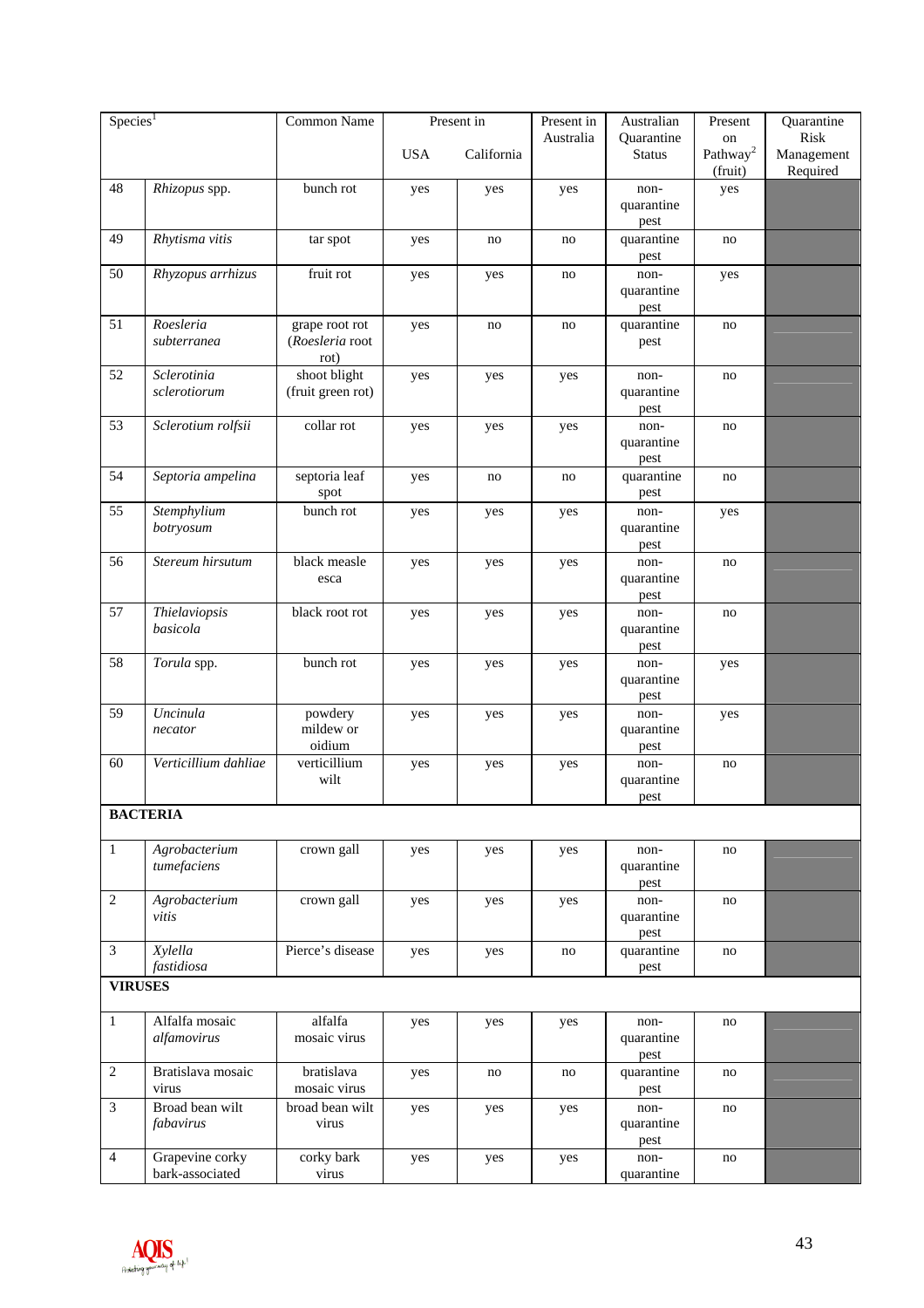| Species[1] | | Common Name | Present in | | Present in Australia | Australian Quarantine Status | Present on Pathway[2] (fruit) | Quarantine Risk Management Required |
|---|---|---|---|---|---|---|---|---|
| | | | USA | California | | | | |
| 48 | *Rhizopus* spp. | bunch rot | yes | yes | yes | non-quarantine pest | yes | |
| 49 | *Rhytisma vitis* | tar spot | yes | no | no | quarantine pest | no | |
| 50 | *Rhyzopus arrhizus* | fruit rot | yes | yes | no | non-quarantine pest | yes | |
| 51 | *Roesleria subterranea* | grape root rot (*Roesleria* root rot) | yes | no | no | quarantine pest | no | |
| 52 | *Sclerotinia sclerotiorum* | shoot blight (fruit green rot) | yes | yes | yes | non-quarantine pest | no | |
| 53 | *Sclerotium rolfsii* | collar rot | yes | yes | yes | non-quarantine pest | no | |
| 54 | *Septoria ampelina* | septoria leaf spot | yes | no | no | quarantine pest | no | |
| 55 | *Stemphylium botryosum* | bunch rot | yes | yes | yes | non-quarantine pest | yes | |
| 56 | *Stereum hirsutum* | black measle esca | yes | yes | yes | non-quarantine pest | no | |
| 57 | *Thielaviopsis basicola* | black root rot | yes | yes | yes | non-quarantine pest | no | |
| 58 | *Torula* spp. | bunch rot | yes | yes | yes | non-quarantine pest | yes | |
| 59 | *Uncinula necator* | powdery mildew or oidium | yes | yes | yes | non-quarantine pest | yes | |
| 60 | *Verticillium dahliae* | verticillium wilt | yes | yes | yes | non-quarantine pest | no | |
| **BACTERIA** | | | | | | | | |
| 1 | *Agrobacterium tumefaciens* | crown gall | yes | yes | yes | non-quarantine pest | no | |
| 2 | *Agrobacterium vitis* | crown gall | yes | yes | yes | non-quarantine pest | no | |
| 3 | *Xylella fastidiosa* | Pierce's disease | yes | yes | no | quarantine pest | no | |
| **VIRUSES** | | | | | | | | |
| 1 | Alfalfa mosaic *alfamovirus* | alfalfa mosaic virus | yes | yes | yes | non-quarantine pest | no | |
| 2 | Bratislava mosaic virus | bratislava mosaic virus | yes | no | no | quarantine pest | no | |
| 3 | Broad bean wilt *fabavirus* | broad bean wilt virus | yes | yes | yes | non-quarantine pest | no | |
| 4 | Grapevine corky bark-associated | corky bark virus | yes | yes | yes | non-quarantine | no | |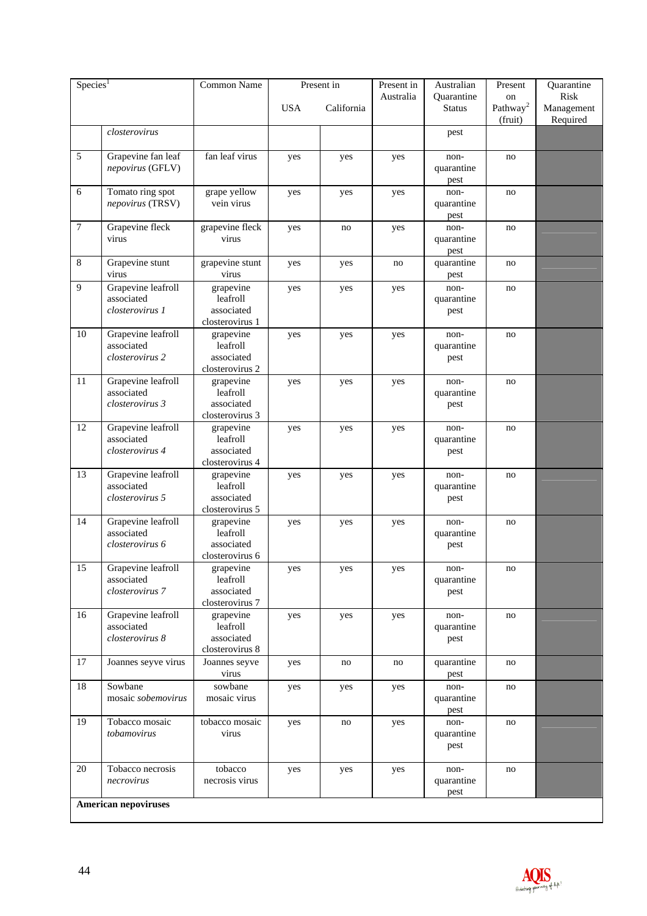| Species[1] | | Common Name | Present in | | Present in Australia | Australian Quarantine Status | Present on Pathway[2] (fruit) | Quarantine Risk Management Required |
|---|---|---|---|---|---|---|---|---|
| | | | USA | California | | | | |
| | *closterovirus* | | | | | pest | | |
| 5 | Grapevine fan leaf *nepovirus* (GFLV) | fan leaf virus | yes | yes | yes | non-quarantine pest | no | |
| 6 | Tomato ring spot *nepovirus* (TRSV) | grape yellow vein virus | yes | yes | yes | non-quarantine pest | no | |
| 7 | Grapevine fleck virus | grapevine fleck virus | yes | no | yes | non-quarantine pest | no | |
| 8 | Grapevine stunt virus | grapevine stunt virus | yes | yes | no | quarantine pest | no | |
| 9 | Grapevine leafroll associated *closterovirus 1* | grapevine leafroll associated closterovirus 1 | yes | yes | yes | non-quarantine pest | no | |
| 10 | Grapevine leafroll associated *closterovirus 2* | grapevine leafroll associated closterovirus 2 | yes | yes | yes | non-quarantine pest | no | |
| 11 | Grapevine leafroll associated *closterovirus 3* | grapevine leafroll associated closterovirus 3 | yes | yes | yes | non-quarantine pest | no | |
| 12 | Grapevine leafroll associated *closterovirus 4* | grapevine leafroll associated closterovirus 4 | yes | yes | yes | non-quarantine pest | no | |
| 13 | Grapevine leafroll associated *closterovirus 5* | grapevine leafroll associated closterovirus 5 | yes | yes | yes | non-quarantine pest | no | |
| 14 | Grapevine leafroll associated *closterovirus 6* | grapevine leafroll associated closterovirus 6 | yes | yes | yes | non-quarantine pest | no | |
| 15 | Grapevine leafroll associated *closterovirus 7* | grapevine leafroll associated closterovirus 7 | yes | yes | yes | non-quarantine pest | no | |
| 16 | Grapevine leafroll associated *closterovirus 8* | grapevine leafroll associated closterovirus 8 | yes | yes | yes | non-quarantine pest | no | |
| 17 | Joannes seyve virus | Joannes seyve virus | yes | no | no | quarantine pest | no | |
| 18 | Sowbane mosaic *sobemovirus* | sowbane mosaic virus | yes | yes | yes | non-quarantine pest | no | |
| 19 | Tobacco mosaic *tobamovirus* | tobacco mosaic virus | yes | no | yes | non-quarantine pest | no | |
| 20 | Tobacco necrosis *necrovirus* | tobacco necrosis virus | yes | yes | yes | non-quarantine pest | no | |
| **American nepoviruses** | | | | | | | | |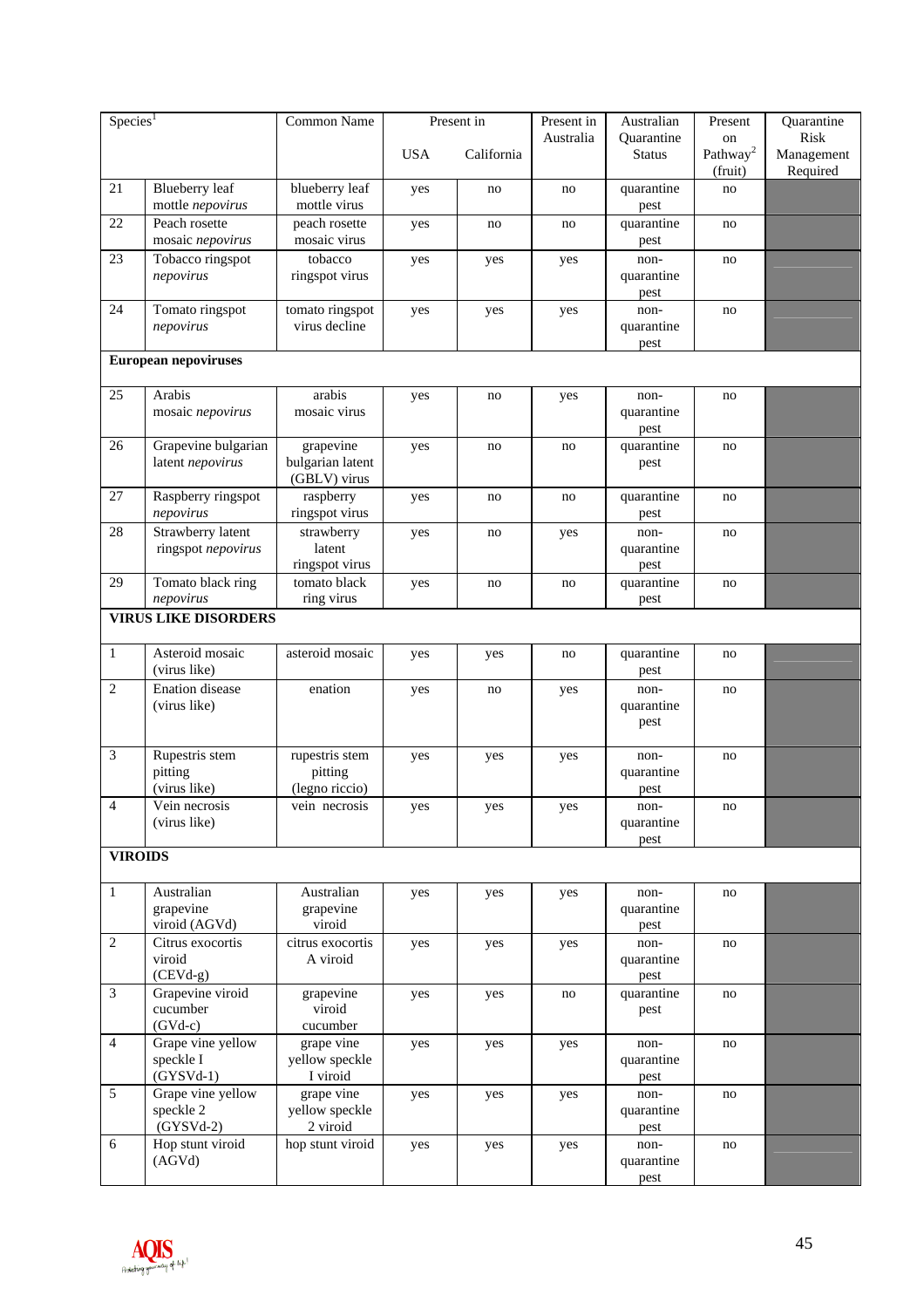| Species[1] | | Common Name | Present in | | Present in Australia | Australian Quarantine Status | Present on Pathway[2] (fruit) | Quarantine Risk Management Required |
|---|---|---|---|---|---|---|---|---|
| | | | USA | California | | | | |
| 21 | Blueberry leaf mottle *nepovirus* | blueberry leaf mottle virus | yes | no | no | quarantine pest | no | |
| 22 | Peach rosette mosaic *nepovirus* | peach rosette mosaic virus | yes | no | no | quarantine pest | no | |
| 23 | Tobacco ringspot *nepovirus* | tobacco ringspot virus | yes | yes | yes | non-quarantine pest | no | |
| 24 | Tomato ringspot *nepovirus* | tomato ringspot virus decline | yes | yes | yes | non-quarantine pest | no | |
| **European nepoviruses** | | | | | | | | |
| 25 | Arabis mosaic *nepovirus* | arabis mosaic virus | yes | no | yes | non-quarantine pest | no | |
| 26 | Grapevine bulgarian latent *nepovirus* | grapevine bulgarian latent (GBLV) virus | yes | no | no | quarantine pest | no | |
| 27 | Raspberry ringspot *nepovirus* | raspberry ringspot virus | yes | no | no | quarantine pest | no | |
| 28 | Strawberry latent ringspot *nepovirus* | strawberry latent ringspot virus | yes | no | yes | non-quarantine pest | no | |
| 29 | Tomato black ring *nepovirus* | tomato black ring virus | yes | no | no | quarantine pest | no | |
| **VIRUS LIKE DISORDERS** | | | | | | | | |
| 1 | Asteroid mosaic (virus like) | asteroid mosaic | yes | yes | no | quarantine pest | no | |
| 2 | Enation disease (virus like) | enation | yes | no | yes | non-quarantine pest | no | |
| 3 | Rupestris stem pitting (virus like) | rupestris stem pitting (legno riccio) | yes | yes | yes | non-quarantine pest | no | |
| 4 | Vein necrosis (virus like) | vein necrosis | yes | yes | yes | non-quarantine pest | no | |
| **VIROIDS** | | | | | | | | |
| 1 | Australian grapevine viroid (AGVd) | Australian grapevine viroid | yes | yes | yes | non-quarantine pest | no | |
| 2 | Citrus exocortis viroid (CEVd-g) | citrus exocortis A viroid | yes | yes | yes | non-quarantine pest | no | |
| 3 | Grapevine viroid cucumber (GVd-c) | grapevine viroid cucumber | yes | yes | no | quarantine pest | no | |
| 4 | Grape vine yellow speckle I (GYSVd-1) | grape vine yellow speckle I viroid | yes | yes | yes | non-quarantine pest | no | |
| 5 | Grape vine yellow speckle 2 (GYSVd-2) | grape vine yellow speckle 2 viroid | yes | yes | yes | non-quarantine pest | no | |
| 6 | Hop stunt viroid (AGVd) | hop stunt viroid | yes | yes | yes | non-quarantine pest | no | |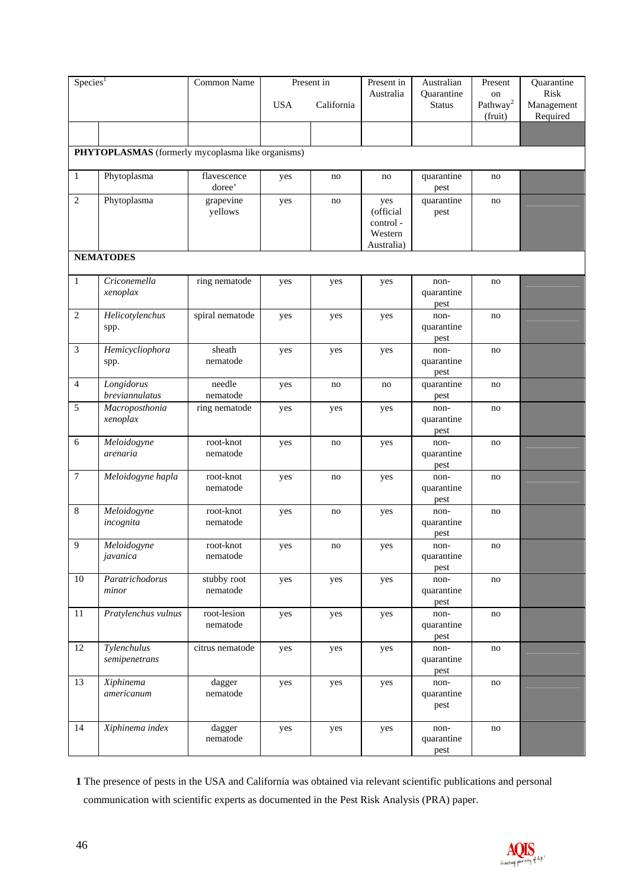| Species[1] | | Common Name | Present in | | Present in Australia | Australian Quarantine Status | Present on Pathway[2] (fruit) | Quarantine Risk Management Required |
|---|---|---|---|---|---|---|---|---|
| | | | USA | California | | | | |
| | | | | | | | | |
| **PHYTOPLASMAS** (formerly mycoplasma like organisms) | | | | | | | | |
| 1 | Phytoplasma | flavescence doree' | yes | no | no | quarantine pest | no | |
| 2 | Phytoplasma | grapevine yellows | yes | no | yes (official control - Western Australia) | quarantine pest | no | |
| **NEMATODES** | | | | | | | | |
| 1 | *Criconemella xenoplax* | ring nematode | yes | yes | yes | non-quarantine pest | no | |
| 2 | *Helicotylenchus* spp. | spiral nematode | yes | yes | yes | non-quarantine pest | no | |
| 3 | *Hemicycliophora* spp. | sheath nematode | yes | yes | yes | non-quarantine pest | no | |
| 4 | *Longidorus breviannulatus* | needle nematode | yes | no | no | quarantine pest | no | |
| 5 | *Macroposthonia xenoplax* | ring nematode | yes | yes | yes | non-quarantine pest | no | |
| 6 | *Meloidogyne arenaria* | root-knot nematode | yes | no | yes | non-quarantine pest | no | |
| 7 | *Meloidogyne hapla* | root-knot nematode | yes | no | yes | non-quarantine pest | no | |
| 8 | *Meloidogyne incognita* | root-knot nematode | yes | no | yes | non-quarantine pest | no | |
| 9 | *Meloidogyne javanica* | root-knot nematode | yes | no | yes | non-quarantine pest | no | |
| 10 | *Paratrichodorus minor* | stubby root nematode | yes | yes | yes | non-quarantine pest | no | |
| 11 | *Pratylenchus vulnus* | root-lesion nematode | yes | yes | yes | non-quarantine pest | no | |
| 12 | *Tylenchulus semipenetrans* | citrus nematode | yes | yes | yes | non-quarantine pest | no | |
| 13 | *Xiphinema americanum* | dagger nematode | yes | yes | yes | non-quarantine pest | no | |
| 14 | *Xiphinema index* | dagger nematode | yes | yes | yes | non-quarantine pest | no | |

**1** The presence of pests in the USA and California was obtained via relevant scientific publications and personal communication with scientific experts as documented in the Pest Risk Analysis (PRA) paper.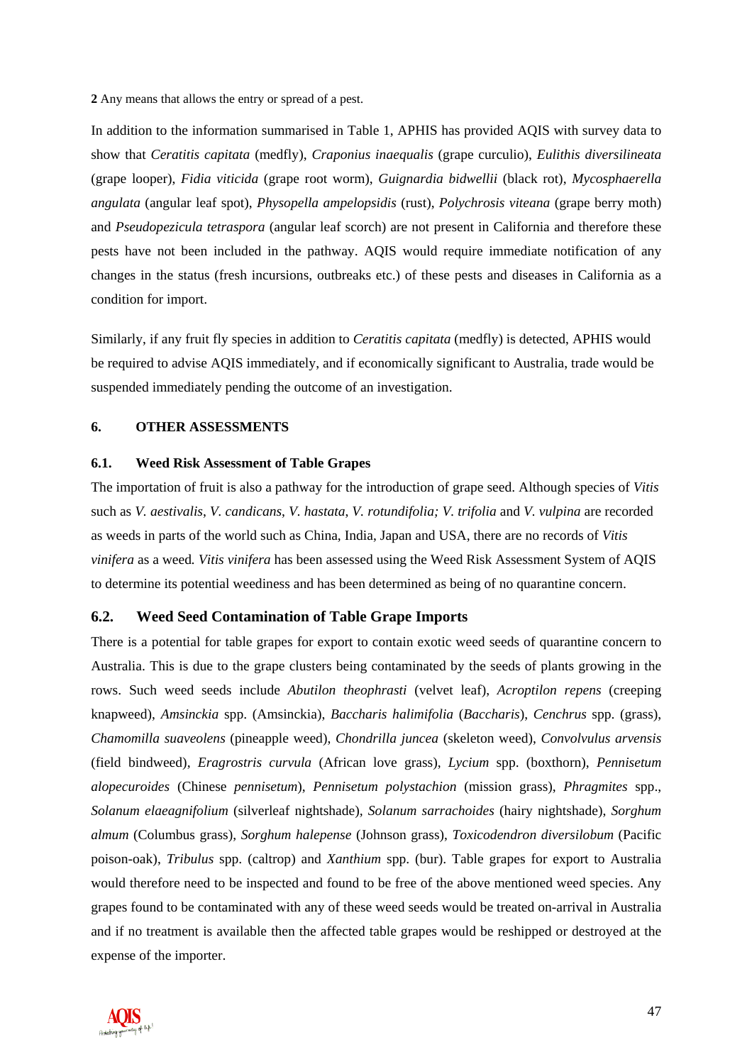**2** Any means that allows the entry or spread of a pest.

In addition to the information summarised in Table 1, APHIS has provided AQIS with survey data to show that *Ceratitis capitata* (medfly), *Craponius inaequalis* (grape curculio), *Eulithis diversilineata* (grape looper), *Fidia viticida* (grape root worm), *Guignardia bidwellii* (black rot), *Mycosphaerella angulata* (angular leaf spot), *Physopella ampelopsidis* (rust), *Polychrosis viteana* (grape berry moth) and *Pseudopezicula tetraspora* (angular leaf scorch) are not present in California and therefore these pests have not been included in the pathway. AQIS would require immediate notification of any changes in the status (fresh incursions, outbreaks etc.) of these pests and diseases in California as a condition for import.

Similarly, if any fruit fly species in addition to *Ceratitis capitata* (medfly) is detected, APHIS would be required to advise AQIS immediately, and if economically significant to Australia, trade would be suspended immediately pending the outcome of an investigation.

## 6. OTHER ASSESSMENTS

### 6.1. Weed Risk Assessment of Table Grapes

The importation of fruit is also a pathway for the introduction of grape seed. Although species of *Vitis* such as *V. aestivalis*, *V. candicans*, *V. hastata*, *V. rotundifolia; V. trifolia* and *V. vulpina* are recorded as weeds in parts of the world such as China, India, Japan and USA, there are no records of *Vitis vinifera* as a weed. *Vitis vinifera* has been assessed using the Weed Risk Assessment System of AQIS to determine its potential weediness and has been determined as being of no quarantine concern.

### 6.2. Weed Seed Contamination of Table Grape Imports

There is a potential for table grapes for export to contain exotic weed seeds of quarantine concern to Australia. This is due to the grape clusters being contaminated by the seeds of plants growing in the rows. Such weed seeds include *Abutilon theophrasti* (velvet leaf), *Acroptilon repens* (creeping knapweed), *Amsinckia* spp. (Amsinckia), *Baccharis halimifolia* (*Baccharis*), *Cenchrus* spp. (grass), *Chamomilla suaveolens* (pineapple weed), *Chondrilla juncea* (skeleton weed), *Convolvulus arvensis* (field bindweed), *Eragrostris curvula* (African love grass), *Lycium* spp. (boxthorn), *Pennisetum alopecuroides* (Chinese *pennisetum*), *Pennisetum polystachion* (mission grass), *Phragmites* spp., *Solanum elaeagnifolium* (silverleaf nightshade), *Solanum sarrachoides* (hairy nightshade), *Sorghum almum* (Columbus grass), *Sorghum halepense* (Johnson grass), *Toxicodendron diversilobum* (Pacific poison-oak), *Tribulus* spp. (caltrop) and *Xanthium* spp. (bur). Table grapes for export to Australia would therefore need to be inspected and found to be free of the above mentioned weed species. Any grapes found to be contaminated with any of these weed seeds would be treated on-arrival in Australia and if no treatment is available then the affected table grapes would be reshipped or destroyed at the expense of the importer.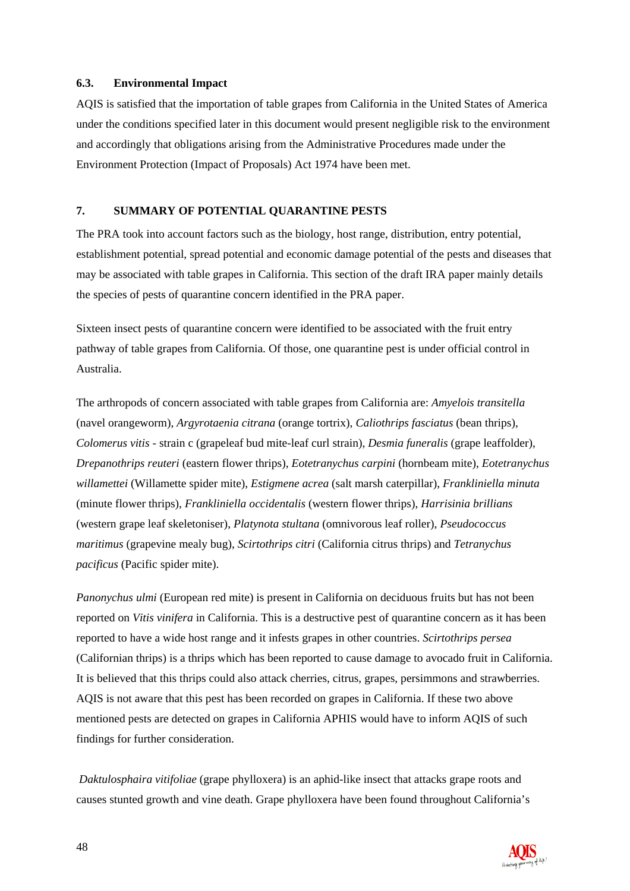### 6.3. Environmental Impact

AQIS is satisfied that the importation of table grapes from California in the United States of America under the conditions specified later in this document would present negligible risk to the environment and accordingly that obligations arising from the Administrative Procedures made under the Environment Protection (Impact of Proposals) Act 1974 have been met.

## 7. SUMMARY OF POTENTIAL QUARANTINE PESTS

The PRA took into account factors such as the biology, host range, distribution, entry potential, establishment potential, spread potential and economic damage potential of the pests and diseases that may be associated with table grapes in California. This section of the draft IRA paper mainly details the species of pests of quarantine concern identified in the PRA paper.

Sixteen insect pests of quarantine concern were identified to be associated with the fruit entry pathway of table grapes from California. Of those, one quarantine pest is under official control in Australia.

The arthropods of concern associated with table grapes from California are: *Amyelois transitella* (navel orangeworm), *Argyrotaenia citrana* (orange tortrix), *Caliothrips fasciatus* (bean thrips), *Colomerus vitis* - strain c (grapeleaf bud mite-leaf curl strain), *Desmia funeralis* (grape leaffolder), *Drepanothrips reuteri* (eastern flower thrips), *Eotetranychus carpini* (hornbeam mite), *Eotetranychus willamettei* (Willamette spider mite), *Estigmene acrea* (salt marsh caterpillar), *Frankliniella minuta* (minute flower thrips), *Frankliniella occidentalis* (western flower thrips), *Harrisinia brillians* (western grape leaf skeletoniser), *Platynota stultana* (omnivorous leaf roller), *Pseudococcus maritimus* (grapevine mealy bug), *Scirtothrips citri* (California citrus thrips) and *Tetranychus pacificus* (Pacific spider mite).

*Panonychus ulmi* (European red mite) is present in California on deciduous fruits but has not been reported on *Vitis vinifera* in California. This is a destructive pest of quarantine concern as it has been reported to have a wide host range and it infests grapes in other countries. *Scirtothrips persea* (Californian thrips) is a thrips which has been reported to cause damage to avocado fruit in California. It is believed that this thrips could also attack cherries, citrus, grapes, persimmons and strawberries. AQIS is not aware that this pest has been recorded on grapes in California. If these two above mentioned pests are detected on grapes in California APHIS would have to inform AQIS of such findings for further consideration.

*Daktulosphaira vitifoliae* (grape phylloxera) is an aphid-like insect that attacks grape roots and causes stunted growth and vine death. Grape phylloxera have been found throughout California's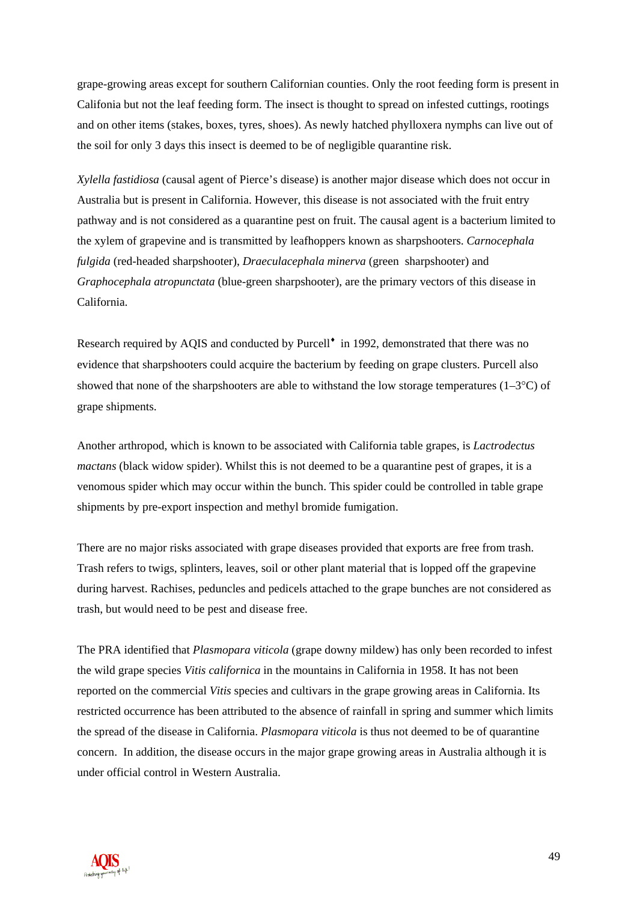grape-growing areas except for southern Californian counties. Only the root feeding form is present in Califonia but not the leaf feeding form. The insect is thought to spread on infested cuttings, rootings and on other items (stakes, boxes, tyres, shoes). As newly hatched phylloxera nymphs can live out of the soil for only 3 days this insect is deemed to be of negligible quarantine risk.

*Xylella fastidiosa* (causal agent of Pierce's disease) is another major disease which does not occur in Australia but is present in California. However, this disease is not associated with the fruit entry pathway and is not considered as a quarantine pest on fruit. The causal agent is a bacterium limited to the xylem of grapevine and is transmitted by leafhoppers known as sharpshooters. *Carnocephala fulgida* (red-headed sharpshooter), *Draeculacephala minerva* (green sharpshooter) and *Graphocephala atropunctata* (blue-green sharpshooter), are the primary vectors of this disease in California.

Research required by AQIS and conducted by Purcell[♦] in 1992, demonstrated that there was no evidence that sharpshooters could acquire the bacterium by feeding on grape clusters. Purcell also showed that none of the sharpshooters are able to withstand the low storage temperatures (1–3°C) of grape shipments.

Another arthropod, which is known to be associated with California table grapes, is *Lactrodectus mactans* (black widow spider). Whilst this is not deemed to be a quarantine pest of grapes, it is a venomous spider which may occur within the bunch. This spider could be controlled in table grape shipments by pre-export inspection and methyl bromide fumigation.

There are no major risks associated with grape diseases provided that exports are free from trash. Trash refers to twigs, splinters, leaves, soil or other plant material that is lopped off the grapevine during harvest. Rachises, peduncles and pedicels attached to the grape bunches are not considered as trash, but would need to be pest and disease free.

The PRA identified that *Plasmopara viticola* (grape downy mildew) has only been recorded to infest the wild grape species *Vitis californica* in the mountains in California in 1958. It has not been reported on the commercial *Vitis* species and cultivars in the grape growing areas in California. Its restricted occurrence has been attributed to the absence of rainfall in spring and summer which limits the spread of the disease in California. *Plasmopara viticola* is thus not deemed to be of quarantine concern. In addition, the disease occurs in the major grape growing areas in Australia although it is under official control in Western Australia.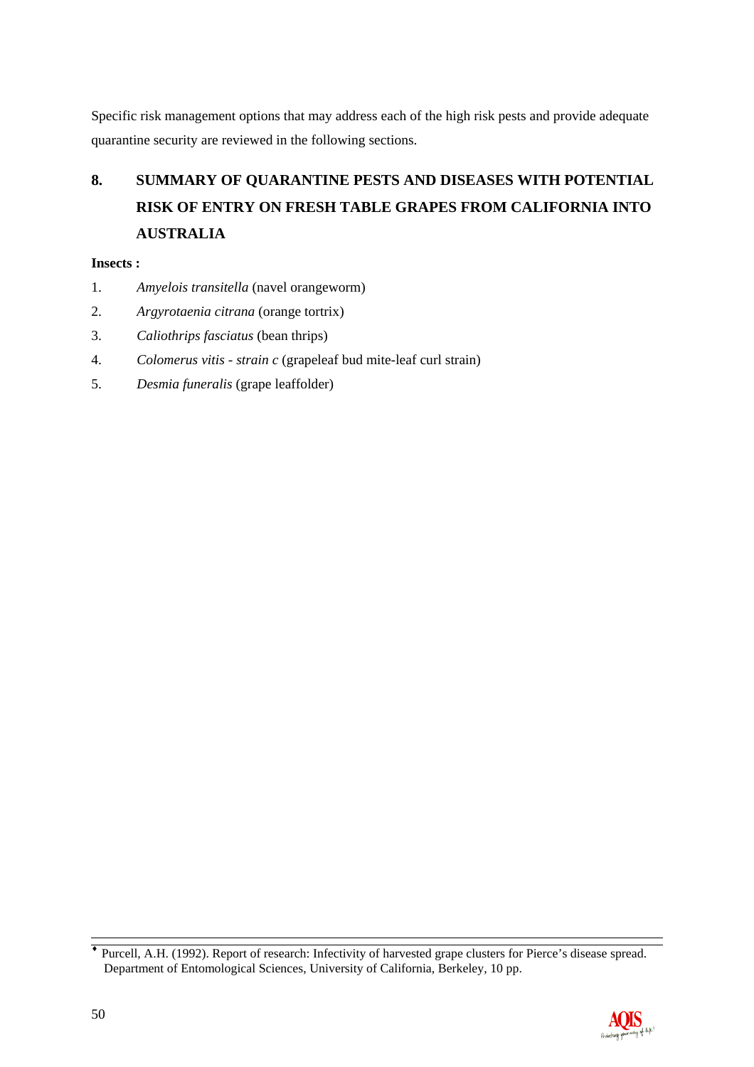Specific risk management options that may address each of the high risk pests and provide adequate quarantine security are reviewed in the following sections.

## 8. SUMMARY OF QUARANTINE PESTS AND DISEASES WITH POTENTIAL RISK OF ENTRY ON FRESH TABLE GRAPES FROM CALIFORNIA INTO AUSTRALIA

**Insects :**

1. *Amyelois transitella* (navel orangeworm)
2. *Argyrotaenia citrana* (orange tortrix)
3. *Caliothrips fasciatus* (bean thrips)
4. *Colomerus vitis - strain c* (grapeleaf bud mite-leaf curl strain)
5. *Desmia funeralis* (grape leaffolder)

---

♦ Purcell, A.H. (1992). Report of research: Infectivity of harvested grape clusters for Pierce's disease spread. Department of Entomological Sciences, University of California, Berkeley, 10 pp.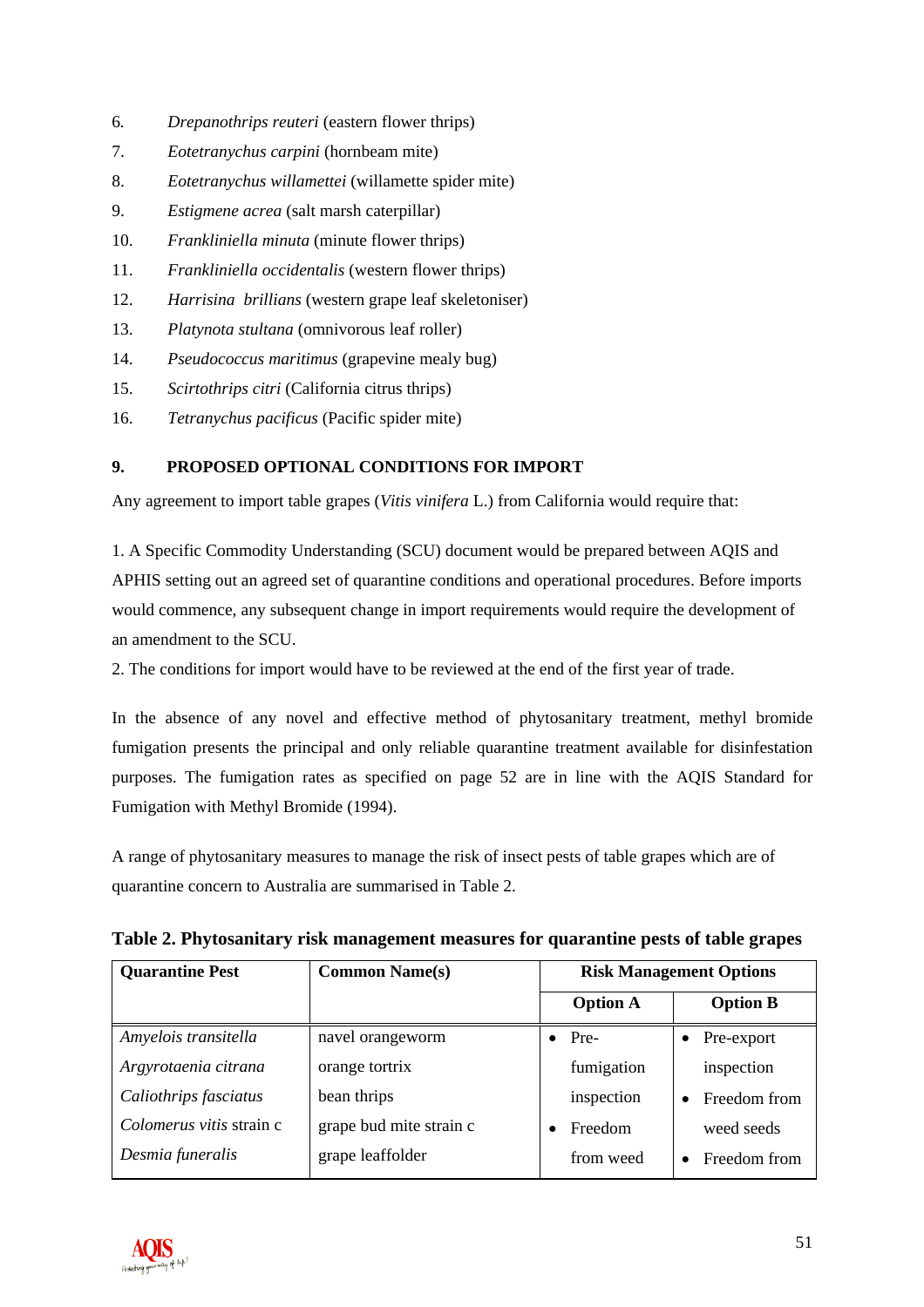6. *Drepanothrips reuteri* (eastern flower thrips)
7. *Eotetranychus carpini* (hornbeam mite)
8. *Eotetranychus willamettei* (willamette spider mite)
9. *Estigmene acrea* (salt marsh caterpillar)
10. *Frankliniella minuta* (minute flower thrips)
11. *Frankliniella occidentalis* (western flower thrips)
12. *Harrisina brillians* (western grape leaf skeletoniser)
13. *Platynota stultana* (omnivorous leaf roller)
14. *Pseudococcus maritimus* (grapevine mealy bug)
15. *Scirtothrips citri* (California citrus thrips)
16. *Tetranychus pacificus* (Pacific spider mite)

## 9. PROPOSED OPTIONAL CONDITIONS FOR IMPORT

Any agreement to import table grapes (*Vitis vinifera* L.) from California would require that:

1. A Specific Commodity Understanding (SCU) document would be prepared between AQIS and APHIS setting out an agreed set of quarantine conditions and operational procedures. Before imports would commence, any subsequent change in import requirements would require the development of an amendment to the SCU.
2. The conditions for import would have to be reviewed at the end of the first year of trade.

In the absence of any novel and effective method of phytosanitary treatment, methyl bromide fumigation presents the principal and only reliable quarantine treatment available for disinfestation purposes. The fumigation rates as specified on page 52 are in line with the AQIS Standard for Fumigation with Methyl Bromide (1994).

A range of phytosanitary measures to manage the risk of insect pests of table grapes which are of quarantine concern to Australia are summarised in Table 2.

**Table 2. Phytosanitary risk management measures for quarantine pests of table grapes**

| Quarantine Pest | Common Name(s) | Risk Management Options | |
|---|---|---|---|
| | | **Option A** | **Option B** |
| *Amyelois transitella*<br>*Argyrotaenia citrana*<br>*Caliothrips fasciatus*<br>*Colomerus vitis* strain c<br>*Desmia funeralis* | navel orangeworm<br>orange tortrix<br>bean thrips<br>grape bud mite strain c<br>grape leaffolder | • Pre-fumigation inspection<br>• Freedom from weed | • Pre-export inspection<br>• Freedom from weed seeds<br>• Freedom from |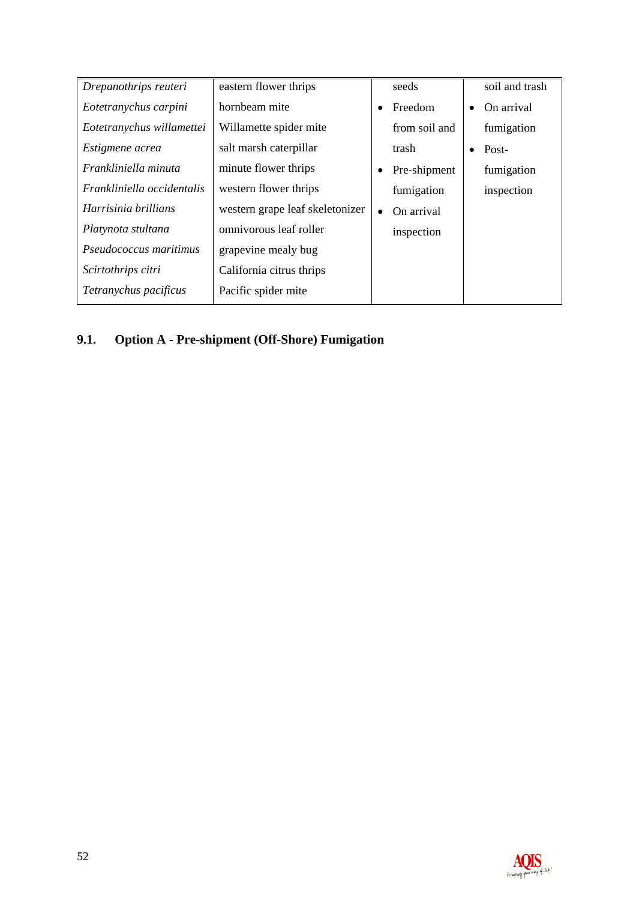| | | | |
|---|---|---|---|
| *Drepanothrips reuteri* | eastern flower thrips | seeds | soil and trash |
| *Eotetranychus carpini* | hornbeam mite | • Freedom from soil and trash | • On arrival fumigation |
| *Eotetranychus willamettei* | Willamette spider mite | • Pre-shipment fumigation | • Post-fumigation inspection |
| *Estigmene acrea* | salt marsh caterpillar | • On arrival inspection | |
| *Frankliniella minuta* | minute flower thrips | | |
| *Frankliniella occidentalis* | western flower thrips | | |
| *Harrisinia brillians* | western grape leaf skeletonizer | | |
| *Platynota stultana* | omnivorous leaf roller | | |
| *Pseudococcus maritimus* | grapevine mealy bug | | |
| *Scirtothrips citri* | California citrus thrips | | |
| *Tetranychus pacificus* | Pacific spider mite | | |

## 9.1. Option A - Pre-shipment (Off-Shore) Fumigation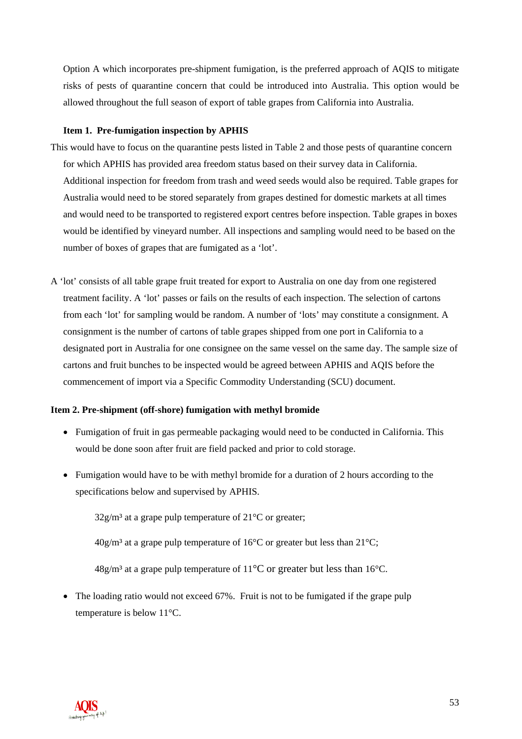Option A which incorporates pre-shipment fumigation, is the preferred approach of AQIS to mitigate risks of pests of quarantine concern that could be introduced into Australia. This option would be allowed throughout the full season of export of table grapes from California into Australia.

**Item 1. Pre-fumigation inspection by APHIS**

This would have to focus on the quarantine pests listed in Table 2 and those pests of quarantine concern for which APHIS has provided area freedom status based on their survey data in California. Additional inspection for freedom from trash and weed seeds would also be required. Table grapes for Australia would need to be stored separately from grapes destined for domestic markets at all times and would need to be transported to registered export centres before inspection. Table grapes in boxes would be identified by vineyard number. All inspections and sampling would need to be based on the number of boxes of grapes that are fumigated as a 'lot'.

A 'lot' consists of all table grape fruit treated for export to Australia on one day from one registered treatment facility. A 'lot' passes or fails on the results of each inspection. The selection of cartons from each 'lot' for sampling would be random. A number of 'lots' may constitute a consignment. A consignment is the number of cartons of table grapes shipped from one port in California to a designated port in Australia for one consignee on the same vessel on the same day. The sample size of cartons and fruit bunches to be inspected would be agreed between APHIS and AQIS before the commencement of import via a Specific Commodity Understanding (SCU) document.

**Item 2. Pre-shipment (off-shore) fumigation with methyl bromide**

- Fumigation of fruit in gas permeable packaging would need to be conducted in California. This would be done soon after fruit are field packed and prior to cold storage.
- Fumigation would have to be with methyl bromide for a duration of 2 hours according to the specifications below and supervised by APHIS.

  $32 g/m^3$ at a grape pulp temperature of 21°C or greater;

  $40 g/m^3$ at a grape pulp temperature of 16°C or greater but less than 21°C;

  $48 g/m^3$ at a grape pulp temperature of 11°C or greater but less than 16°C.

- The loading ratio would not exceed 67%. Fruit is not to be fumigated if the grape pulp temperature is below 11°C.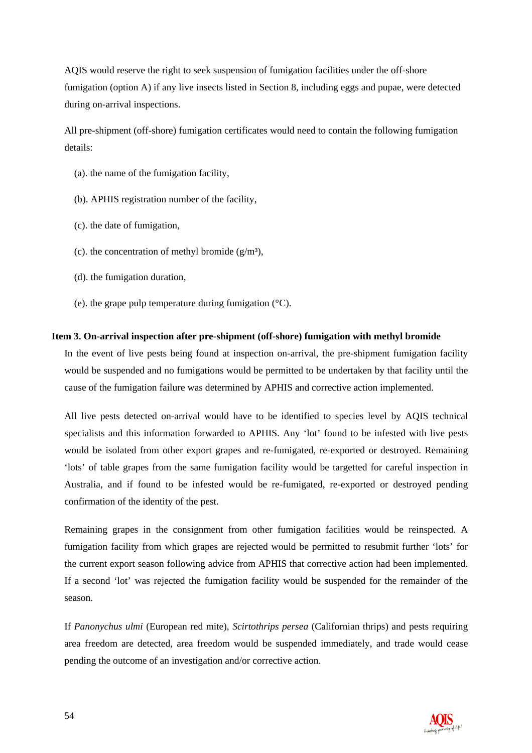AQIS would reserve the right to seek suspension of fumigation facilities under the off-shore fumigation (option A) if any live insects listed in Section 8, including eggs and pupae, were detected during on-arrival inspections.

All pre-shipment (off-shore) fumigation certificates would need to contain the following fumigation details:

(a). the name of the fumigation facility,

(b). APHIS registration number of the facility,

(c). the date of fumigation,

(c). the concentration of methyl bromide ($g/m^3$),

(d). the fumigation duration,

(e). the grape pulp temperature during fumigation (°C).

**Item 3. On-arrival inspection after pre-shipment (off-shore) fumigation with methyl bromide**

In the event of live pests being found at inspection on-arrival, the pre-shipment fumigation facility would be suspended and no fumigations would be permitted to be undertaken by that facility until the cause of the fumigation failure was determined by APHIS and corrective action implemented.

All live pests detected on-arrival would have to be identified to species level by AQIS technical specialists and this information forwarded to APHIS. Any 'lot' found to be infested with live pests would be isolated from other export grapes and re-fumigated, re-exported or destroyed. Remaining 'lots' of table grapes from the same fumigation facility would be targetted for careful inspection in Australia, and if found to be infested would be re-fumigated, re-exported or destroyed pending confirmation of the identity of the pest.

Remaining grapes in the consignment from other fumigation facilities would be reinspected. A fumigation facility from which grapes are rejected would be permitted to resubmit further 'lots' for the current export season following advice from APHIS that corrective action had been implemented. If a second 'lot' was rejected the fumigation facility would be suspended for the remainder of the season.

If *Panonychus ulmi* (European red mite), *Scirtothrips persea* (Californian thrips) and pests requiring area freedom are detected, area freedom would be suspended immediately, and trade would cease pending the outcome of an investigation and/or corrective action.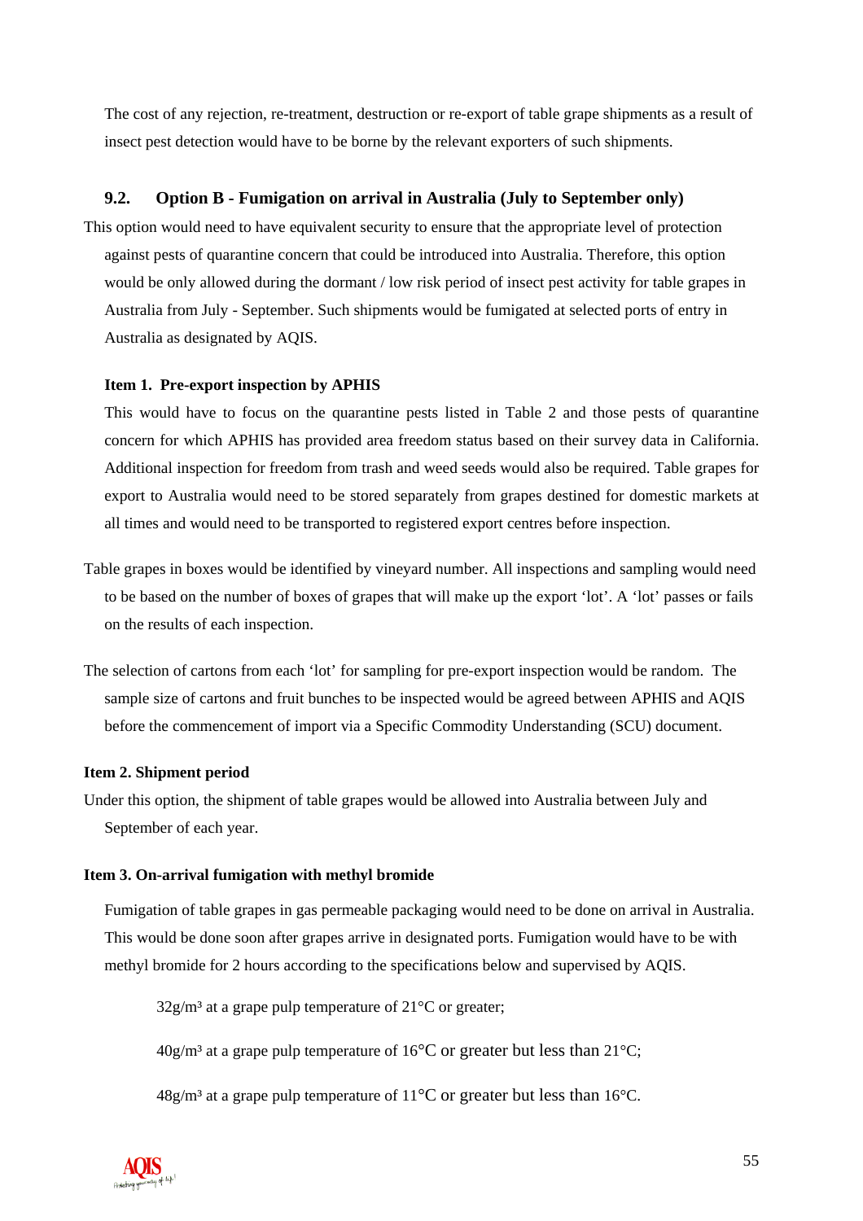The cost of any rejection, re-treatment, destruction or re-export of table grape shipments as a result of insect pest detection would have to be borne by the relevant exporters of such shipments.

## 9.2. Option B - Fumigation on arrival in Australia (July to September only)

This option would need to have equivalent security to ensure that the appropriate level of protection against pests of quarantine concern that could be introduced into Australia. Therefore, this option would be only allowed during the dormant / low risk period of insect pest activity for table grapes in Australia from July - September. Such shipments would be fumigated at selected ports of entry in Australia as designated by AQIS.

**Item 1. Pre-export inspection by APHIS**

This would have to focus on the quarantine pests listed in Table 2 and those pests of quarantine concern for which APHIS has provided area freedom status based on their survey data in California. Additional inspection for freedom from trash and weed seeds would also be required. Table grapes for export to Australia would need to be stored separately from grapes destined for domestic markets at all times and would need to be transported to registered export centres before inspection.

Table grapes in boxes would be identified by vineyard number. All inspections and sampling would need to be based on the number of boxes of grapes that will make up the export 'lot'. A 'lot' passes or fails on the results of each inspection.

The selection of cartons from each 'lot' for sampling for pre-export inspection would be random. The sample size of cartons and fruit bunches to be inspected would be agreed between APHIS and AQIS before the commencement of import via a Specific Commodity Understanding (SCU) document.

**Item 2. Shipment period**

Under this option, the shipment of table grapes would be allowed into Australia between July and September of each year.

**Item 3. On-arrival fumigation with methyl bromide**

Fumigation of table grapes in gas permeable packaging would need to be done on arrival in Australia. This would be done soon after grapes arrive in designated ports. Fumigation would have to be with methyl bromide for 2 hours according to the specifications below and supervised by AQIS.

$32 g/m^3$ at a grape pulp temperature of 21°C or greater;

$40 g/m^3$ at a grape pulp temperature of 16°C or greater but less than 21°C;

$48 g/m^3$ at a grape pulp temperature of 11°C or greater but less than 16°C.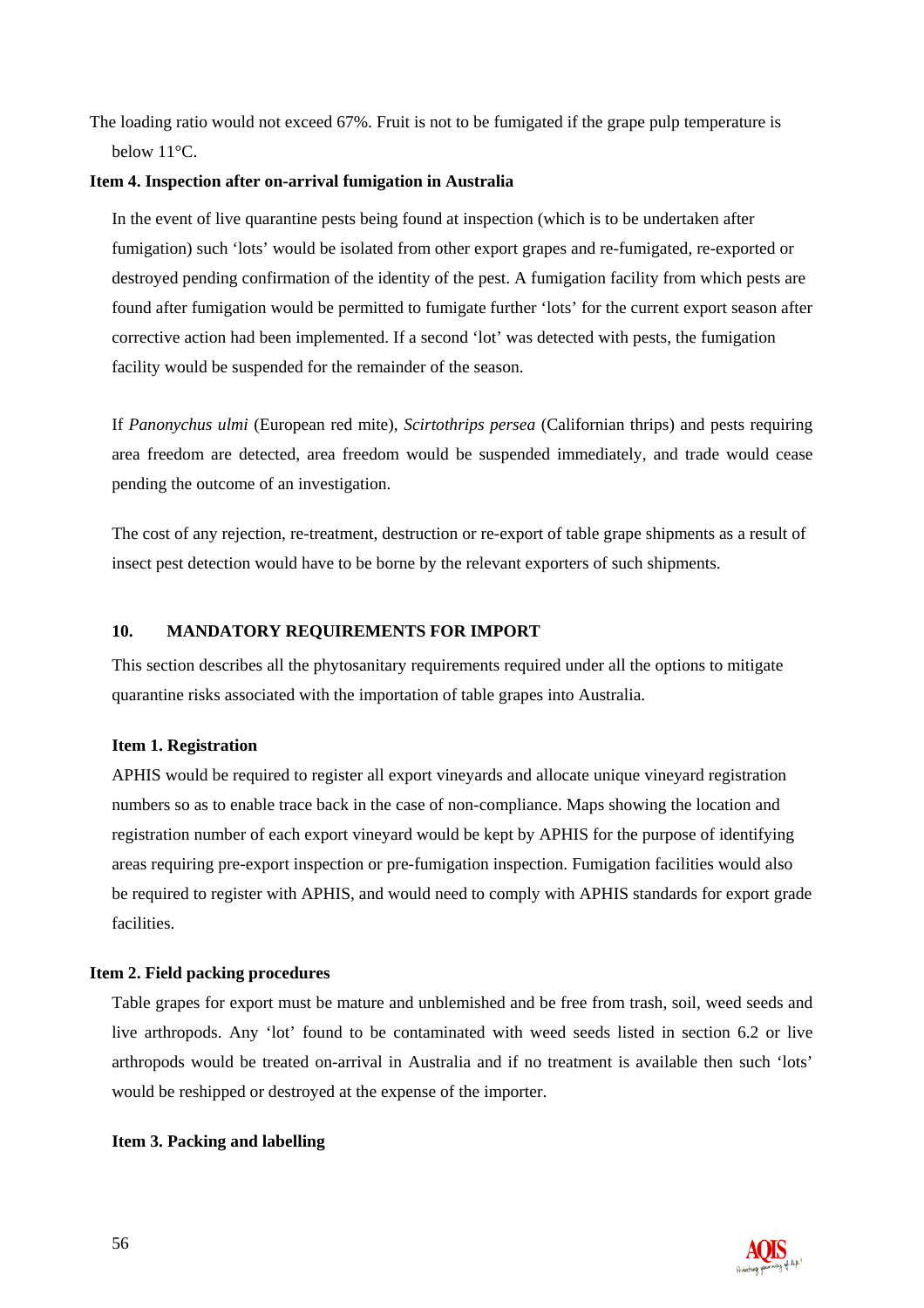The loading ratio would not exceed 67%. Fruit is not to be fumigated if the grape pulp temperature is below 11°C.

**Item 4. Inspection after on-arrival fumigation in Australia**

In the event of live quarantine pests being found at inspection (which is to be undertaken after fumigation) such 'lots' would be isolated from other export grapes and re-fumigated, re-exported or destroyed pending confirmation of the identity of the pest. A fumigation facility from which pests are found after fumigation would be permitted to fumigate further 'lots' for the current export season after corrective action had been implemented. If a second 'lot' was detected with pests, the fumigation facility would be suspended for the remainder of the season.

If *Panonychus ulmi* (European red mite), *Scirtothrips persea* (Californian thrips) and pests requiring area freedom are detected, area freedom would be suspended immediately, and trade would cease pending the outcome of an investigation.

The cost of any rejection, re-treatment, destruction or re-export of table grape shipments as a result of insect pest detection would have to be borne by the relevant exporters of such shipments.

## 10. MANDATORY REQUIREMENTS FOR IMPORT

This section describes all the phytosanitary requirements required under all the options to mitigate quarantine risks associated with the importation of table grapes into Australia.

**Item 1. Registration**

APHIS would be required to register all export vineyards and allocate unique vineyard registration numbers so as to enable trace back in the case of non-compliance. Maps showing the location and registration number of each export vineyard would be kept by APHIS for the purpose of identifying areas requiring pre-export inspection or pre-fumigation inspection. Fumigation facilities would also be required to register with APHIS, and would need to comply with APHIS standards for export grade facilities.

**Item 2. Field packing procedures**

Table grapes for export must be mature and unblemished and be free from trash, soil, weed seeds and live arthropods. Any 'lot' found to be contaminated with weed seeds listed in section 6.2 or live arthropods would be treated on-arrival in Australia and if no treatment is available then such 'lots' would be reshipped or destroyed at the expense of the importer.

**Item 3. Packing and labelling**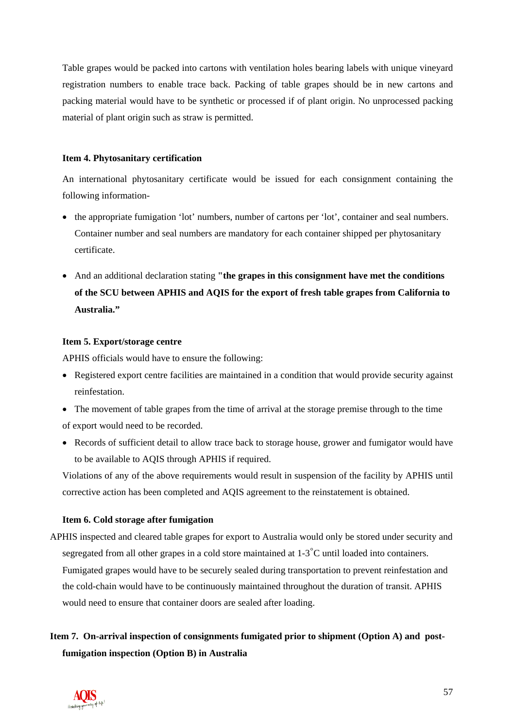Table grapes would be packed into cartons with ventilation holes bearing labels with unique vineyard registration numbers to enable trace back. Packing of table grapes should be in new cartons and packing material would have to be synthetic or processed if of plant origin. No unprocessed packing material of plant origin such as straw is permitted.

**Item 4. Phytosanitary certification**

An international phytosanitary certificate would be issued for each consignment containing the following information-

- the appropriate fumigation 'lot' numbers, number of cartons per 'lot', container and seal numbers. Container number and seal numbers are mandatory for each container shipped per phytosanitary certificate.
- And an additional declaration stating **"the grapes in this consignment have met the conditions of the SCU between APHIS and AQIS for the export of fresh table grapes from California to Australia."**

**Item 5. Export/storage centre**

APHIS officials would have to ensure the following:

- Registered export centre facilities are maintained in a condition that would provide security against reinfestation.
- The movement of table grapes from the time of arrival at the storage premise through to the time of export would need to be recorded.
- Records of sufficient detail to allow trace back to storage house, grower and fumigator would have to be available to AQIS through APHIS if required.

Violations of any of the above requirements would result in suspension of the facility by APHIS until corrective action has been completed and AQIS agreement to the reinstatement is obtained.

**Item 6. Cold storage after fumigation**

APHIS inspected and cleared table grapes for export to Australia would only be stored under security and segregated from all other grapes in a cold store maintained at 1-3°C until loaded into containers. Fumigated grapes would have to be securely sealed during transportation to prevent reinfestation and the cold-chain would have to be continuously maintained throughout the duration of transit. APHIS would need to ensure that container doors are sealed after loading.

**Item 7. On-arrival inspection of consignments fumigated prior to shipment (Option A) and post-fumigation inspection (Option B) in Australia**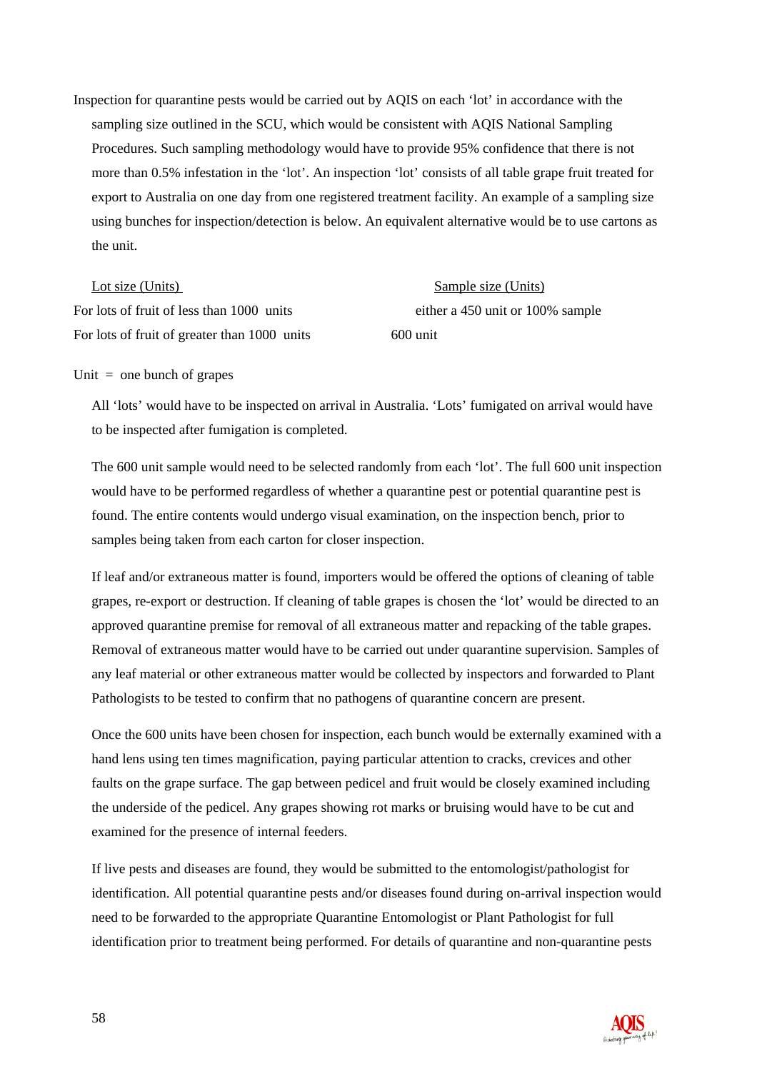Inspection for quarantine pests would be carried out by AQIS on each 'lot' in accordance with the sampling size outlined in the SCU, which would be consistent with AQIS National Sampling Procedures. Such sampling methodology would have to provide 95% confidence that there is not more than 0.5% infestation in the 'lot'. An inspection 'lot' consists of all table grape fruit treated for export to Australia on one day from one registered treatment facility. An example of a sampling size using bunches for inspection/detection is below. An equivalent alternative would be to use cartons as the unit.

| Lot size (Units) | Sample size (Units) |
|---|---|
| For lots of fruit of less than 1000 units | either a 450 unit or 100% sample |
| For lots of fruit of greater than 1000 units | 600 unit |

Unit = one bunch of grapes

All 'lots' would have to be inspected on arrival in Australia. 'Lots' fumigated on arrival would have to be inspected after fumigation is completed.

The 600 unit sample would need to be selected randomly from each 'lot'. The full 600 unit inspection would have to be performed regardless of whether a quarantine pest or potential quarantine pest is found. The entire contents would undergo visual examination, on the inspection bench, prior to samples being taken from each carton for closer inspection.

If leaf and/or extraneous matter is found, importers would be offered the options of cleaning of table grapes, re-export or destruction. If cleaning of table grapes is chosen the 'lot' would be directed to an approved quarantine premise for removal of all extraneous matter and repacking of the table grapes. Removal of extraneous matter would have to be carried out under quarantine supervision. Samples of any leaf material or other extraneous matter would be collected by inspectors and forwarded to Plant Pathologists to be tested to confirm that no pathogens of quarantine concern are present.

Once the 600 units have been chosen for inspection, each bunch would be externally examined with a hand lens using ten times magnification, paying particular attention to cracks, crevices and other faults on the grape surface. The gap between pedicel and fruit would be closely examined including the underside of the pedicel. Any grapes showing rot marks or bruising would have to be cut and examined for the presence of internal feeders.

If live pests and diseases are found, they would be submitted to the entomologist/pathologist for identification. All potential quarantine pests and/or diseases found during on-arrival inspection would need to be forwarded to the appropriate Quarantine Entomologist or Plant Pathologist for full identification prior to treatment being performed. For details of quarantine and non-quarantine pests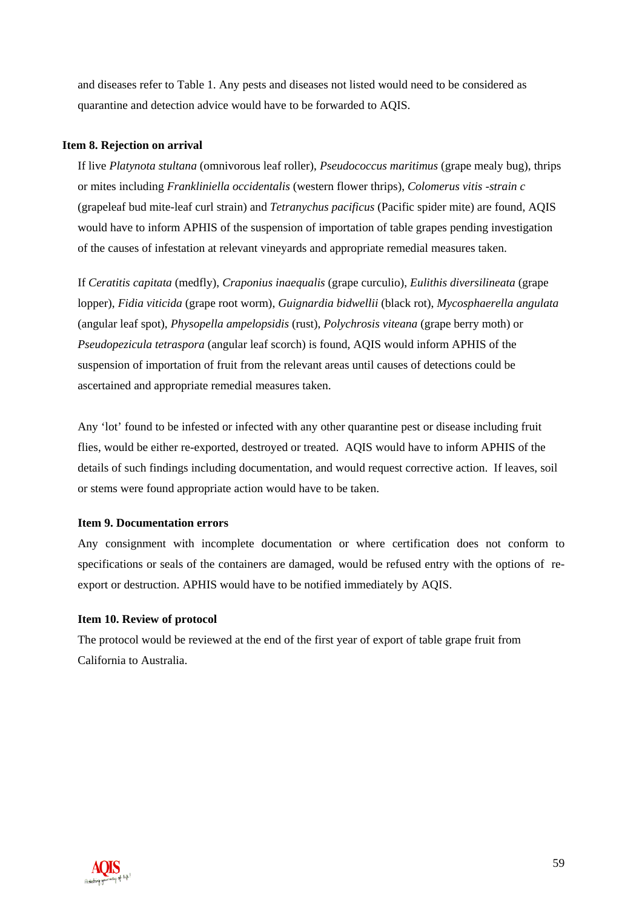and diseases refer to Table 1. Any pests and diseases not listed would need to be considered as quarantine and detection advice would have to be forwarded to AQIS.

**Item 8. Rejection on arrival**

If live *Platynota stultana* (omnivorous leaf roller), *Pseudococcus maritimus* (grape mealy bug), thrips or mites including *Frankliniella occidentalis* (western flower thrips), *Colomerus vitis -strain c* (grapeleaf bud mite-leaf curl strain) and *Tetranychus pacificus* (Pacific spider mite) are found, AQIS would have to inform APHIS of the suspension of importation of table grapes pending investigation of the causes of infestation at relevant vineyards and appropriate remedial measures taken.

If *Ceratitis capitata* (medfly), *Craponius inaequalis* (grape curculio), *Eulithis diversilineata* (grape lopper), *Fidia viticida* (grape root worm), *Guignardia bidwellii* (black rot), *Mycosphaerella angulata* (angular leaf spot), *Physopella ampelopsidis* (rust), *Polychrosis viteana* (grape berry moth) or *Pseudopezicula tetraspora* (angular leaf scorch) is found, AQIS would inform APHIS of the suspension of importation of fruit from the relevant areas until causes of detections could be ascertained and appropriate remedial measures taken.

Any 'lot' found to be infested or infected with any other quarantine pest or disease including fruit flies, would be either re-exported, destroyed or treated. AQIS would have to inform APHIS of the details of such findings including documentation, and would request corrective action. If leaves, soil or stems were found appropriate action would have to be taken.

**Item 9. Documentation errors**

Any consignment with incomplete documentation or where certification does not conform to specifications or seals of the containers are damaged, would be refused entry with the options of re-export or destruction. APHIS would have to be notified immediately by AQIS.

**Item 10. Review of protocol**

The protocol would be reviewed at the end of the first year of export of table grape fruit from California to Australia.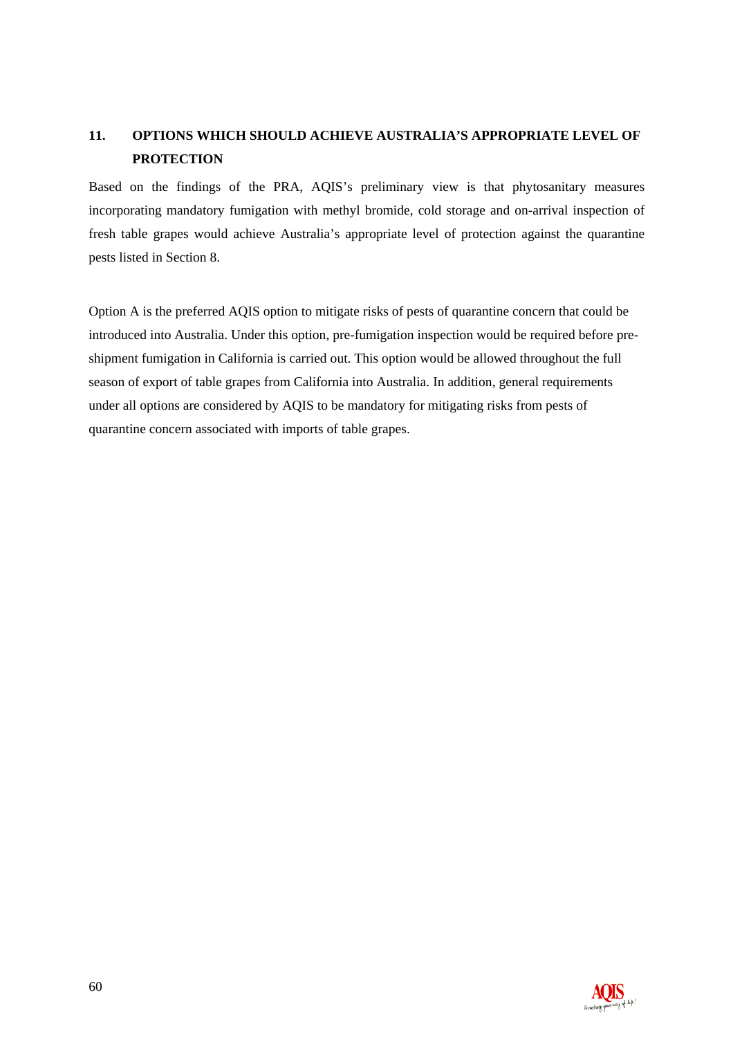## 11. OPTIONS WHICH SHOULD ACHIEVE AUSTRALIA'S APPROPRIATE LEVEL OF PROTECTION

Based on the findings of the PRA, AQIS's preliminary view is that phytosanitary measures incorporating mandatory fumigation with methyl bromide, cold storage and on-arrival inspection of fresh table grapes would achieve Australia's appropriate level of protection against the quarantine pests listed in Section 8.

Option A is the preferred AQIS option to mitigate risks of pests of quarantine concern that could be introduced into Australia. Under this option, pre-fumigation inspection would be required before pre-shipment fumigation in California is carried out. This option would be allowed throughout the full season of export of table grapes from California into Australia. In addition, general requirements under all options are considered by AQIS to be mandatory for mitigating risks from pests of quarantine concern associated with imports of table grapes.